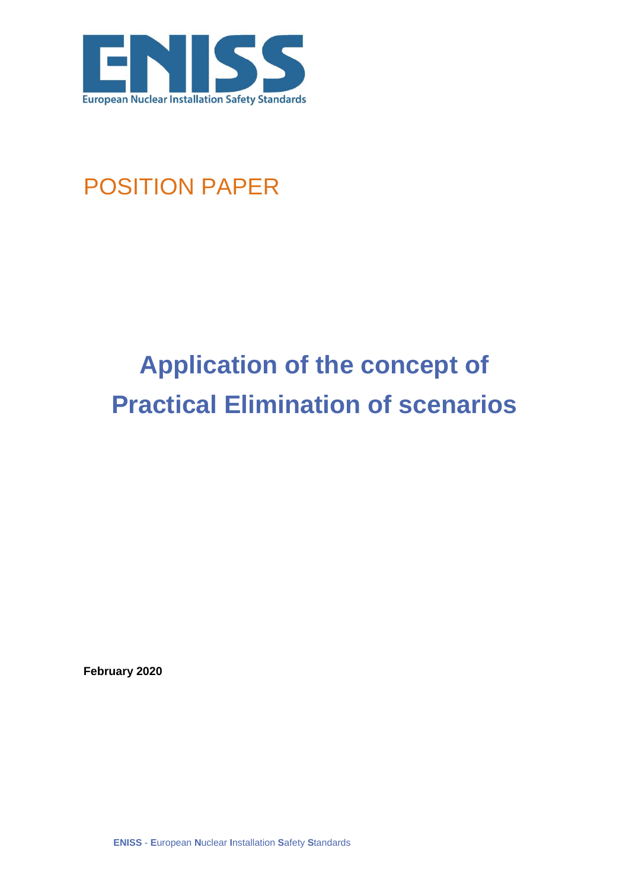**ENISS**

European Nuclear Installation Safety Standards

POSITION PAPER

# Application of the concept of Practical Elimination of scenarios

**February 2020**

**ENISS** - **E**uropean **N**uclear **I**nstallation **S**afety **S**tandards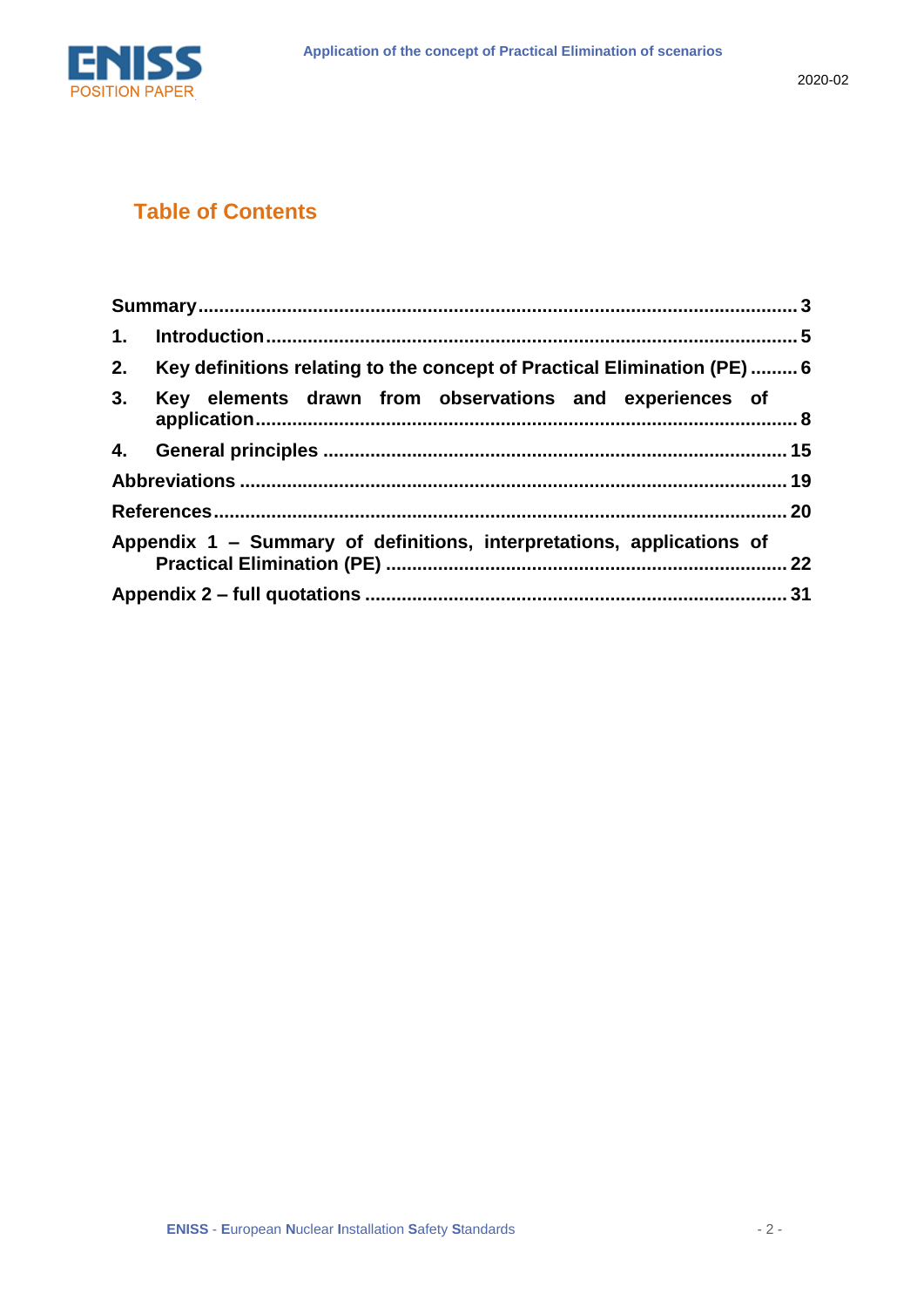## Table of Contents

**Summary** ..................................................................................................... 3

**1. Introduction** ............................................................................................ 5

**2. Key definitions relating to the concept of Practical Elimination (PE)** ......... 6

**3. Key elements drawn from observations and experiences of application** ................................................................................................. 8

**4. General principles** .................................................................................... 15

**Abbreviations** .............................................................................................. 19

**References** ................................................................................................... 20

**Appendix 1 – Summary of definitions, interpretations, applications of Practical Elimination (PE)** ........................................................................... 22

**Appendix 2 – full quotations** .......................................................................... 31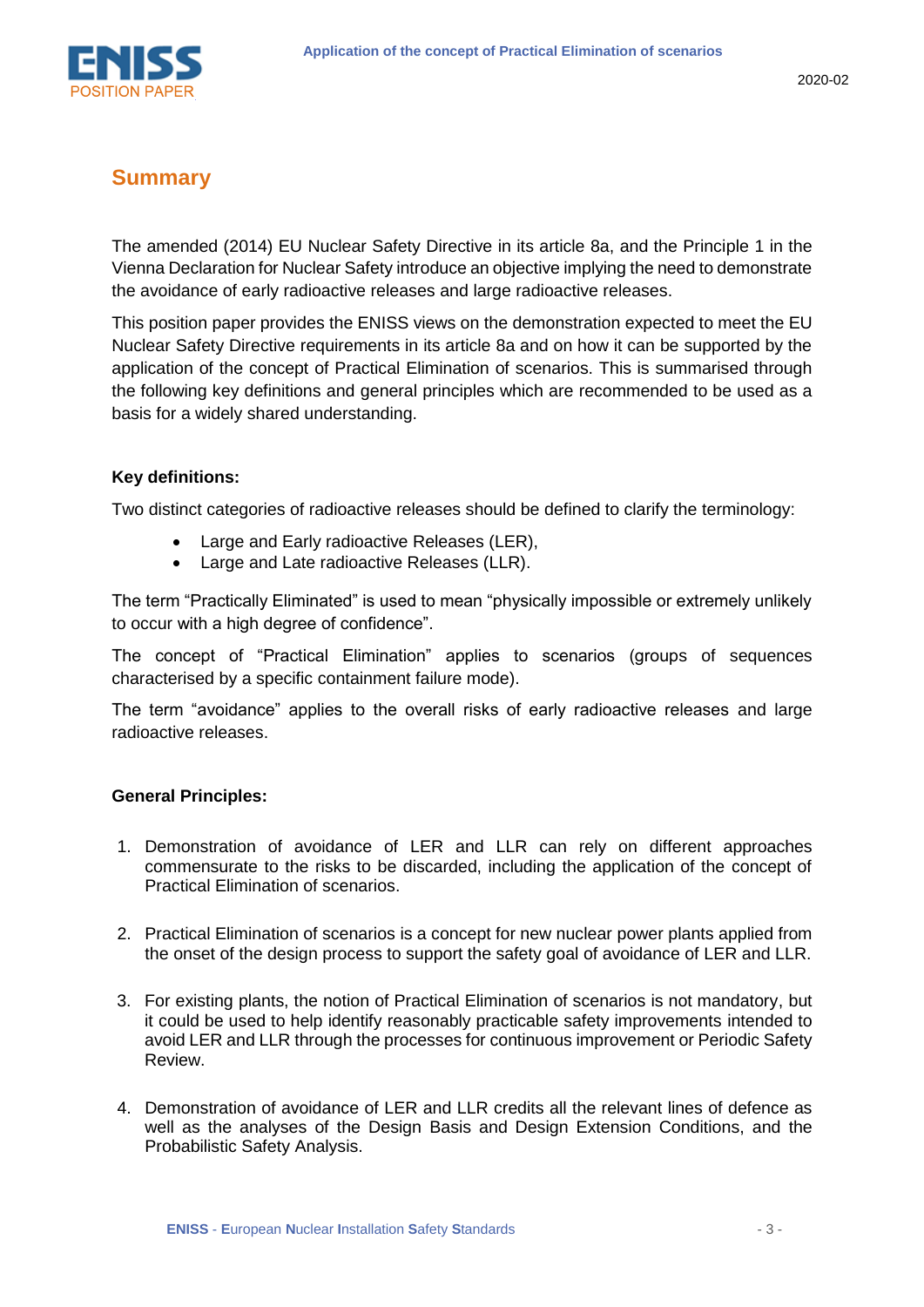## Summary

The amended (2014) EU Nuclear Safety Directive in its article 8a, and the Principle 1 in the Vienna Declaration for Nuclear Safety introduce an objective implying the need to demonstrate the avoidance of early radioactive releases and large radioactive releases.

This position paper provides the ENISS views on the demonstration expected to meet the EU Nuclear Safety Directive requirements in its article 8a and on how it can be supported by the application of the concept of Practical Elimination of scenarios. This is summarised through the following key definitions and general principles which are recommended to be used as a basis for a widely shared understanding.

**Key definitions:**

Two distinct categories of radioactive releases should be defined to clarify the terminology:

- Large and Early radioactive Releases (LER),
- Large and Late radioactive Releases (LLR).

The term "Practically Eliminated" is used to mean "physically impossible or extremely unlikely to occur with a high degree of confidence".

The concept of "Practical Elimination" applies to scenarios (groups of sequences characterised by a specific containment failure mode).

The term "avoidance" applies to the overall risks of early radioactive releases and large radioactive releases.

**General Principles:**

1. Demonstration of avoidance of LER and LLR can rely on different approaches commensurate to the risks to be discarded, including the application of the concept of Practical Elimination of scenarios.

2. Practical Elimination of scenarios is a concept for new nuclear power plants applied from the onset of the design process to support the safety goal of avoidance of LER and LLR.

3. For existing plants, the notion of Practical Elimination of scenarios is not mandatory, but it could be used to help identify reasonably practicable safety improvements intended to avoid LER and LLR through the processes for continuous improvement or Periodic Safety Review.

4. Demonstration of avoidance of LER and LLR credits all the relevant lines of defence as well as the analyses of the Design Basis and Design Extension Conditions, and the Probabilistic Safety Analysis.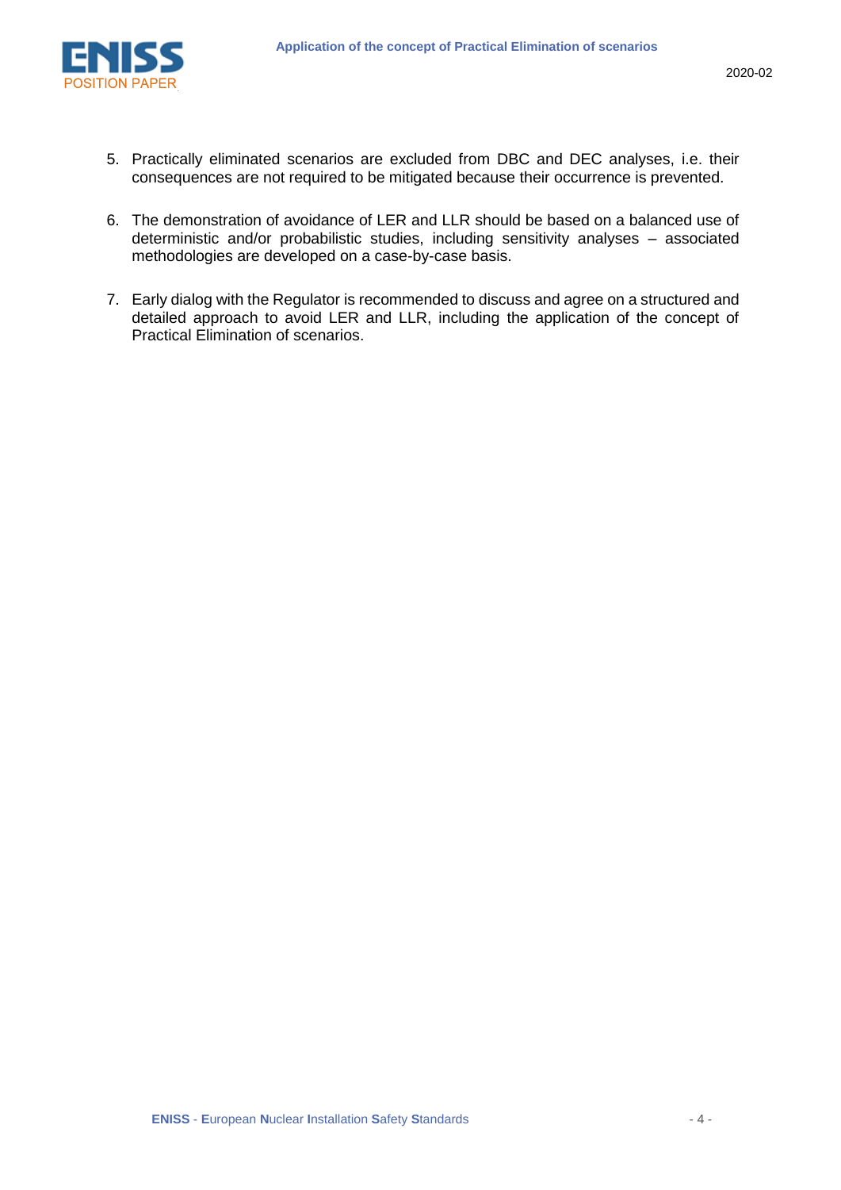5. Practically eliminated scenarios are excluded from DBC and DEC analyses, i.e. their consequences are not required to be mitigated because their occurrence is prevented.

6. The demonstration of avoidance of LER and LLR should be based on a balanced use of deterministic and/or probabilistic studies, including sensitivity analyses – associated methodologies are developed on a case-by-case basis.

7. Early dialog with the Regulator is recommended to discuss and agree on a structured and detailed approach to avoid LER and LLR, including the application of the concept of Practical Elimination of scenarios.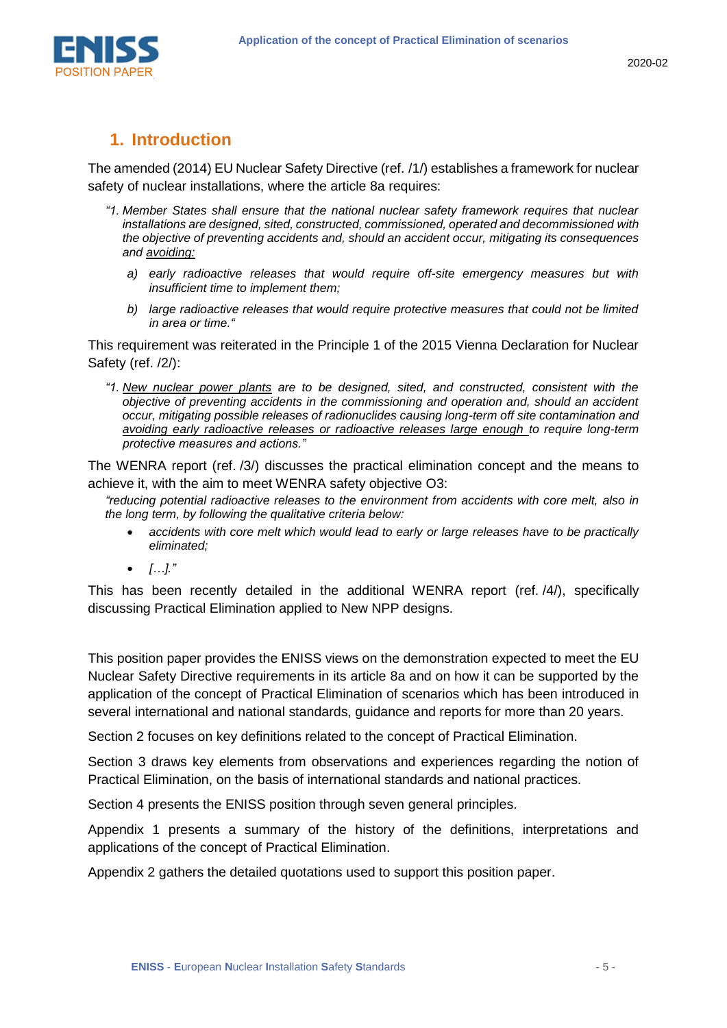## 1. Introduction

The amended (2014) EU Nuclear Safety Directive (ref. /1/) establishes a framework for nuclear safety of nuclear installations, where the article 8a requires:

> *"1. Member States shall ensure that the national nuclear safety framework requires that nuclear installations are designed, sited, constructed, commissioned, operated and decommissioned with the objective of preventing accidents and, should an accident occur, mitigating its consequences and* <u>*avoiding:*</u>
>
> *a) early radioactive releases that would require off-site emergency measures but with insufficient time to implement them;*
>
> *b) large radioactive releases that would require protective measures that could not be limited in area or time."*

This requirement was reiterated in the Principle 1 of the 2015 Vienna Declaration for Nuclear Safety (ref. /2/):

> *"1.* <u>*New nuclear power plants*</u> *are to be designed, sited, and constructed, consistent with the objective of preventing accidents in the commissioning and operation and, should an accident occur, mitigating possible releases of radionuclides causing long-term off site contamination and* <u>*avoiding early radioactive releases or radioactive releases large enough*</u> *to require long-term protective measures and actions."*

The WENRA report (ref. /3/) discusses the practical elimination concept and the means to achieve it, with the aim to meet WENRA safety objective O3:

*"reducing potential radioactive releases to the environment from accidents with core melt, also in the long term, by following the qualitative criteria below:*

- *accidents with core melt which would lead to early or large releases have to be practically eliminated;*
- *[…]."*

This has been recently detailed in the additional WENRA report (ref. /4/), specifically discussing Practical Elimination applied to New NPP designs.

This position paper provides the ENISS views on the demonstration expected to meet the EU Nuclear Safety Directive requirements in its article 8a and on how it can be supported by the application of the concept of Practical Elimination of scenarios which has been introduced in several international and national standards, guidance and reports for more than 20 years.

Section 2 focuses on key definitions related to the concept of Practical Elimination.

Section 3 draws key elements from observations and experiences regarding the notion of Practical Elimination, on the basis of international standards and national practices.

Section 4 presents the ENISS position through seven general principles.

Appendix 1 presents a summary of the history of the definitions, interpretations and applications of the concept of Practical Elimination.

Appendix 2 gathers the detailed quotations used to support this position paper.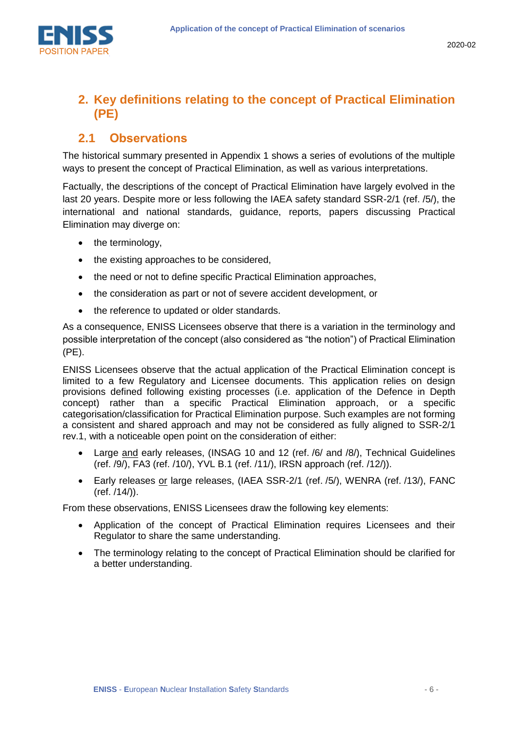## 2. Key definitions relating to the concept of Practical Elimination (PE)

### 2.1 Observations

The historical summary presented in Appendix 1 shows a series of evolutions of the multiple ways to present the concept of Practical Elimination, as well as various interpretations.

Factually, the descriptions of the concept of Practical Elimination have largely evolved in the last 20 years. Despite more or less following the IAEA safety standard SSR-2/1 (ref. /5/), the international and national standards, guidance, reports, papers discussing Practical Elimination may diverge on:

- the terminology,
- the existing approaches to be considered,
- the need or not to define specific Practical Elimination approaches,
- the consideration as part or not of severe accident development, or
- the reference to updated or older standards.

As a consequence, ENISS Licensees observe that there is a variation in the terminology and possible interpretation of the concept (also considered as "the notion") of Practical Elimination (PE).

ENISS Licensees observe that the actual application of the Practical Elimination concept is limited to a few Regulatory and Licensee documents. This application relies on design provisions defined following existing processes (i.e. application of the Defence in Depth concept) rather than a specific Practical Elimination approach, or a specific categorisation/classification for Practical Elimination purpose. Such examples are not forming a consistent and shared approach and may not be considered as fully aligned to SSR-2/1 rev.1, with a noticeable open point on the consideration of either:

- Large <u>and</u> early releases, (INSAG 10 and 12 (ref. /6/ and /8/), Technical Guidelines (ref. /9/), FA3 (ref. /10/), YVL B.1 (ref. /11/), IRSN approach (ref. /12/)).
- Early releases <u>or</u> large releases, (IAEA SSR-2/1 (ref. /5/), WENRA (ref. /13/), FANC (ref. /14/)).

From these observations, ENISS Licensees draw the following key elements:

- Application of the concept of Practical Elimination requires Licensees and their Regulator to share the same understanding.
- The terminology relating to the concept of Practical Elimination should be clarified for a better understanding.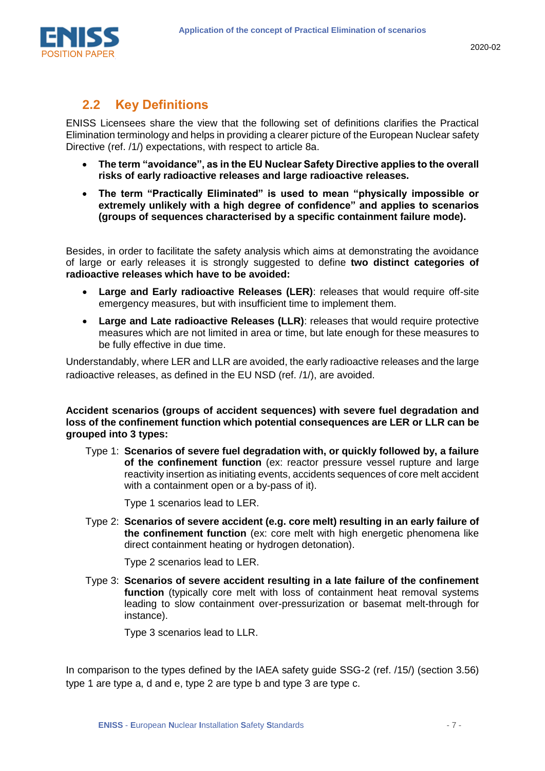## 2.2 Key Definitions

ENISS Licensees share the view that the following set of definitions clarifies the Practical Elimination terminology and helps in providing a clearer picture of the European Nuclear safety Directive (ref. /1/) expectations, with respect to article 8a.

- **The term "avoidance", as in the EU Nuclear Safety Directive applies to the overall risks of early radioactive releases and large radioactive releases.**
- **The term "Practically Eliminated" is used to mean "physically impossible or extremely unlikely with a high degree of confidence" and applies to scenarios (groups of sequences characterised by a specific containment failure mode).**

Besides, in order to facilitate the safety analysis which aims at demonstrating the avoidance of large or early releases it is strongly suggested to define **two distinct categories of radioactive releases which have to be avoided:**

- **Large and Early radioactive Releases (LER)**: releases that would require off-site emergency measures, but with insufficient time to implement them.
- **Large and Late radioactive Releases (LLR)**: releases that would require protective measures which are not limited in area or time, but late enough for these measures to be fully effective in due time.

Understandably, where LER and LLR are avoided, the early radioactive releases and the large radioactive releases, as defined in the EU NSD (ref. /1/), are avoided.

**Accident scenarios (groups of accident sequences) with severe fuel degradation and loss of the confinement function which potential consequences are LER or LLR can be grouped into 3 types:**

Type 1: **Scenarios of severe fuel degradation with, or quickly followed by, a failure of the confinement function** (ex: reactor pressure vessel rupture and large reactivity insertion as initiating events, accidents sequences of core melt accident with a containment open or a by-pass of it).

Type 1 scenarios lead to LER.

Type 2: **Scenarios of severe accident (e.g. core melt) resulting in an early failure of the confinement function** (ex: core melt with high energetic phenomena like direct containment heating or hydrogen detonation).

Type 2 scenarios lead to LER.

Type 3: **Scenarios of severe accident resulting in a late failure of the confinement function** (typically core melt with loss of containment heat removal systems leading to slow containment over-pressurization or basemat melt-through for instance).

Type 3 scenarios lead to LLR.

In comparison to the types defined by the IAEA safety guide SSG-2 (ref. /15/) (section 3.56) type 1 are type a, d and e, type 2 are type b and type 3 are type c.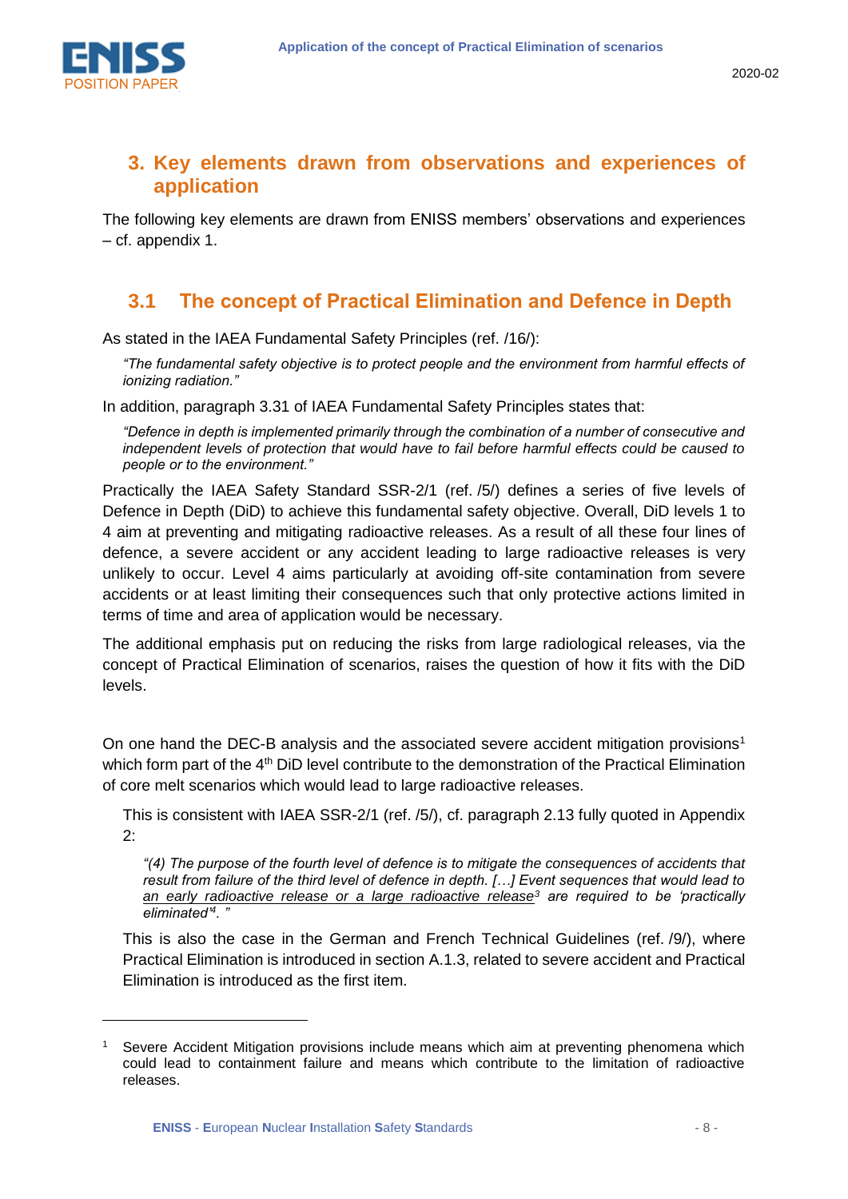## 3. Key elements drawn from observations and experiences of application

The following key elements are drawn from ENISS members' observations and experiences – cf. appendix 1.

### 3.1 The concept of Practical Elimination and Defence in Depth

As stated in the IAEA Fundamental Safety Principles (ref. /16/):

> *"The fundamental safety objective is to protect people and the environment from harmful effects of ionizing radiation."*

In addition, paragraph 3.31 of IAEA Fundamental Safety Principles states that:

> *"Defence in depth is implemented primarily through the combination of a number of consecutive and independent levels of protection that would have to fail before harmful effects could be caused to people or to the environment."*

Practically the IAEA Safety Standard SSR-2/1 (ref. /5/) defines a series of five levels of Defence in Depth (DiD) to achieve this fundamental safety objective. Overall, DiD levels 1 to 4 aim at preventing and mitigating radioactive releases. As a result of all these four lines of defence, a severe accident or any accident leading to large radioactive releases is very unlikely to occur. Level 4 aims particularly at avoiding off-site contamination from severe accidents or at least limiting their consequences such that only protective actions limited in terms of time and area of application would be necessary.

The additional emphasis put on reducing the risks from large radiological releases, via the concept of Practical Elimination of scenarios, raises the question of how it fits with the DiD levels.

On one hand the DEC-B analysis and the associated severe accident mitigation provisions[1] which form part of the 4th DiD level contribute to the demonstration of the Practical Elimination of core melt scenarios which would lead to large radioactive releases.

This is consistent with IAEA SSR-2/1 (ref. /5/), cf. paragraph 2.13 fully quoted in Appendix 2:

> *"(4) The purpose of the fourth level of defence is to mitigate the consequences of accidents that result from failure of the third level of defence in depth. […] Event sequences that would lead to an early radioactive release or a large radioactive release[3] are required to be 'practically eliminated'[4]. "*

This is also the case in the German and French Technical Guidelines (ref. /9/), where Practical Elimination is introduced in section A.1.3, related to severe accident and Practical Elimination is introduced as the first item.

---

[1] Severe Accident Mitigation provisions include means which aim at preventing phenomena which could lead to containment failure and means which contribute to the limitation of radioactive releases.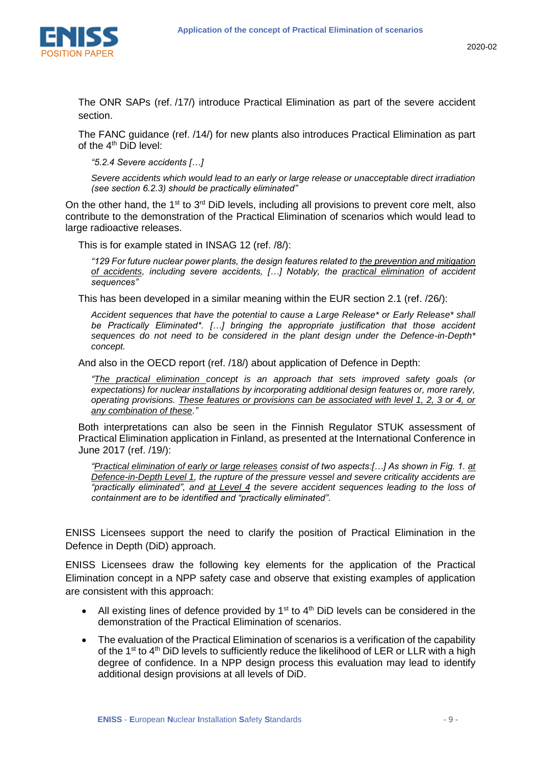The ONR SAPs (ref. /17/) introduce Practical Elimination as part of the severe accident section.

The FANC guidance (ref. /14/) for new plants also introduces Practical Elimination as part of the 4th DiD level:

> *"5.2.4 Severe accidents […]*
>
> *Severe accidents which would lead to an early or large release or unacceptable direct irradiation (see section 6.2.3) should be practically eliminated"*

On the other hand, the 1st to 3rd DiD levels, including all provisions to prevent core melt, also contribute to the demonstration of the Practical Elimination of scenarios which would lead to large radioactive releases.

This is for example stated in INSAG 12 (ref. /8/):

> *"129 For future nuclear power plants, the design features related to <u>the prevention and mitigation of accidents</u>, including severe accidents, […] Notably, the <u>practical elimination</u> of accident sequences"*

This has been developed in a similar meaning within the EUR section 2.1 (ref. /26/):

> *Accident sequences that have the potential to cause a Large Release\* or Early Release\* shall be Practically Eliminated\*. […] bringing the appropriate justification that those accident sequences do not need to be considered in the plant design under the Defence-in-Depth\* concept.*

And also in the OECD report (ref. /18/) about application of Defence in Depth:

> *"<u>The practical elimination</u> concept is an approach that sets improved safety goals (or expectations) for nuclear installations by incorporating additional design features or, more rarely, operating provisions. <u>These features or provisions can be associated with level 1, 2, 3 or 4, or any combination of these</u>."*

Both interpretations can also be seen in the Finnish Regulator STUK assessment of Practical Elimination application in Finland, as presented at the International Conference in June 2017 (ref. /19/):

> *"<u>Practical elimination of early or large releases</u> consist of two aspects:[…] As shown in Fig. 1. <u>at Defence-in-Depth Level 1</u>, the rupture of the pressure vessel and severe criticality accidents are "practically eliminated", and <u>at Level 4</u> the severe accident sequences leading to the loss of containment are to be identified and "practically eliminated".*

ENISS Licensees support the need to clarify the position of Practical Elimination in the Defence in Depth (DiD) approach.

ENISS Licensees draw the following key elements for the application of the Practical Elimination concept in a NPP safety case and observe that existing examples of application are consistent with this approach:

- All existing lines of defence provided by 1st to 4th DiD levels can be considered in the demonstration of the Practical Elimination of scenarios.
- The evaluation of the Practical Elimination of scenarios is a verification of the capability of the 1st to 4th DiD levels to sufficiently reduce the likelihood of LER or LLR with a high degree of confidence. In a NPP design process this evaluation may lead to identify additional design provisions at all levels of DiD.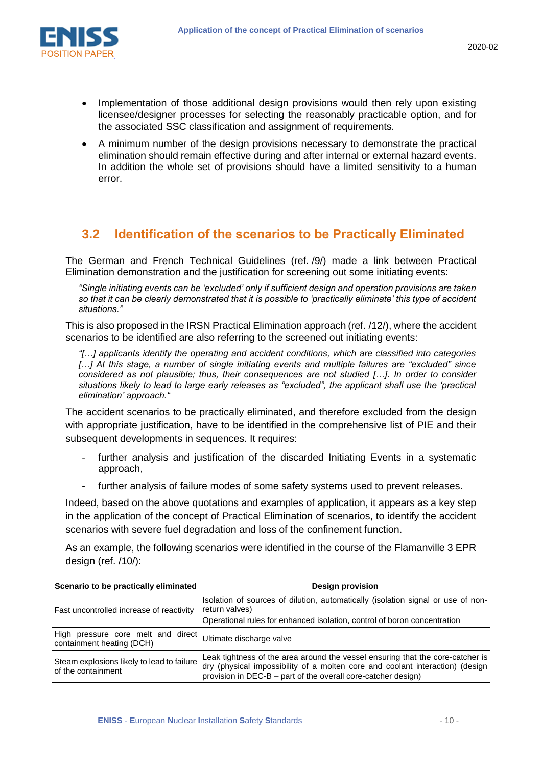- Implementation of those additional design provisions would then rely upon existing licensee/designer processes for selecting the reasonably practicable option, and for the associated SSC classification and assignment of requirements.
- A minimum number of the design provisions necessary to demonstrate the practical elimination should remain effective during and after internal or external hazard events. In addition the whole set of provisions should have a limited sensitivity to a human error.

## 3.2 Identification of the scenarios to be Practically Eliminated

The German and French Technical Guidelines (ref. /9/) made a link between Practical Elimination demonstration and the justification for screening out some initiating events:

> *"Single initiating events can be 'excluded' only if sufficient design and operation provisions are taken so that it can be clearly demonstrated that it is possible to 'practically eliminate' this type of accident situations."*

This is also proposed in the IRSN Practical Elimination approach (ref. /12/), where the accident scenarios to be identified are also referring to the screened out initiating events:

> *"[…] applicants identify the operating and accident conditions, which are classified into categories […] At this stage, a number of single initiating events and multiple failures are "excluded" since considered as not plausible; thus, their consequences are not studied […]. In order to consider situations likely to lead to large early releases as "excluded", the applicant shall use the 'practical elimination' approach."*

The accident scenarios to be practically eliminated, and therefore excluded from the design with appropriate justification, have to be identified in the comprehensive list of PIE and their subsequent developments in sequences. It requires:

- further analysis and justification of the discarded Initiating Events in a systematic approach,
- further analysis of failure modes of some safety systems used to prevent releases.

Indeed, based on the above quotations and examples of application, it appears as a key step in the application of the concept of Practical Elimination of scenarios, to identify the accident scenarios with severe fuel degradation and loss of the confinement function.

<u>As an example, the following scenarios were identified in the course of the Flamanville 3 EPR design (ref. /10/):</u>

| Scenario to be practically eliminated | Design provision |
|---|---|
| Fast uncontrolled increase of reactivity | Isolation of sources of dilution, automatically (isolation signal or use of non-return valves)<br>Operational rules for enhanced isolation, control of boron concentration |
| High pressure core melt and direct containment heating (DCH) | Ultimate discharge valve |
| Steam explosions likely to lead to failure of the containment | Leak tightness of the area around the vessel ensuring that the core-catcher is dry (physical impossibility of a molten core and coolant interaction) (design provision in DEC-B – part of the overall core-catcher design) |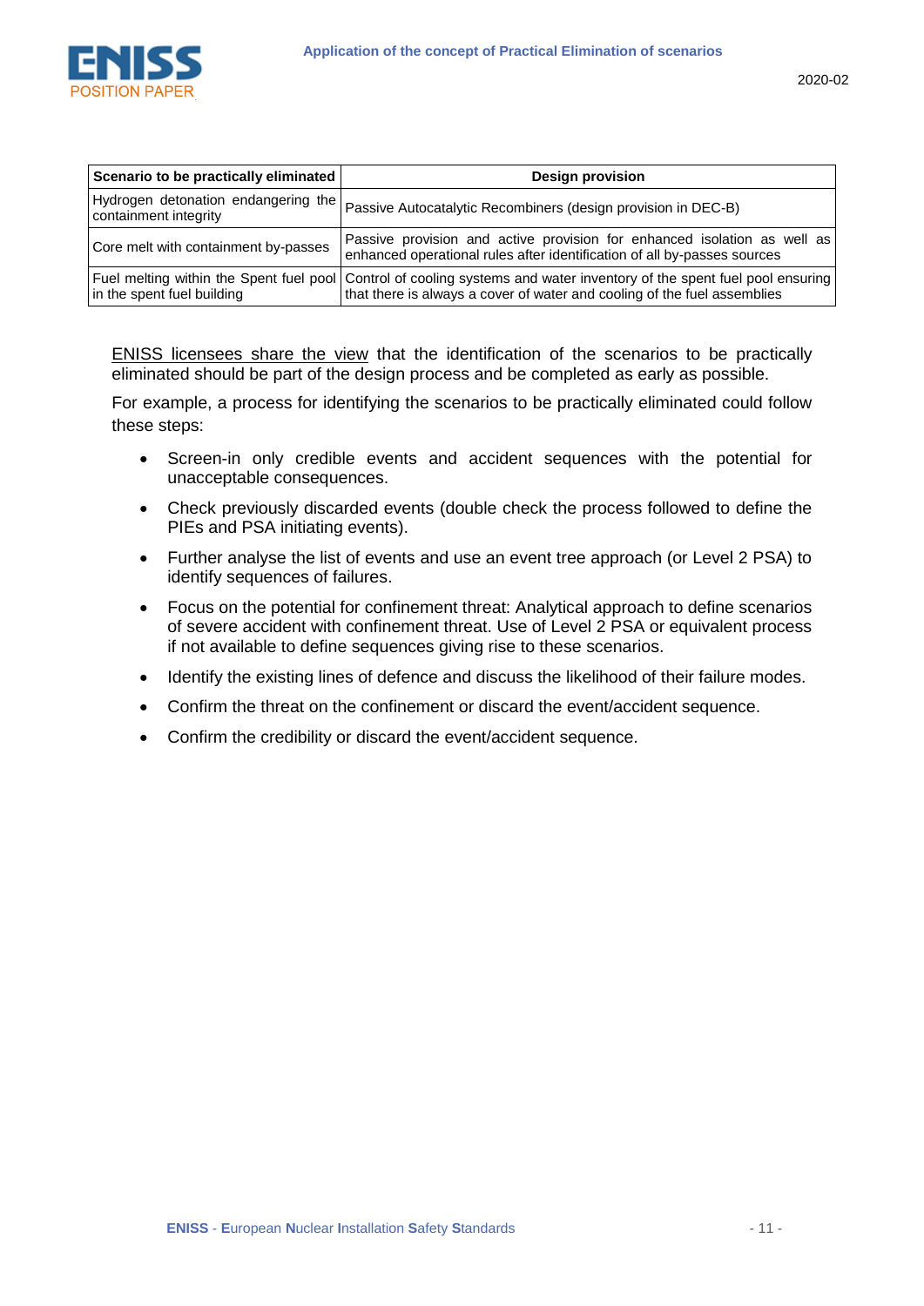| Scenario to be practically eliminated | Design provision |
|---|---|
| Hydrogen detonation endangering the containment integrity | Passive Autocatalytic Recombiners (design provision in DEC-B) |
| Core melt with containment by-passes | Passive provision and active provision for enhanced isolation as well as enhanced operational rules after identification of all by-passes sources |
| Fuel melting within the Spent fuel pool in the spent fuel building | Control of cooling systems and water inventory of the spent fuel pool ensuring that there is always a cover of water and cooling of the fuel assemblies |

<u>ENISS licensees share the view</u> that the identification of the scenarios to be practically eliminated should be part of the design process and be completed as early as possible.

For example, a process for identifying the scenarios to be practically eliminated could follow these steps:

- Screen-in only credible events and accident sequences with the potential for unacceptable consequences.
- Check previously discarded events (double check the process followed to define the PIEs and PSA initiating events).
- Further analyse the list of events and use an event tree approach (or Level 2 PSA) to identify sequences of failures.
- Focus on the potential for confinement threat: Analytical approach to define scenarios of severe accident with confinement threat. Use of Level 2 PSA or equivalent process if not available to define sequences giving rise to these scenarios.
- Identify the existing lines of defence and discuss the likelihood of their failure modes.
- Confirm the threat on the confinement or discard the event/accident sequence.
- Confirm the credibility or discard the event/accident sequence.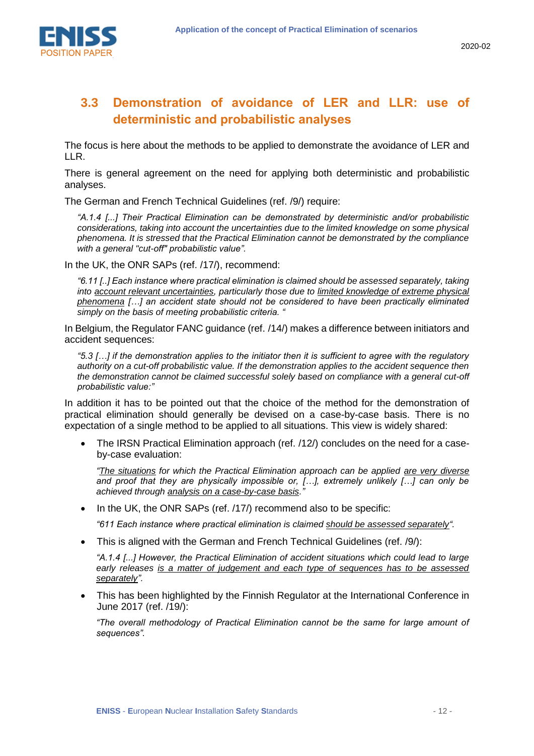## 3.3 Demonstration of avoidance of LER and LLR: use of deterministic and probabilistic analyses

The focus is here about the methods to be applied to demonstrate the avoidance of LER and LLR.

There is general agreement on the need for applying both deterministic and probabilistic analyses.

The German and French Technical Guidelines (ref. /9/) require:

> *"A.1.4 [...] Their Practical Elimination can be demonstrated by deterministic and/or probabilistic considerations, taking into account the uncertainties due to the limited knowledge on some physical phenomena. It is stressed that the Practical Elimination cannot be demonstrated by the compliance with a general "cut-off" probabilistic value".*

In the UK, the ONR SAPs (ref. /17/), recommend:

> *"6.11 [..] Each instance where practical elimination is claimed should be assessed separately, taking into <u>account relevant uncertainties</u>, particularly those due to <u>limited knowledge of extreme physical phenomena</u> […] an accident state should not be considered to have been practically eliminated simply on the basis of meeting probabilistic criteria. "*

In Belgium, the Regulator FANC guidance (ref. /14/) makes a difference between initiators and accident sequences:

> *"5.3 […] if the demonstration applies to the initiator then it is sufficient to agree with the regulatory authority on a cut-off probabilistic value. If the demonstration applies to the accident sequence then the demonstration cannot be claimed successful solely based on compliance with a general cut-off probabilistic value:"*

In addition it has to be pointed out that the choice of the method for the demonstration of practical elimination should generally be devised on a case-by-case basis. There is no expectation of a single method to be applied to all situations. This view is widely shared:

- The IRSN Practical Elimination approach (ref. /12/) concludes on the need for a case-by-case evaluation:

  *"<u>The situations</u> for which the Practical Elimination approach can be applied <u>are very diverse</u> and proof that they are physically impossible or, […], extremely unlikely […] can only be achieved through <u>analysis on a case-by-case basis</u>."*

- In the UK, the ONR SAPs (ref. /17/) recommend also to be specific:

  *"611 Each instance where practical elimination is claimed <u>should be assessed separately</u>".*

- This is aligned with the German and French Technical Guidelines (ref. /9/):

  *"A.1.4 [...] However, the Practical Elimination of accident situations which could lead to large early releases <u>is a matter of judgement and each type of sequences has to be assessed separately</u>".*

- This has been highlighted by the Finnish Regulator at the International Conference in June 2017 (ref. /19/):

  *"The overall methodology of Practical Elimination cannot be the same for large amount of sequences".*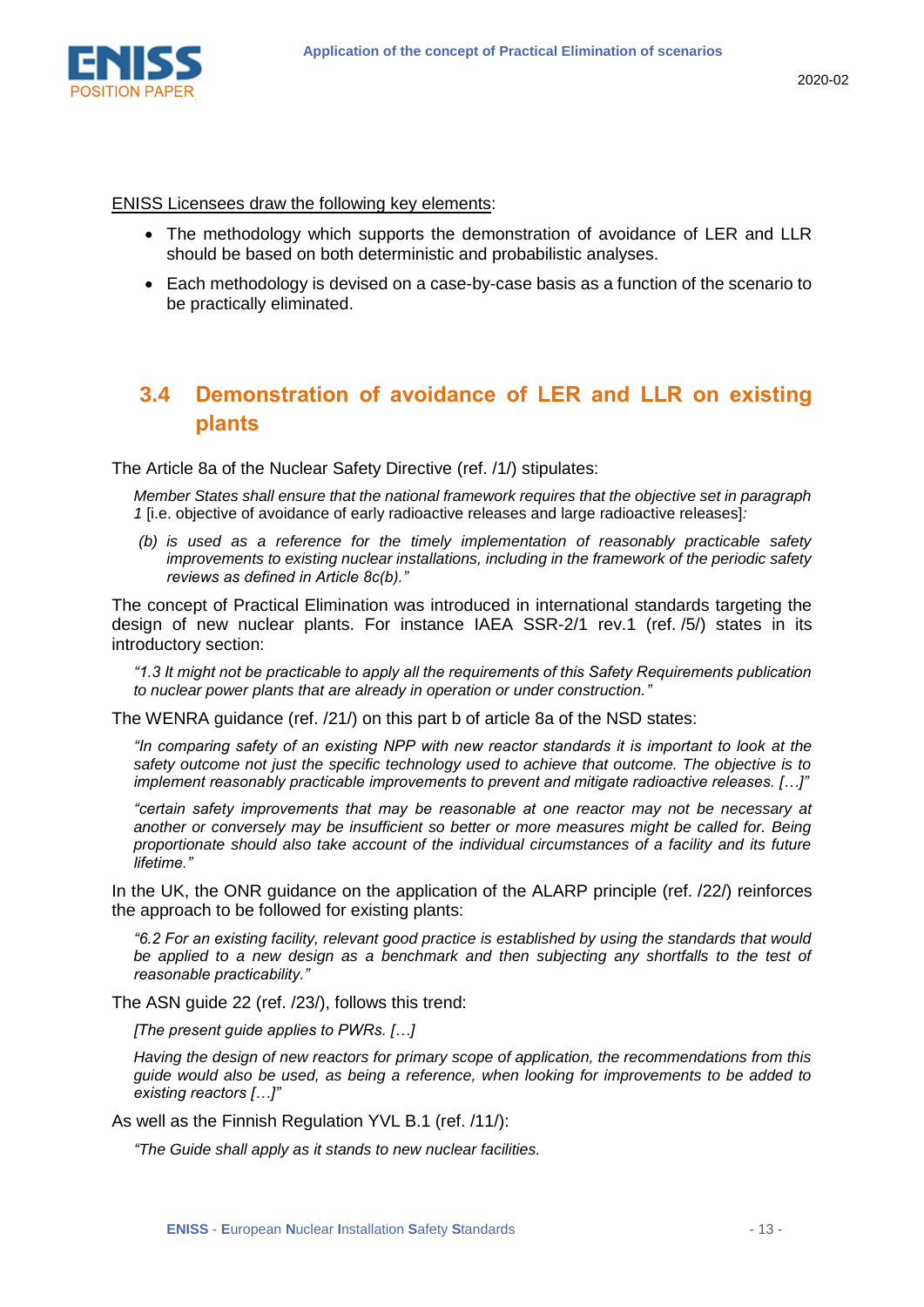ENISS Licensees draw the following key elements:

- The methodology which supports the demonstration of avoidance of LER and LLR should be based on both deterministic and probabilistic analyses.
- Each methodology is devised on a case-by-case basis as a function of the scenario to be practically eliminated.

## 3.4 Demonstration of avoidance of LER and LLR on existing plants

The Article 8a of the Nuclear Safety Directive (ref. /1/) stipulates:

*Member States shall ensure that the national framework requires that the objective set in paragraph 1* [i.e. objective of avoidance of early radioactive releases and large radioactive releases]*:*

*(b) is used as a reference for the timely implementation of reasonably practicable safety improvements to existing nuclear installations, including in the framework of the periodic safety reviews as defined in Article 8c(b)."*

The concept of Practical Elimination was introduced in international standards targeting the design of new nuclear plants. For instance IAEA SSR-2/1 rev.1 (ref. /5/) states in its introductory section:

*"1.3 It might not be practicable to apply all the requirements of this Safety Requirements publication to nuclear power plants that are already in operation or under construction."*

The WENRA guidance (ref. /21/) on this part b of article 8a of the NSD states:

*"In comparing safety of an existing NPP with new reactor standards it is important to look at the safety outcome not just the specific technology used to achieve that outcome. The objective is to implement reasonably practicable improvements to prevent and mitigate radioactive releases. […]"*

*"certain safety improvements that may be reasonable at one reactor may not be necessary at another or conversely may be insufficient so better or more measures might be called for. Being proportionate should also take account of the individual circumstances of a facility and its future lifetime."*

In the UK, the ONR guidance on the application of the ALARP principle (ref. /22/) reinforces the approach to be followed for existing plants:

*"6.2 For an existing facility, relevant good practice is established by using the standards that would be applied to a new design as a benchmark and then subjecting any shortfalls to the test of reasonable practicability."*

The ASN guide 22 (ref. /23/), follows this trend:

*[The present guide applies to PWRs. […]*

*Having the design of new reactors for primary scope of application, the recommendations from this guide would also be used, as being a reference, when looking for improvements to be added to existing reactors […]"*

As well as the Finnish Regulation YVL B.1 (ref. /11/):

*"The Guide shall apply as it stands to new nuclear facilities.*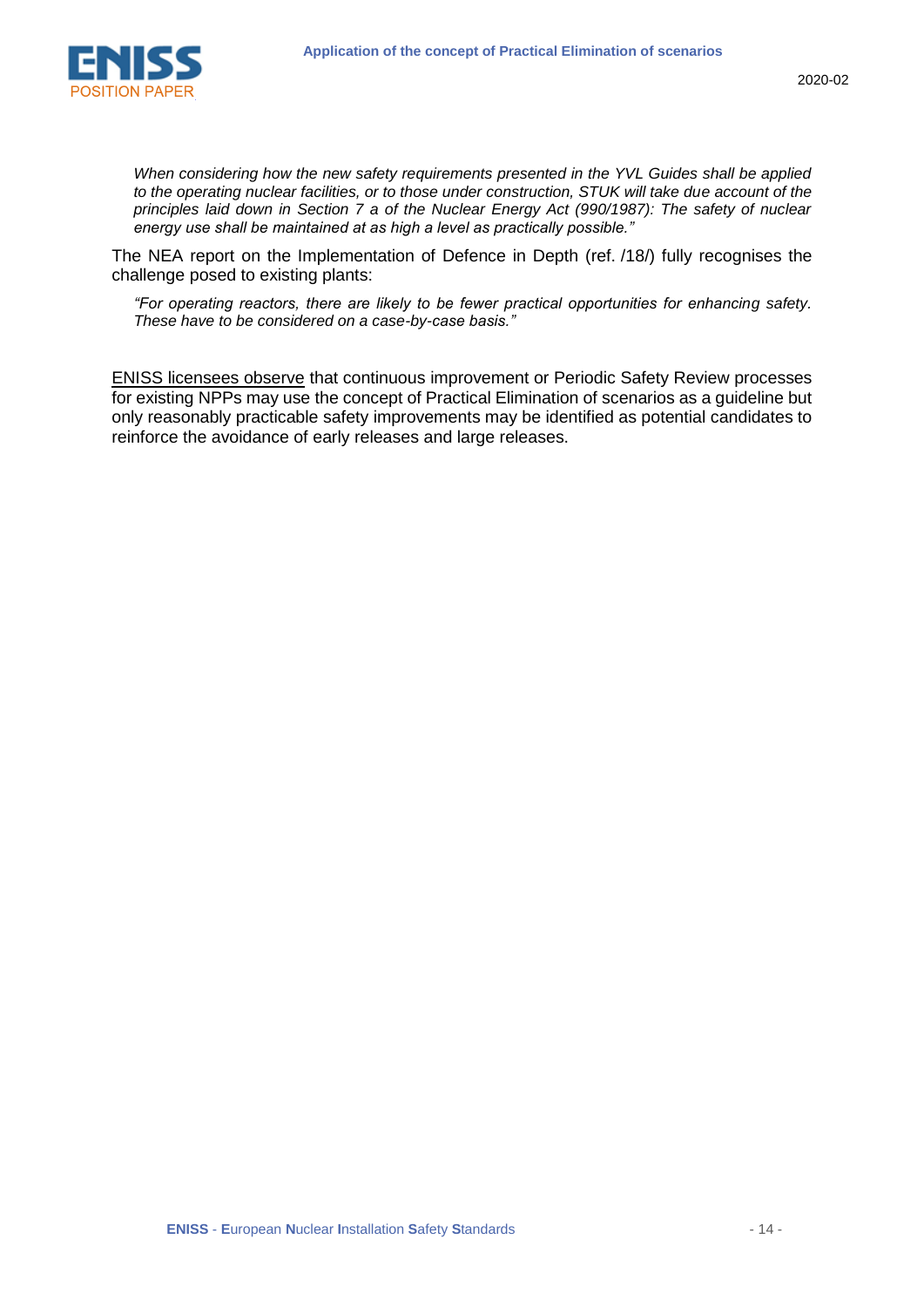*When considering how the new safety requirements presented in the YVL Guides shall be applied to the operating nuclear facilities, or to those under construction, STUK will take due account of the principles laid down in Section 7 a of the Nuclear Energy Act (990/1987): The safety of nuclear energy use shall be maintained at as high a level as practically possible."*

The NEA report on the Implementation of Defence in Depth (ref. /18/) fully recognises the challenge posed to existing plants:

> *"For operating reactors, there are likely to be fewer practical opportunities for enhancing safety. These have to be considered on a case-by-case basis."*

ENISS licensees observe that continuous improvement or Periodic Safety Review processes for existing NPPs may use the concept of Practical Elimination of scenarios as a guideline but only reasonably practicable safety improvements may be identified as potential candidates to reinforce the avoidance of early releases and large releases.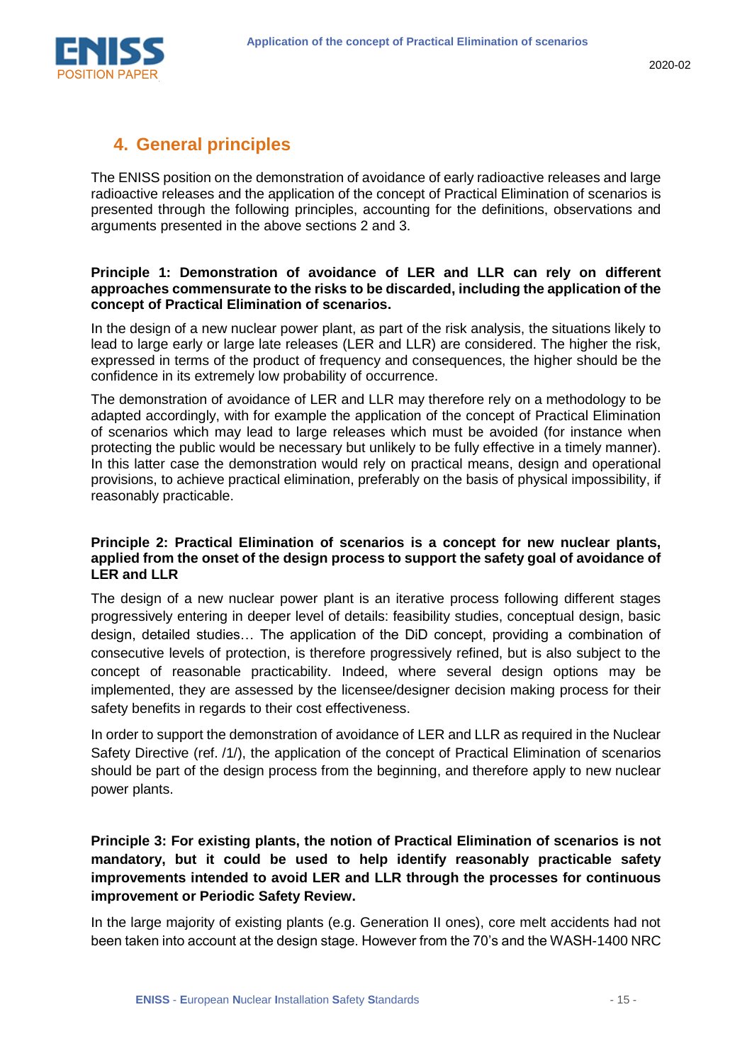## 4. General principles

The ENISS position on the demonstration of avoidance of early radioactive releases and large radioactive releases and the application of the concept of Practical Elimination of scenarios is presented through the following principles, accounting for the definitions, observations and arguments presented in the above sections 2 and 3.

**Principle 1: Demonstration of avoidance of LER and LLR can rely on different approaches commensurate to the risks to be discarded, including the application of the concept of Practical Elimination of scenarios.**

In the design of a new nuclear power plant, as part of the risk analysis, the situations likely to lead to large early or large late releases (LER and LLR) are considered. The higher the risk, expressed in terms of the product of frequency and consequences, the higher should be the confidence in its extremely low probability of occurrence.

The demonstration of avoidance of LER and LLR may therefore rely on a methodology to be adapted accordingly, with for example the application of the concept of Practical Elimination of scenarios which may lead to large releases which must be avoided (for instance when protecting the public would be necessary but unlikely to be fully effective in a timely manner). In this latter case the demonstration would rely on practical means, design and operational provisions, to achieve practical elimination, preferably on the basis of physical impossibility, if reasonably practicable.

**Principle 2: Practical Elimination of scenarios is a concept for new nuclear plants, applied from the onset of the design process to support the safety goal of avoidance of LER and LLR**

The design of a new nuclear power plant is an iterative process following different stages progressively entering in deeper level of details: feasibility studies, conceptual design, basic design, detailed studies… The application of the DiD concept, providing a combination of consecutive levels of protection, is therefore progressively refined, but is also subject to the concept of reasonable practicability. Indeed, where several design options may be implemented, they are assessed by the licensee/designer decision making process for their safety benefits in regards to their cost effectiveness.

In order to support the demonstration of avoidance of LER and LLR as required in the Nuclear Safety Directive (ref. /1/), the application of the concept of Practical Elimination of scenarios should be part of the design process from the beginning, and therefore apply to new nuclear power plants.

**Principle 3: For existing plants, the notion of Practical Elimination of scenarios is not mandatory, but it could be used to help identify reasonably practicable safety improvements intended to avoid LER and LLR through the processes for continuous improvement or Periodic Safety Review.**

In the large majority of existing plants (e.g. Generation II ones), core melt accidents had not been taken into account at the design stage. However from the 70's and the WASH-1400 NRC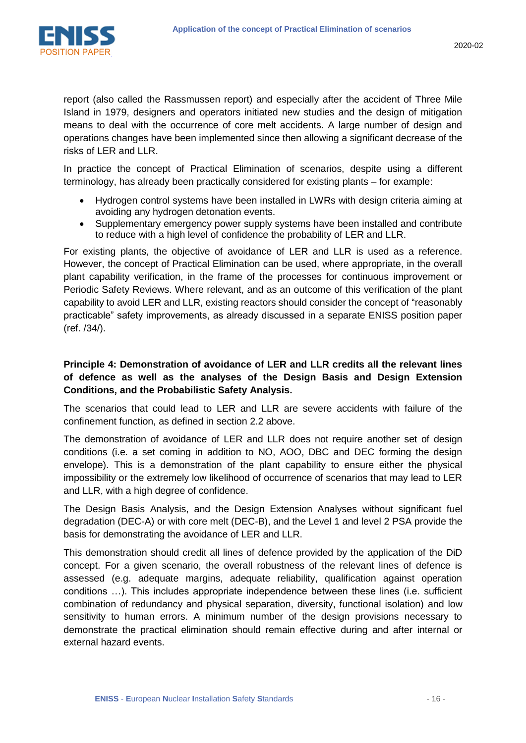report (also called the Rassmussen report) and especially after the accident of Three Mile Island in 1979, designers and operators initiated new studies and the design of mitigation means to deal with the occurrence of core melt accidents. A large number of design and operations changes have been implemented since then allowing a significant decrease of the risks of LER and LLR.

In practice the concept of Practical Elimination of scenarios, despite using a different terminology, has already been practically considered for existing plants – for example:

- Hydrogen control systems have been installed in LWRs with design criteria aiming at avoiding any hydrogen detonation events.
- Supplementary emergency power supply systems have been installed and contribute to reduce with a high level of confidence the probability of LER and LLR.

For existing plants, the objective of avoidance of LER and LLR is used as a reference. However, the concept of Practical Elimination can be used, where appropriate, in the overall plant capability verification, in the frame of the processes for continuous improvement or Periodic Safety Reviews. Where relevant, and as an outcome of this verification of the plant capability to avoid LER and LLR, existing reactors should consider the concept of "reasonably practicable" safety improvements, as already discussed in a separate ENISS position paper (ref. /34/).

**Principle 4: Demonstration of avoidance of LER and LLR credits all the relevant lines of defence as well as the analyses of the Design Basis and Design Extension Conditions, and the Probabilistic Safety Analysis.**

The scenarios that could lead to LER and LLR are severe accidents with failure of the confinement function, as defined in section 2.2 above.

The demonstration of avoidance of LER and LLR does not require another set of design conditions (i.e. a set coming in addition to NO, AOO, DBC and DEC forming the design envelope). This is a demonstration of the plant capability to ensure either the physical impossibility or the extremely low likelihood of occurrence of scenarios that may lead to LER and LLR, with a high degree of confidence.

The Design Basis Analysis, and the Design Extension Analyses without significant fuel degradation (DEC-A) or with core melt (DEC-B), and the Level 1 and level 2 PSA provide the basis for demonstrating the avoidance of LER and LLR.

This demonstration should credit all lines of defence provided by the application of the DiD concept. For a given scenario, the overall robustness of the relevant lines of defence is assessed (e.g. adequate margins, adequate reliability, qualification against operation conditions …). This includes appropriate independence between these lines (i.e. sufficient combination of redundancy and physical separation, diversity, functional isolation) and low sensitivity to human errors. A minimum number of the design provisions necessary to demonstrate the practical elimination should remain effective during and after internal or external hazard events.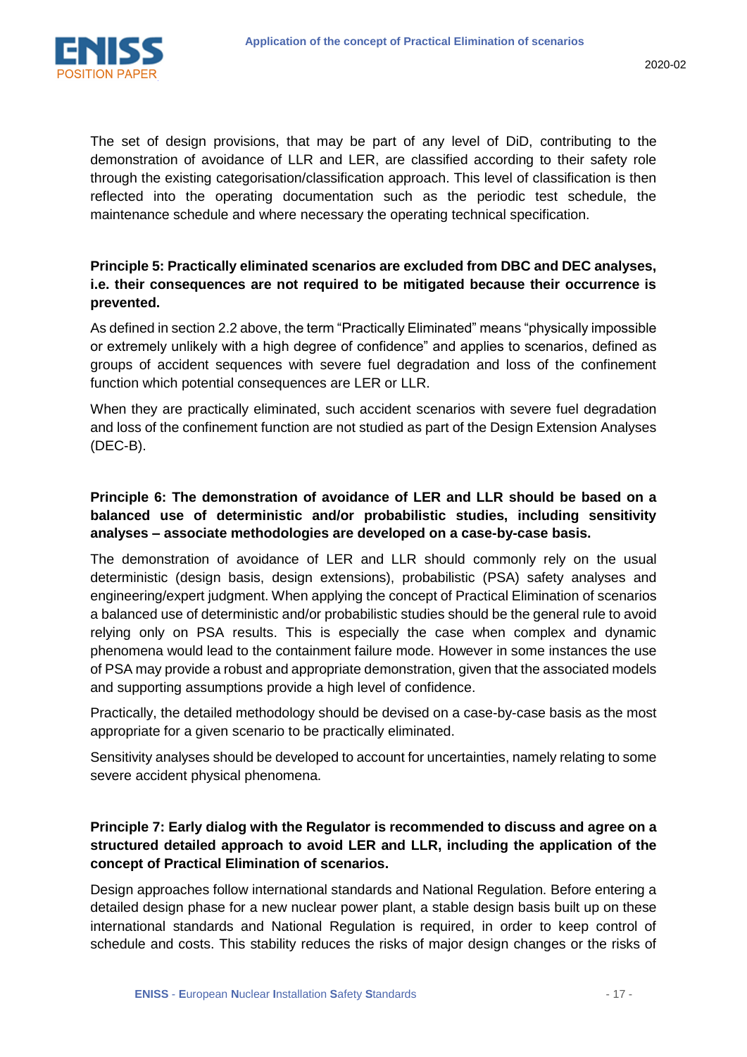The set of design provisions, that may be part of any level of DiD, contributing to the demonstration of avoidance of LLR and LER, are classified according to their safety role through the existing categorisation/classification approach. This level of classification is then reflected into the operating documentation such as the periodic test schedule, the maintenance schedule and where necessary the operating technical specification.

**Principle 5: Practically eliminated scenarios are excluded from DBC and DEC analyses, i.e. their consequences are not required to be mitigated because their occurrence is prevented.**

As defined in section 2.2 above, the term “Practically Eliminated” means “physically impossible or extremely unlikely with a high degree of confidence” and applies to scenarios, defined as groups of accident sequences with severe fuel degradation and loss of the confinement function which potential consequences are LER or LLR.

When they are practically eliminated, such accident scenarios with severe fuel degradation and loss of the confinement function are not studied as part of the Design Extension Analyses (DEC-B).

**Principle 6: The demonstration of avoidance of LER and LLR should be based on a balanced use of deterministic and/or probabilistic studies, including sensitivity analyses – associate methodologies are developed on a case-by-case basis.**

The demonstration of avoidance of LER and LLR should commonly rely on the usual deterministic (design basis, design extensions), probabilistic (PSA) safety analyses and engineering/expert judgment. When applying the concept of Practical Elimination of scenarios a balanced use of deterministic and/or probabilistic studies should be the general rule to avoid relying only on PSA results. This is especially the case when complex and dynamic phenomena would lead to the containment failure mode. However in some instances the use of PSA may provide a robust and appropriate demonstration, given that the associated models and supporting assumptions provide a high level of confidence.

Practically, the detailed methodology should be devised on a case-by-case basis as the most appropriate for a given scenario to be practically eliminated.

Sensitivity analyses should be developed to account for uncertainties, namely relating to some severe accident physical phenomena.

**Principle 7: Early dialog with the Regulator is recommended to discuss and agree on a structured detailed approach to avoid LER and LLR, including the application of the concept of Practical Elimination of scenarios.**

Design approaches follow international standards and National Regulation. Before entering a detailed design phase for a new nuclear power plant, a stable design basis built up on these international standards and National Regulation is required, in order to keep control of schedule and costs. This stability reduces the risks of major design changes or the risks of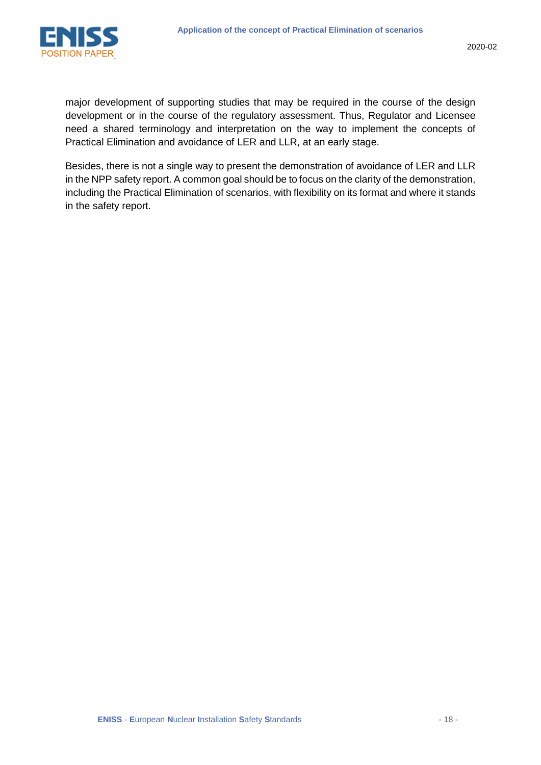major development of supporting studies that may be required in the course of the design development or in the course of the regulatory assessment. Thus, Regulator and Licensee need a shared terminology and interpretation on the way to implement the concepts of Practical Elimination and avoidance of LER and LLR, at an early stage.

Besides, there is not a single way to present the demonstration of avoidance of LER and LLR in the NPP safety report. A common goal should be to focus on the clarity of the demonstration, including the Practical Elimination of scenarios, with flexibility on its format and where it stands in the safety report.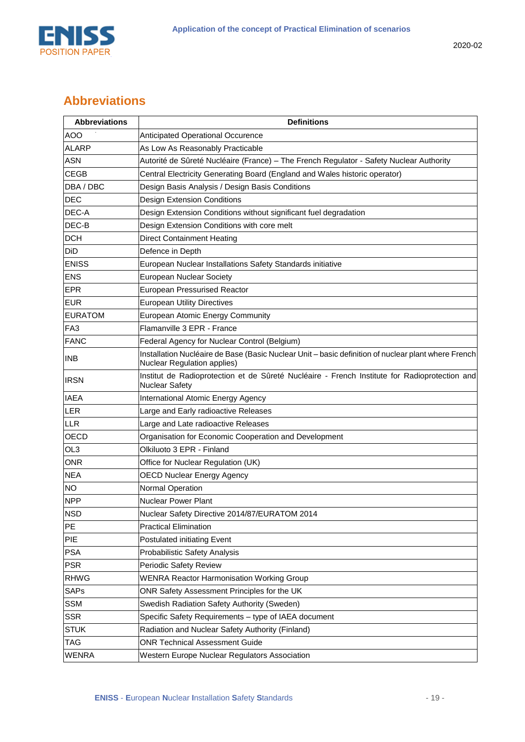## Abbreviations

| Abbreviations | Definitions |
|---|---|
| AOO | Anticipated Operational Occurence |
| ALARP | As Low As Reasonably Practicable |
| ASN | Autorité de Sûreté Nucléaire (France) – The French Regulator - Safety Nuclear Authority |
| CEGB | Central Electricity Generating Board (England and Wales historic operator) |
| DBA / DBC | Design Basis Analysis / Design Basis Conditions |
| DEC | Design Extension Conditions |
| DEC-A | Design Extension Conditions without significant fuel degradation |
| DEC-B | Design Extension Conditions with core melt |
| DCH | Direct Containment Heating |
| DiD | Defence in Depth |
| ENISS | European Nuclear Installations Safety Standards initiative |
| ENS | European Nuclear Society |
| EPR | European Pressurised Reactor |
| EUR | European Utility Directives |
| EURATOM | European Atomic Energy Community |
| FA3 | Flamanville 3 EPR - France |
| FANC | Federal Agency for Nuclear Control (Belgium) |
| INB | Installation Nucléaire de Base (Basic Nuclear Unit – basic definition of nuclear plant where French Nuclear Regulation applies) |
| IRSN | Institut de Radioprotection et de Sûreté Nucléaire - French Institute for Radioprotection and Nuclear Safety |
| IAEA | International Atomic Energy Agency |
| LER | Large and Early radioactive Releases |
| LLR | Large and Late radioactive Releases |
| OECD | Organisation for Economic Cooperation and Development |
| OL3 | Olkiluoto 3 EPR - Finland |
| ONR | Office for Nuclear Regulation (UK) |
| NEA | OECD Nuclear Energy Agency |
| NO | Normal Operation |
| NPP | Nuclear Power Plant |
| NSD | Nuclear Safety Directive 2014/87/EURATOM 2014 |
| PE | Practical Elimination |
| PIE | Postulated initiating Event |
| PSA | Probabilistic Safety Analysis |
| PSR | Periodic Safety Review |
| RHWG | WENRA Reactor Harmonisation Working Group |
| SAPs | ONR Safety Assessment Principles for the UK |
| SSM | Swedish Radiation Safety Authority (Sweden) |
| SSR | Specific Safety Requirements – type of IAEA document |
| STUK | Radiation and Nuclear Safety Authority (Finland) |
| TAG | ONR Technical Assessment Guide |
| WENRA | Western Europe Nuclear Regulators Association |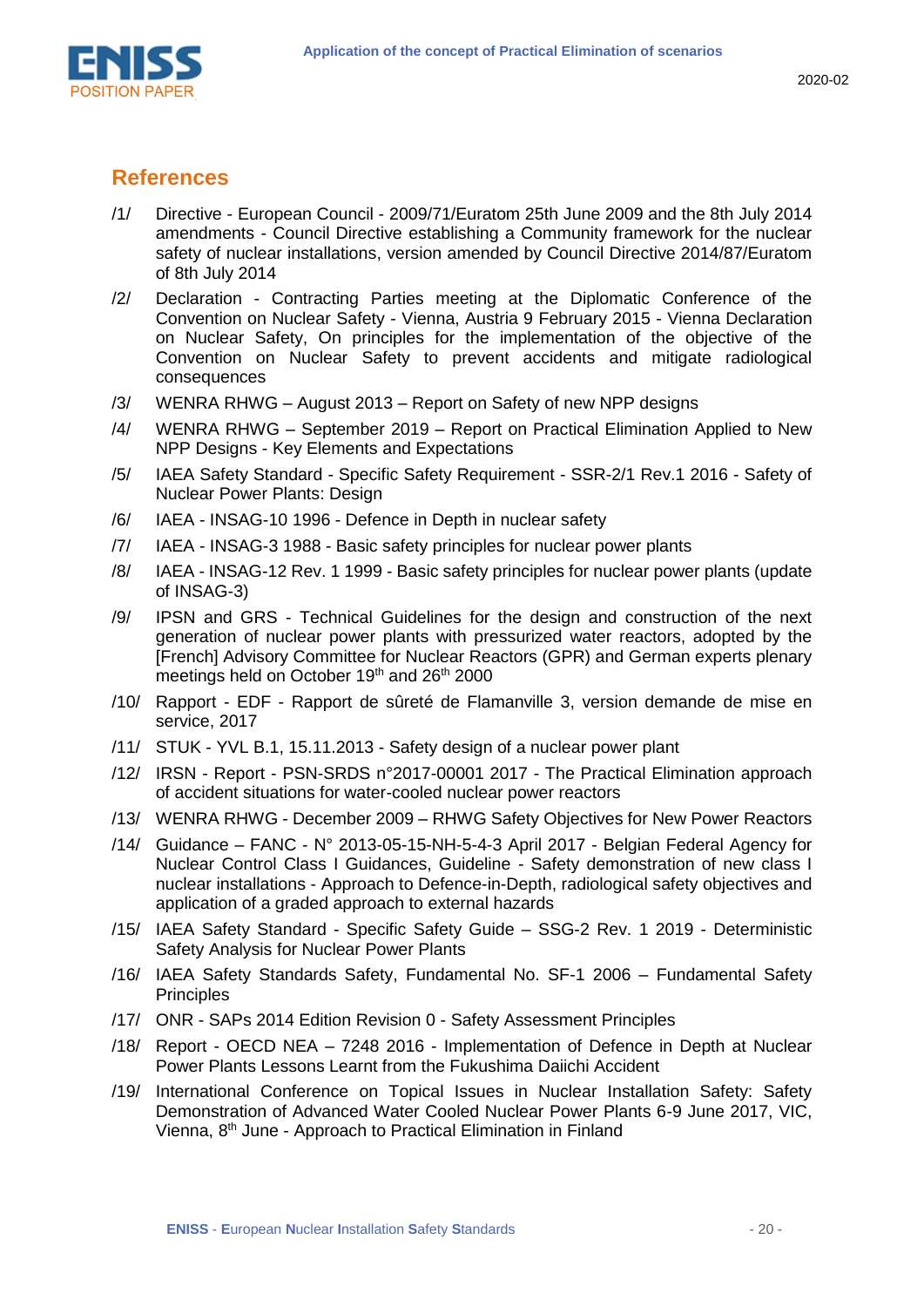## References

/1/ Directive - European Council - 2009/71/Euratom 25th June 2009 and the 8th July 2014 amendments - Council Directive establishing a Community framework for the nuclear safety of nuclear installations, version amended by Council Directive 2014/87/Euratom of 8th July 2014

/2/ Declaration - Contracting Parties meeting at the Diplomatic Conference of the Convention on Nuclear Safety - Vienna, Austria 9 February 2015 - Vienna Declaration on Nuclear Safety, On principles for the implementation of the objective of the Convention on Nuclear Safety to prevent accidents and mitigate radiological consequences

/3/ WENRA RHWG – August 2013 – Report on Safety of new NPP designs

/4/ WENRA RHWG – September 2019 – Report on Practical Elimination Applied to New NPP Designs - Key Elements and Expectations

/5/ IAEA Safety Standard - Specific Safety Requirement - SSR-2/1 Rev.1 2016 - Safety of Nuclear Power Plants: Design

/6/ IAEA - INSAG-10 1996 - Defence in Depth in nuclear safety

/7/ IAEA - INSAG-3 1988 - Basic safety principles for nuclear power plants

/8/ IAEA - INSAG-12 Rev. 1 1999 - Basic safety principles for nuclear power plants (update of INSAG-3)

/9/ IPSN and GRS - Technical Guidelines for the design and construction of the next generation of nuclear power plants with pressurized water reactors, adopted by the [French] Advisory Committee for Nuclear Reactors (GPR) and German experts plenary meetings held on October 19th and 26th 2000

/10/ Rapport - EDF - Rapport de sûreté de Flamanville 3, version demande de mise en service, 2017

/11/ STUK - YVL B.1, 15.11.2013 - Safety design of a nuclear power plant

/12/ IRSN - Report - PSN-SRDS n°2017-00001 2017 - The Practical Elimination approach of accident situations for water-cooled nuclear power reactors

/13/ WENRA RHWG - December 2009 – RHWG Safety Objectives for New Power Reactors

/14/ Guidance – FANC - N° 2013-05-15-NH-5-4-3 April 2017 - Belgian Federal Agency for Nuclear Control Class I Guidances, Guideline - Safety demonstration of new class I nuclear installations - Approach to Defence-in-Depth, radiological safety objectives and application of a graded approach to external hazards

/15/ IAEA Safety Standard - Specific Safety Guide – SSG-2 Rev. 1 2019 - Deterministic Safety Analysis for Nuclear Power Plants

/16/ IAEA Safety Standards Safety, Fundamental No. SF-1 2006 – Fundamental Safety Principles

/17/ ONR - SAPs 2014 Edition Revision 0 - Safety Assessment Principles

/18/ Report - OECD NEA – 7248 2016 - Implementation of Defence in Depth at Nuclear Power Plants Lessons Learnt from the Fukushima Daiichi Accident

/19/ International Conference on Topical Issues in Nuclear Installation Safety: Safety Demonstration of Advanced Water Cooled Nuclear Power Plants 6-9 June 2017, VIC, Vienna, 8th June - Approach to Practical Elimination in Finland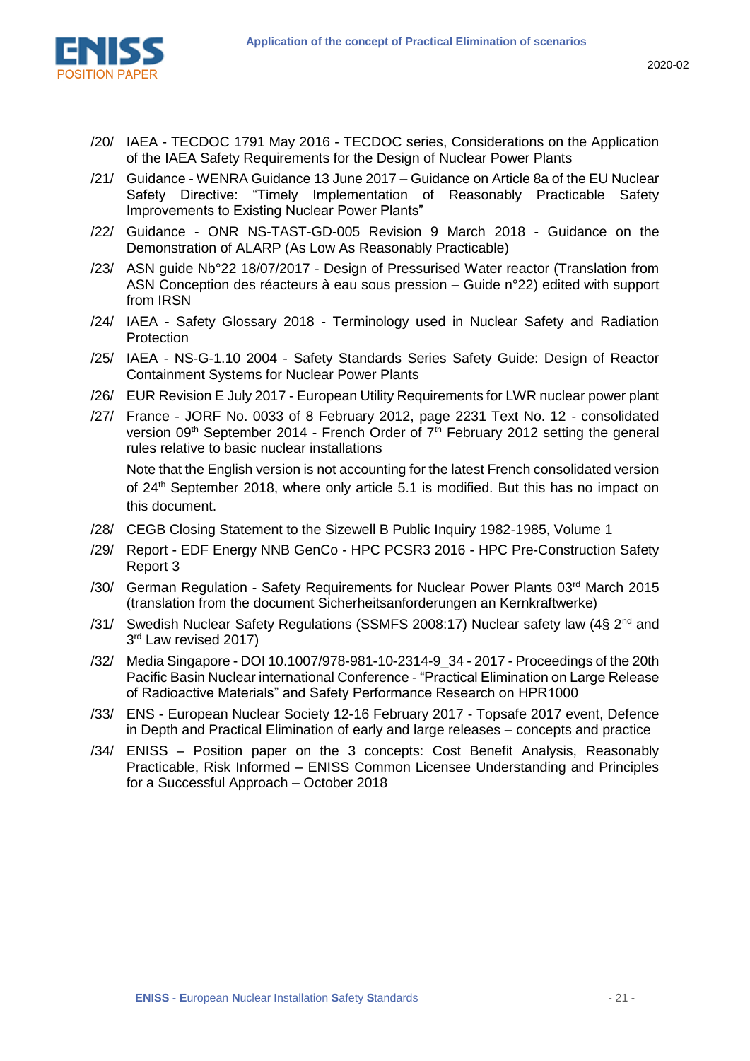/20/ IAEA - TECDOC 1791 May 2016 - TECDOC series, Considerations on the Application of the IAEA Safety Requirements for the Design of Nuclear Power Plants

/21/ Guidance - WENRA Guidance 13 June 2017 – Guidance on Article 8a of the EU Nuclear Safety Directive: "Timely Implementation of Reasonably Practicable Safety Improvements to Existing Nuclear Power Plants"

/22/ Guidance - ONR NS-TAST-GD-005 Revision 9 March 2018 - Guidance on the Demonstration of ALARP (As Low As Reasonably Practicable)

/23/ ASN guide Nb°22 18/07/2017 - Design of Pressurised Water reactor (Translation from ASN Conception des réacteurs à eau sous pression – Guide n°22) edited with support from IRSN

/24/ IAEA - Safety Glossary 2018 - Terminology used in Nuclear Safety and Radiation Protection

/25/ IAEA - NS-G-1.10 2004 - Safety Standards Series Safety Guide: Design of Reactor Containment Systems for Nuclear Power Plants

/26/ EUR Revision E July 2017 - European Utility Requirements for LWR nuclear power plant

/27/ France - JORF No. 0033 of 8 February 2012, page 2231 Text No. 12 - consolidated version 09th September 2014 - French Order of 7th February 2012 setting the general rules relative to basic nuclear installations

Note that the English version is not accounting for the latest French consolidated version of 24th September 2018, where only article 5.1 is modified. But this has no impact on this document.

/28/ CEGB Closing Statement to the Sizewell B Public Inquiry 1982-1985, Volume 1

/29/ Report - EDF Energy NNB GenCo - HPC PCSR3 2016 - HPC Pre-Construction Safety Report 3

/30/ German Regulation - Safety Requirements for Nuclear Power Plants 03rd March 2015 (translation from the document Sicherheitsanforderungen an Kernkraftwerke)

/31/ Swedish Nuclear Safety Regulations (SSMFS 2008:17) Nuclear safety law (4§ 2nd and 3rd Law revised 2017)

/32/ Media Singapore - DOI 10.1007/978-981-10-2314-9_34 - 2017 - Proceedings of the 20th Pacific Basin Nuclear international Conference - "Practical Elimination on Large Release of Radioactive Materials" and Safety Performance Research on HPR1000

/33/ ENS - European Nuclear Society 12-16 February 2017 - Topsafe 2017 event, Defence in Depth and Practical Elimination of early and large releases – concepts and practice

/34/ ENISS – Position paper on the 3 concepts: Cost Benefit Analysis, Reasonably Practicable, Risk Informed – ENISS Common Licensee Understanding and Principles for a Successful Approach – October 2018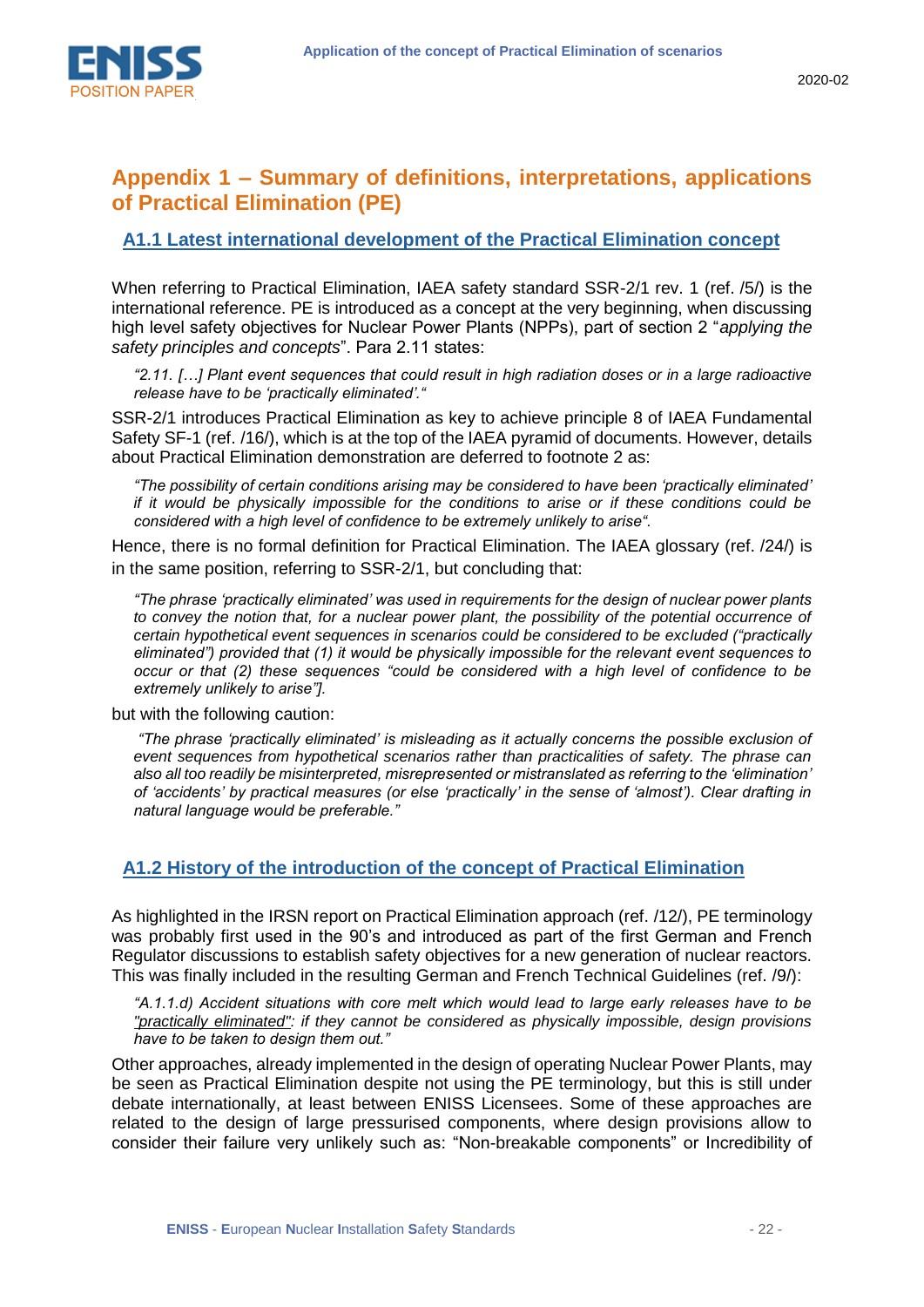## Appendix 1 – Summary of definitions, interpretations, applications of Practical Elimination (PE)

### A1.1 Latest international development of the Practical Elimination concept

When referring to Practical Elimination, IAEA safety standard SSR-2/1 rev. 1 (ref. /5/) is the international reference. PE is introduced as a concept at the very beginning, when discussing high level safety objectives for Nuclear Power Plants (NPPs), part of section 2 "*applying the safety principles and concepts*". Para 2.11 states:

> *"2.11. […] Plant event sequences that could result in high radiation doses or in a large radioactive release have to be 'practically eliminated'."*

SSR-2/1 introduces Practical Elimination as key to achieve principle 8 of IAEA Fundamental Safety SF-1 (ref. /16/), which is at the top of the IAEA pyramid of documents. However, details about Practical Elimination demonstration are deferred to footnote 2 as:

> *"The possibility of certain conditions arising may be considered to have been 'practically eliminated' if it would be physically impossible for the conditions to arise or if these conditions could be considered with a high level of confidence to be extremely unlikely to arise".*

Hence, there is no formal definition for Practical Elimination. The IAEA glossary (ref. /24/) is in the same position, referring to SSR-2/1, but concluding that:

> *"The phrase 'practically eliminated' was used in requirements for the design of nuclear power plants to convey the notion that, for a nuclear power plant, the possibility of the potential occurrence of certain hypothetical event sequences in scenarios could be considered to be excluded ("practically eliminated") provided that (1) it would be physically impossible for the relevant event sequences to occur or that (2) these sequences "could be considered with a high level of confidence to be extremely unlikely to arise"].*

but with the following caution:

> *"The phrase 'practically eliminated' is misleading as it actually concerns the possible exclusion of event sequences from hypothetical scenarios rather than practicalities of safety. The phrase can also all too readily be misinterpreted, misrepresented or mistranslated as referring to the 'elimination' of 'accidents' by practical measures (or else 'practically' in the sense of 'almost'). Clear drafting in natural language would be preferable."*

### A1.2 History of the introduction of the concept of Practical Elimination

As highlighted in the IRSN report on Practical Elimination approach (ref. /12/), PE terminology was probably first used in the 90's and introduced as part of the first German and French Regulator discussions to establish safety objectives for a new generation of nuclear reactors. This was finally included in the resulting German and French Technical Guidelines (ref. /9/):

> *"A.1.1.d) Accident situations with core melt which would lead to large early releases have to be "practically eliminated": if they cannot be considered as physically impossible, design provisions have to be taken to design them out."*

Other approaches, already implemented in the design of operating Nuclear Power Plants, may be seen as Practical Elimination despite not using the PE terminology, but this is still under debate internationally, at least between ENISS Licensees. Some of these approaches are related to the design of large pressurised components, where design provisions allow to consider their failure very unlikely such as: "Non-breakable components" or Incredibility of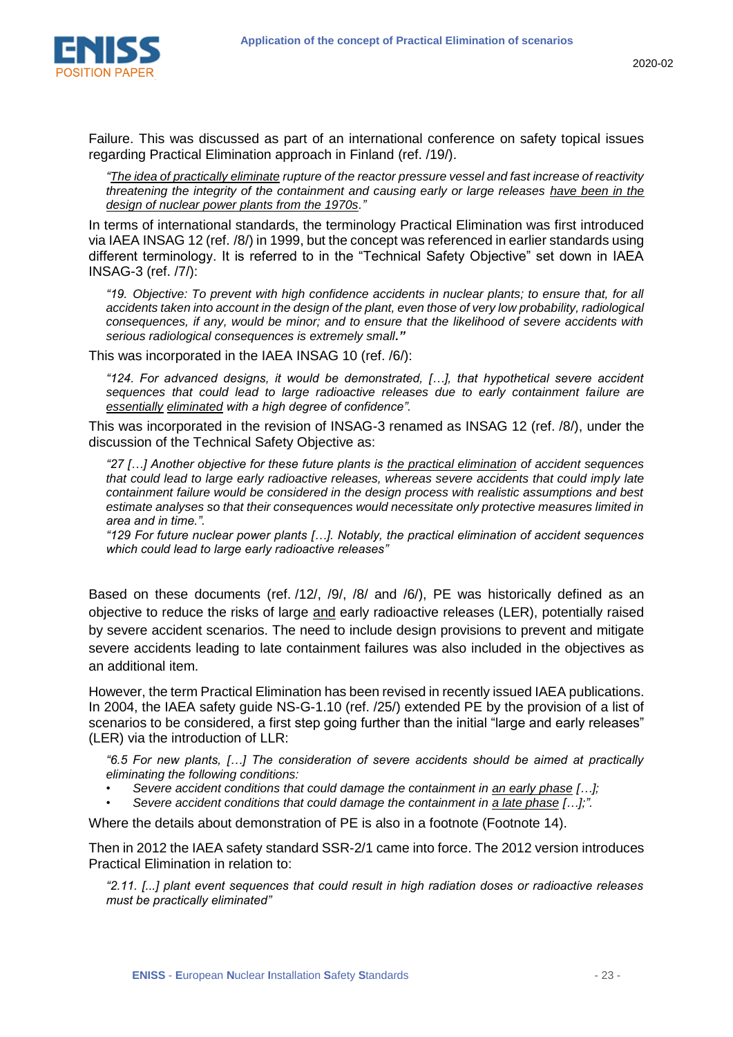Failure. This was discussed as part of an international conference on safety topical issues regarding Practical Elimination approach in Finland (ref. /19/).

> *"<u>The idea of practically eliminate</u> rupture of the reactor pressure vessel and fast increase of reactivity threatening the integrity of the containment and causing early or large releases <u>have been in the design of nuclear power plants from the 1970s</u>."*

In terms of international standards, the terminology Practical Elimination was first introduced via IAEA INSAG 12 (ref. /8/) in 1999, but the concept was referenced in earlier standards using different terminology. It is referred to in the "Technical Safety Objective" set down in IAEA INSAG-3 (ref. /7/):

> *"19. Objective: To prevent with high confidence accidents in nuclear plants; to ensure that, for all accidents taken into account in the design of the plant, even those of very low probability, radiological consequences, if any, would be minor; and to ensure that the likelihood of severe accidents with serious radiological consequences is extremely small."*

This was incorporated in the IAEA INSAG 10 (ref. /6/):

> *"124. For advanced designs, it would be demonstrated, […], that hypothetical severe accident sequences that could lead to large radioactive releases due to early containment failure are <u>essentially eliminated</u> with a high degree of confidence".*

This was incorporated in the revision of INSAG-3 renamed as INSAG 12 (ref. /8/), under the discussion of the Technical Safety Objective as:

> *"27 […] Another objective for these future plants is <u>the practical elimination</u> of accident sequences that could lead to large early radioactive releases, whereas severe accidents that could imply late containment failure would be considered in the design process with realistic assumptions and best estimate analyses so that their consequences would necessitate only protective measures limited in area and in time.".*
>
> *"129 For future nuclear power plants […]. Notably, the practical elimination of accident sequences which could lead to large early radioactive releases"*

Based on these documents (ref. /12/, /9/, /8/ and /6/), PE was historically defined as an objective to reduce the risks of large <u>and</u> early radioactive releases (LER), potentially raised by severe accident scenarios. The need to include design provisions to prevent and mitigate severe accidents leading to late containment failures was also included in the objectives as an additional item.

However, the term Practical Elimination has been revised in recently issued IAEA publications. In 2004, the IAEA safety guide NS-G-1.10 (ref. /25/) extended PE by the provision of a list of scenarios to be considered, a first step going further than the initial "large and early releases" (LER) via the introduction of LLR:

> *"6.5 For new plants, […] The consideration of severe accidents should be aimed at practically eliminating the following conditions:*
>
> - *Severe accident conditions that could damage the containment in <u>an early phase</u> […];*
> - *Severe accident conditions that could damage the containment in <u>a late phase</u> […];".*

Where the details about demonstration of PE is also in a footnote (Footnote 14).

Then in 2012 the IAEA safety standard SSR-2/1 came into force. The 2012 version introduces Practical Elimination in relation to:

> *"2.11. [...] plant event sequences that could result in high radiation doses or radioactive releases must be practically eliminated"*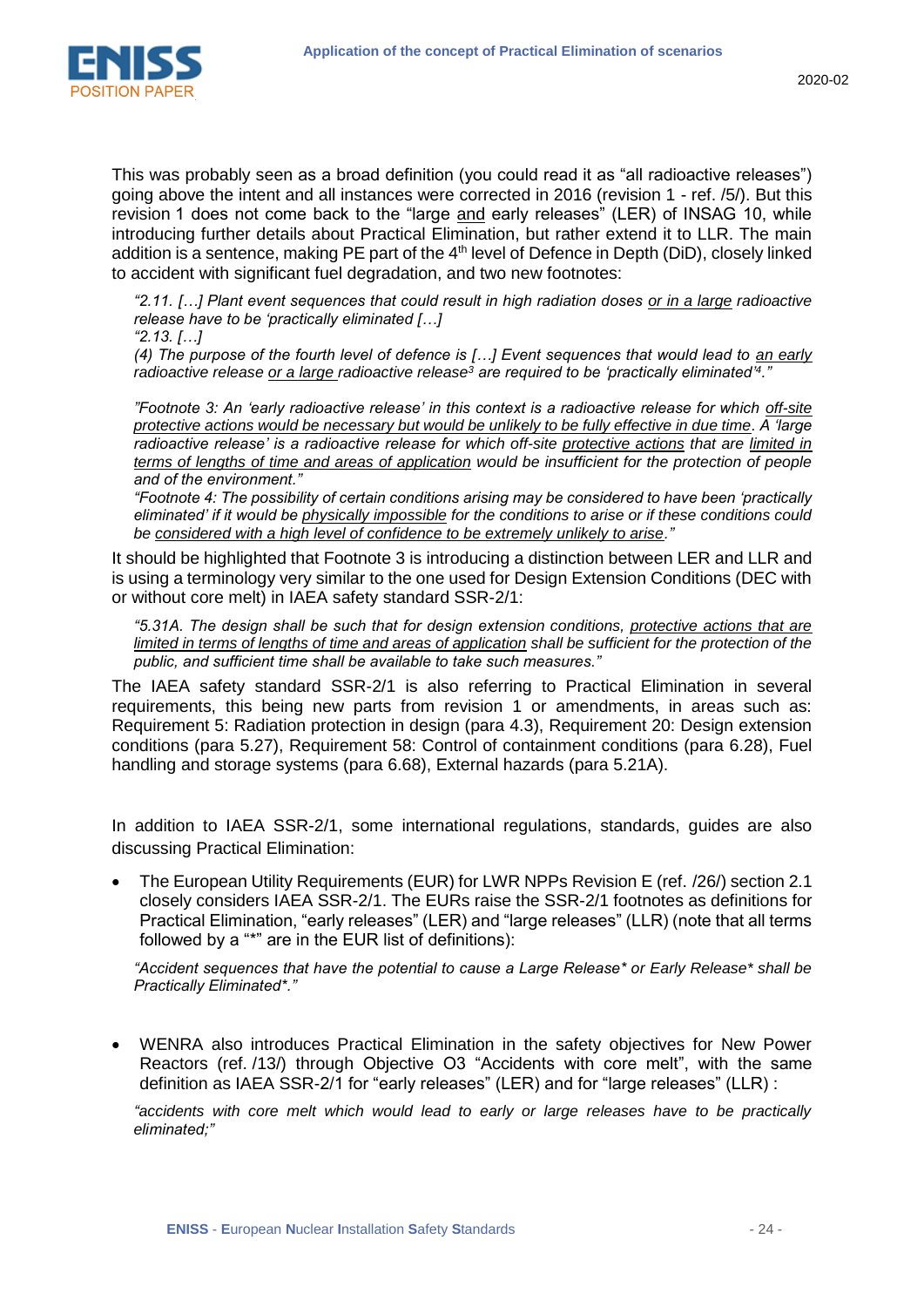This was probably seen as a broad definition (you could read it as "all radioactive releases") going above the intent and all instances were corrected in 2016 (revision 1 - ref. /5/). But this revision 1 does not come back to the "large and early releases" (LER) of INSAG 10, while introducing further details about Practical Elimination, but rather extend it to LLR. The main addition is a sentence, making PE part of the 4th level of Defence in Depth (DiD), closely linked to accident with significant fuel degradation, and two new footnotes:

> *"2.11. […] Plant event sequences that could result in high radiation doses or in a large radioactive release have to be 'practically eliminated […]*
>
> *"2.13. […]*
>
> *(4) The purpose of the fourth level of defence is […] Event sequences that would lead to an early radioactive release or a large radioactive release[3] are required to be 'practically eliminated'[4]."*
>
> *"Footnote 3: An 'early radioactive release' in this context is a radioactive release for which off-site protective actions would be necessary but would be unlikely to be fully effective in due time. A 'large radioactive release' is a radioactive release for which off-site protective actions that are limited in terms of lengths of time and areas of application would be insufficient for the protection of people and of the environment."*
>
> *"Footnote 4: The possibility of certain conditions arising may be considered to have been 'practically eliminated' if it would be physically impossible for the conditions to arise or if these conditions could be considered with a high level of confidence to be extremely unlikely to arise."*

It should be highlighted that Footnote 3 is introducing a distinction between LER and LLR and is using a terminology very similar to the one used for Design Extension Conditions (DEC with or without core melt) in IAEA safety standard SSR-2/1:

> *"5.31A. The design shall be such that for design extension conditions, protective actions that are limited in terms of lengths of time and areas of application shall be sufficient for the protection of the public, and sufficient time shall be available to take such measures."*

The IAEA safety standard SSR-2/1 is also referring to Practical Elimination in several requirements, this being new parts from revision 1 or amendments, in areas such as: Requirement 5: Radiation protection in design (para 4.3), Requirement 20: Design extension conditions (para 5.27), Requirement 58: Control of containment conditions (para 6.28), Fuel handling and storage systems (para 6.68), External hazards (para 5.21A).

In addition to IAEA SSR-2/1, some international regulations, standards, guides are also discussing Practical Elimination:

- The European Utility Requirements (EUR) for LWR NPPs Revision E (ref. /26/) section 2.1 closely considers IAEA SSR-2/1. The EURs raise the SSR-2/1 footnotes as definitions for Practical Elimination, "early releases" (LER) and "large releases" (LLR) (note that all terms followed by a "*" are in the EUR list of definitions):

  > *"Accident sequences that have the potential to cause a Large Release* or Early Release* shall be Practically Eliminated*."*

- WENRA also introduces Practical Elimination in the safety objectives for New Power Reactors (ref. /13/) through Objective O3 "Accidents with core melt", with the same definition as IAEA SSR-2/1 for "early releases" (LER) and for "large releases" (LLR) :

  > *"accidents with core melt which would lead to early or large releases have to be practically eliminated;"*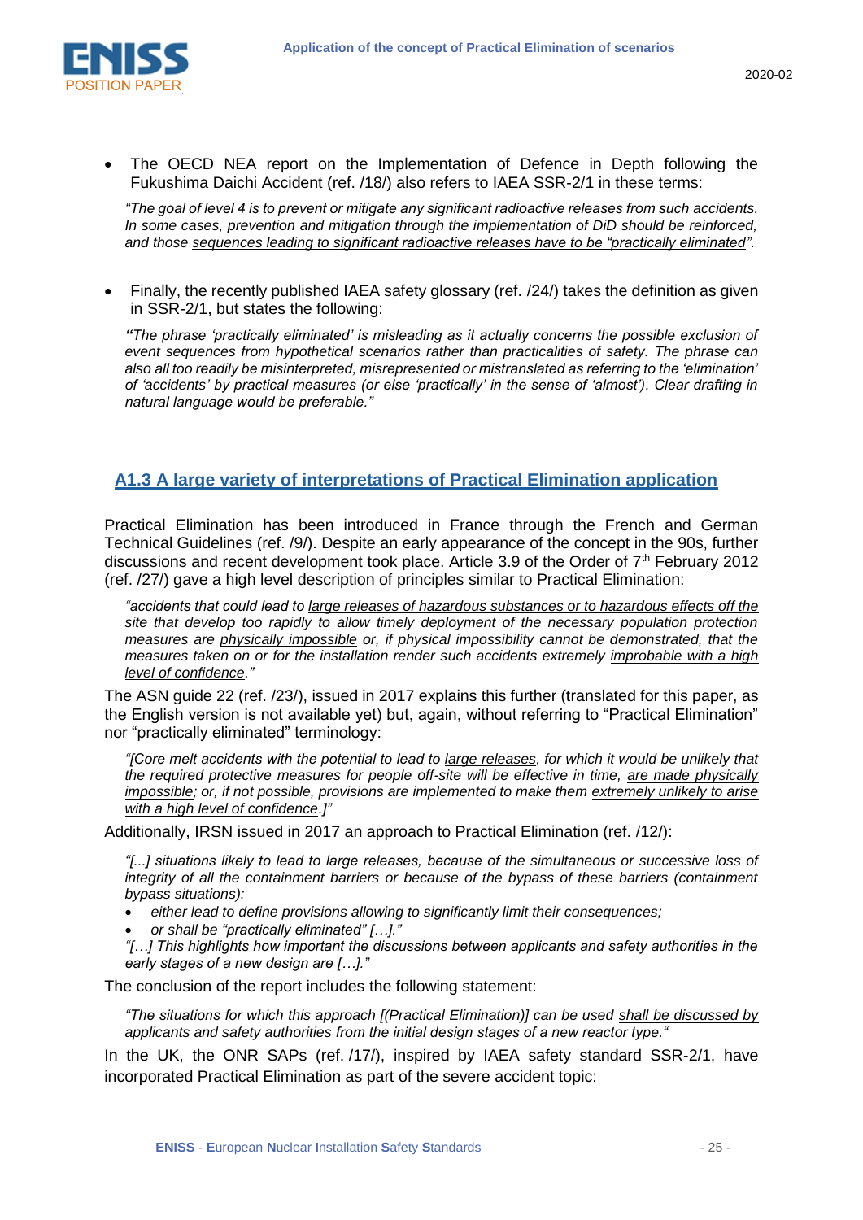- The OECD NEA report on the Implementation of Defence in Depth following the Fukushima Daichi Accident (ref. /18/) also refers to IAEA SSR-2/1 in these terms:

  *"The goal of level 4 is to prevent or mitigate any significant radioactive releases from such accidents. In some cases, prevention and mitigation through the implementation of DiD should be reinforced, and those <u>sequences leading to significant radioactive releases have to be "practically eliminated</u>".*

- Finally, the recently published IAEA safety glossary (ref. /24/) takes the definition as given in SSR-2/1, but states the following:

  ***"****The phrase 'practically eliminated' is misleading as it actually concerns the possible exclusion of event sequences from hypothetical scenarios rather than practicalities of safety. The phrase can also all too readily be misinterpreted, misrepresented or mistranslated as referring to the 'elimination' of 'accidents' by practical measures (or else 'practically' in the sense of 'almost'). Clear drafting in natural language would be preferable."*

### A1.3 A large variety of interpretations of Practical Elimination application

Practical Elimination has been introduced in France through the French and German Technical Guidelines (ref. /9/). Despite an early appearance of the concept in the 90s, further discussions and recent development took place. Article 3.9 of the Order of 7th February 2012 (ref. /27/) gave a high level description of principles similar to Practical Elimination:

> *"accidents that could lead to <u>large releases of hazardous substances or to hazardous effects off the site</u> that develop too rapidly to allow timely deployment of the necessary population protection measures are <u>physically impossible</u> or, if physical impossibility cannot be demonstrated, that the measures taken on or for the installation render such accidents extremely <u>improbable with a high level of confidence</u>."*

The ASN guide 22 (ref. /23/), issued in 2017 explains this further (translated for this paper, as the English version is not available yet) but, again, without referring to "Practical Elimination" nor "practically eliminated" terminology:

> *"[Core melt accidents with the potential to lead to <u>large releases</u>, for which it would be unlikely that the required protective measures for people off-site will be effective in time, <u>are made physically impossible</u>; or, if not possible, provisions are implemented to make them <u>extremely unlikely to arise with a high level of confidence</u>.]"*

Additionally, IRSN issued in 2017 an approach to Practical Elimination (ref. /12/):

> *"[...] situations likely to lead to large releases, because of the simultaneous or successive loss of integrity of all the containment barriers or because of the bypass of these barriers (containment bypass situations):*
> - *either lead to define provisions allowing to significantly limit their consequences;*
> - *or shall be "practically eliminated" […]."*
>
> *"[…] This highlights how important the discussions between applicants and safety authorities in the early stages of a new design are […]."*

The conclusion of the report includes the following statement:

> *"The situations for which this approach [(Practical Elimination)] can be used <u>shall be discussed by applicants and safety authorities</u> from the initial design stages of a new reactor type."*

In the UK, the ONR SAPs (ref. /17/), inspired by IAEA safety standard SSR-2/1, have incorporated Practical Elimination as part of the severe accident topic: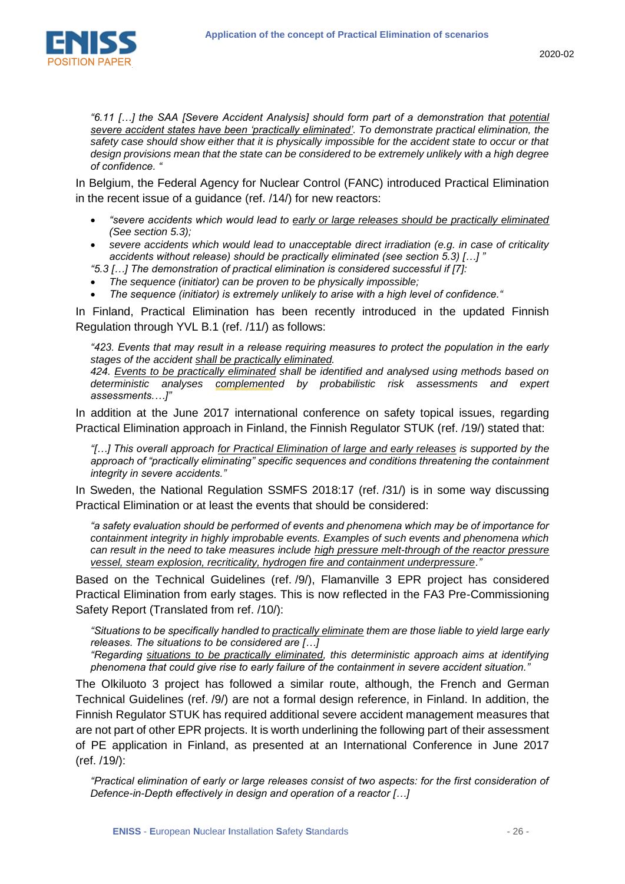*"6.11 […] the SAA [Severe Accident Analysis] should form part of a demonstration that potential severe accident states have been 'practically eliminated'. To demonstrate practical elimination, the safety case should show either that it is physically impossible for the accident state to occur or that design provisions mean that the state can be considered to be extremely unlikely with a high degree of confidence. "*

In Belgium, the Federal Agency for Nuclear Control (FANC) introduced Practical Elimination in the recent issue of a guidance (ref. /14/) for new reactors:

- *"severe accidents which would lead to early or large releases should be practically eliminated (See section 5.3);*
- *severe accidents which would lead to unacceptable direct irradiation (e.g. in case of criticality accidents without release) should be practically eliminated (see section 5.3) […] "*

*"5.3 […] The demonstration of practical elimination is considered successful if [7]:*

- *The sequence (initiator) can be proven to be physically impossible;*
- *The sequence (initiator) is extremely unlikely to arise with a high level of confidence."*

In Finland, Practical Elimination has been recently introduced in the updated Finnish Regulation through YVL B.1 (ref. /11/) as follows:

*"423. Events that may result in a release requiring measures to protect the population in the early stages of the accident shall be practically eliminated.*
*424. Events to be practically eliminated shall be identified and analysed using methods based on deterministic analyses complemented by probabilistic risk assessments and expert assessments.…]"*

In addition at the June 2017 international conference on safety topical issues, regarding Practical Elimination approach in Finland, the Finnish Regulator STUK (ref. /19/) stated that:

*"[…] This overall approach for Practical Elimination of large and early releases is supported by the approach of "practically eliminating" specific sequences and conditions threatening the containment integrity in severe accidents."*

In Sweden, the National Regulation SSMFS 2018:17 (ref. /31/) is in some way discussing Practical Elimination or at least the events that should be considered:

*"a safety evaluation should be performed of events and phenomena which may be of importance for containment integrity in highly improbable events. Examples of such events and phenomena which can result in the need to take measures include high pressure melt-through of the reactor pressure vessel, steam explosion, recriticality, hydrogen fire and containment underpressure."*

Based on the Technical Guidelines (ref. /9/), Flamanville 3 EPR project has considered Practical Elimination from early stages. This is now reflected in the FA3 Pre-Commissioning Safety Report (Translated from ref. /10/):

*"Situations to be specifically handled to practically eliminate them are those liable to yield large early releases. The situations to be considered are […]*
*"Regarding situations to be practically eliminated, this deterministic approach aims at identifying phenomena that could give rise to early failure of the containment in severe accident situation."*

The Olkiluoto 3 project has followed a similar route, although, the French and German Technical Guidelines (ref. /9/) are not a formal design reference, in Finland. In addition, the Finnish Regulator STUK has required additional severe accident management measures that are not part of other EPR projects. It is worth underlining the following part of their assessment of PE application in Finland, as presented at an International Conference in June 2017 (ref. /19/):

*"Practical elimination of early or large releases consist of two aspects: for the first consideration of Defence-in-Depth effectively in design and operation of a reactor […]*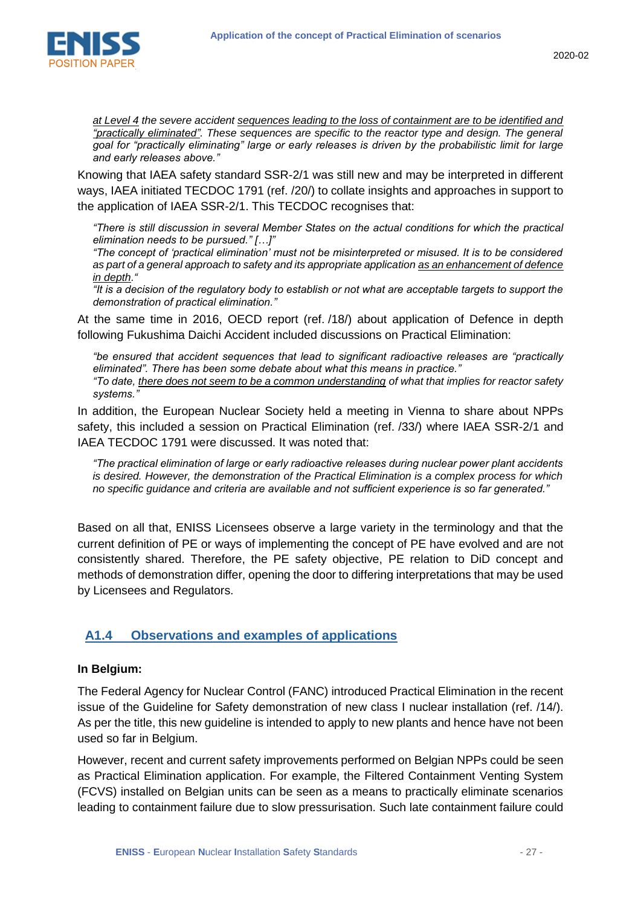*at Level 4 the severe accident sequences leading to the loss of containment are to be identified and "practically eliminated". These sequences are specific to the reactor type and design. The general goal for "practically eliminating" large or early releases is driven by the probabilistic limit for large and early releases above."*

Knowing that IAEA safety standard SSR-2/1 was still new and may be interpreted in different ways, IAEA initiated TECDOC 1791 (ref. /20/) to collate insights and approaches in support to the application of IAEA SSR-2/1. This TECDOC recognises that:

> *"There is still discussion in several Member States on the actual conditions for which the practical elimination needs to be pursued." […]"*
>
> *"The concept of 'practical elimination' must not be misinterpreted or misused. It is to be considered as part of a general approach to safety and its appropriate application as an enhancement of defence in depth."*
>
> *"It is a decision of the regulatory body to establish or not what are acceptable targets to support the demonstration of practical elimination."*

At the same time in 2016, OECD report (ref. /18/) about application of Defence in depth following Fukushima Daichi Accident included discussions on Practical Elimination:

> *"be ensured that accident sequences that lead to significant radioactive releases are "practically eliminated". There has been some debate about what this means in practice."*
>
> *"To date, there does not seem to be a common understanding of what that implies for reactor safety systems."*

In addition, the European Nuclear Society held a meeting in Vienna to share about NPPs safety, this included a session on Practical Elimination (ref. /33/) where IAEA SSR-2/1 and IAEA TECDOC 1791 were discussed. It was noted that:

> *"The practical elimination of large or early radioactive releases during nuclear power plant accidents is desired. However, the demonstration of the Practical Elimination is a complex process for which no specific guidance and criteria are available and not sufficient experience is so far generated."*

Based on all that, ENISS Licensees observe a large variety in the terminology and that the current definition of PE or ways of implementing the concept of PE have evolved and are not consistently shared. Therefore, the PE safety objective, PE relation to DiD concept and methods of demonstration differ, opening the door to differing interpretations that may be used by Licensees and Regulators.

### A1.4 Observations and examples of applications

**In Belgium:**

The Federal Agency for Nuclear Control (FANC) introduced Practical Elimination in the recent issue of the Guideline for Safety demonstration of new class I nuclear installation (ref. /14/). As per the title, this new guideline is intended to apply to new plants and hence have not been used so far in Belgium.

However, recent and current safety improvements performed on Belgian NPPs could be seen as Practical Elimination application. For example, the Filtered Containment Venting System (FCVS) installed on Belgian units can be seen as a means to practically eliminate scenarios leading to containment failure due to slow pressurisation. Such late containment failure could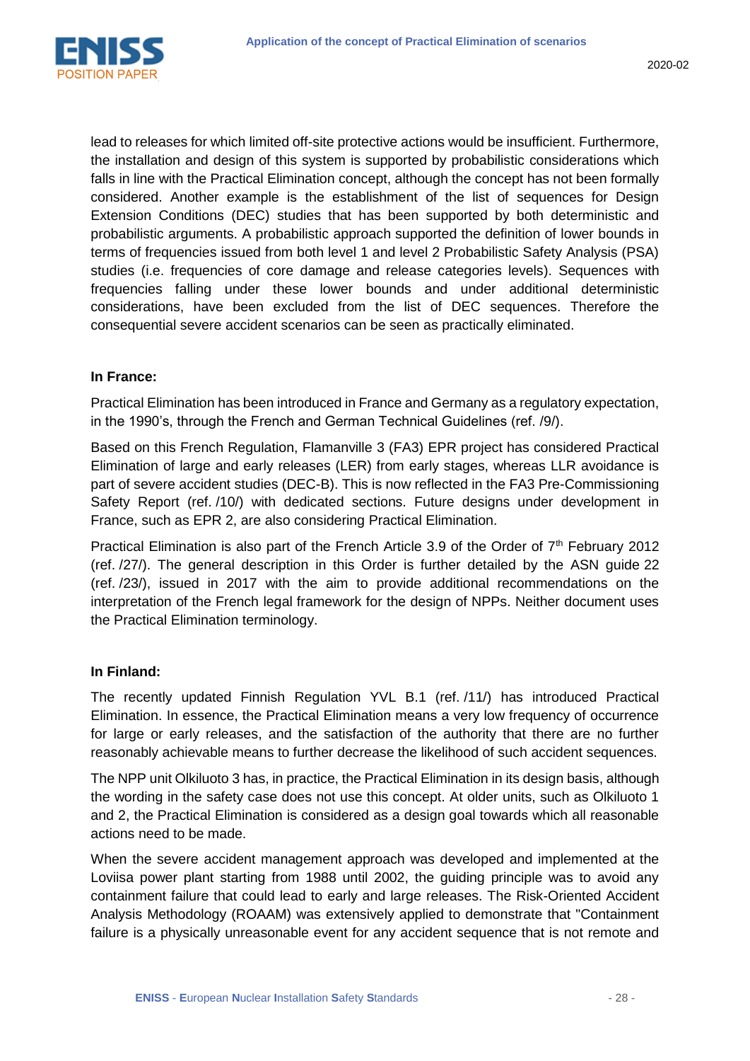lead to releases for which limited off-site protective actions would be insufficient. Furthermore, the installation and design of this system is supported by probabilistic considerations which falls in line with the Practical Elimination concept, although the concept has not been formally considered. Another example is the establishment of the list of sequences for Design Extension Conditions (DEC) studies that has been supported by both deterministic and probabilistic arguments. A probabilistic approach supported the definition of lower bounds in terms of frequencies issued from both level 1 and level 2 Probabilistic Safety Analysis (PSA) studies (i.e. frequencies of core damage and release categories levels). Sequences with frequencies falling under these lower bounds and under additional deterministic considerations, have been excluded from the list of DEC sequences. Therefore the consequential severe accident scenarios can be seen as practically eliminated.

**In France:**

Practical Elimination has been introduced in France and Germany as a regulatory expectation, in the 1990's, through the French and German Technical Guidelines (ref. /9/).

Based on this French Regulation, Flamanville 3 (FA3) EPR project has considered Practical Elimination of large and early releases (LER) from early stages, whereas LLR avoidance is part of severe accident studies (DEC-B). This is now reflected in the FA3 Pre-Commissioning Safety Report (ref. /10/) with dedicated sections. Future designs under development in France, such as EPR 2, are also considering Practical Elimination.

Practical Elimination is also part of the French Article 3.9 of the Order of 7th February 2012 (ref. /27/). The general description in this Order is further detailed by the ASN guide 22 (ref. /23/), issued in 2017 with the aim to provide additional recommendations on the interpretation of the French legal framework for the design of NPPs. Neither document uses the Practical Elimination terminology.

**In Finland:**

The recently updated Finnish Regulation YVL B.1 (ref. /11/) has introduced Practical Elimination. In essence, the Practical Elimination means a very low frequency of occurrence for large or early releases, and the satisfaction of the authority that there are no further reasonably achievable means to further decrease the likelihood of such accident sequences.

The NPP unit Olkiluoto 3 has, in practice, the Practical Elimination in its design basis, although the wording in the safety case does not use this concept. At older units, such as Olkiluoto 1 and 2, the Practical Elimination is considered as a design goal towards which all reasonable actions need to be made.

When the severe accident management approach was developed and implemented at the Loviisa power plant starting from 1988 until 2002, the guiding principle was to avoid any containment failure that could lead to early and large releases. The Risk-Oriented Accident Analysis Methodology (ROAAM) was extensively applied to demonstrate that "Containment failure is a physically unreasonable event for any accident sequence that is not remote and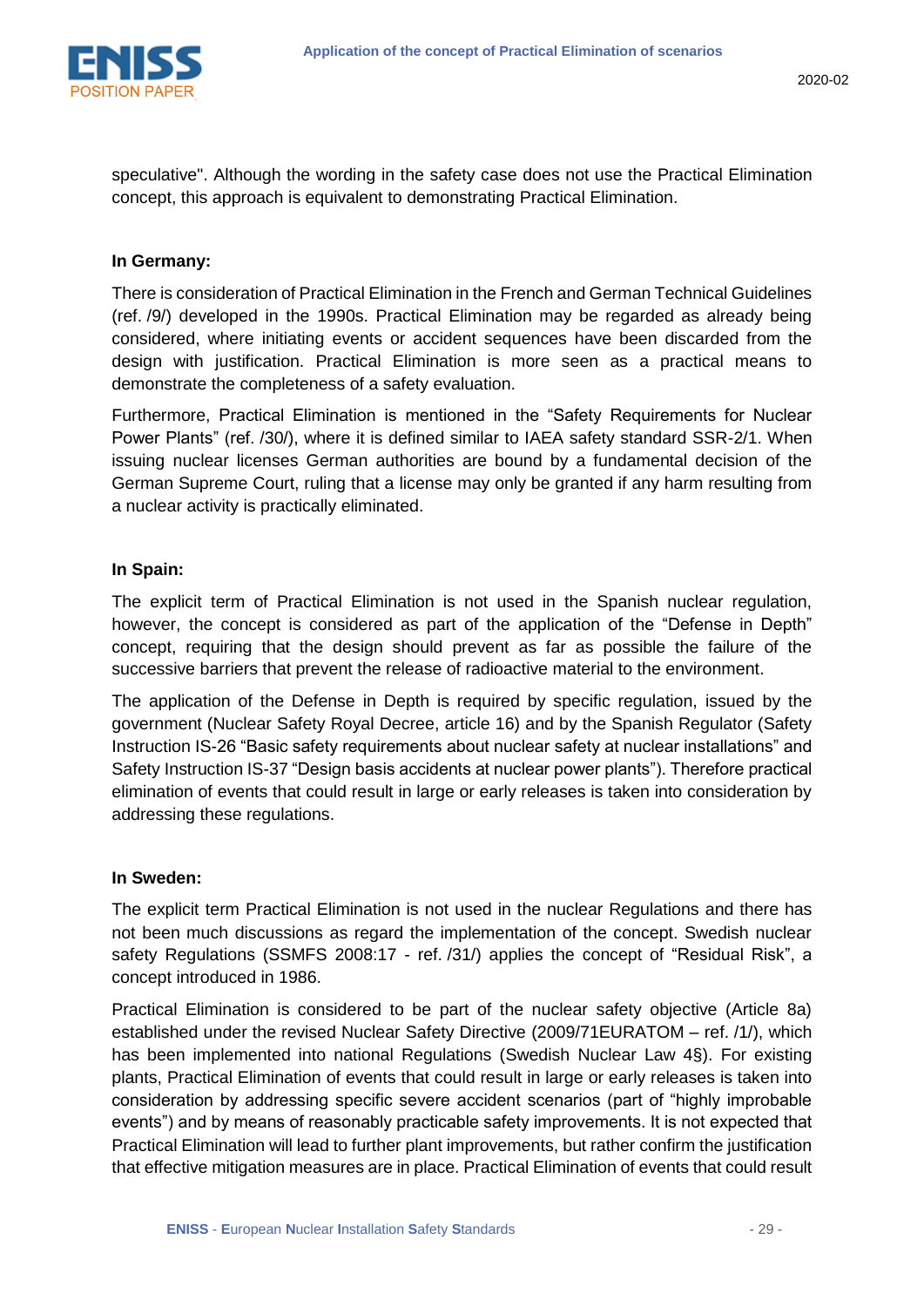speculative". Although the wording in the safety case does not use the Practical Elimination concept, this approach is equivalent to demonstrating Practical Elimination.

**In Germany:**

There is consideration of Practical Elimination in the French and German Technical Guidelines (ref. /9/) developed in the 1990s. Practical Elimination may be regarded as already being considered, where initiating events or accident sequences have been discarded from the design with justification. Practical Elimination is more seen as a practical means to demonstrate the completeness of a safety evaluation.

Furthermore, Practical Elimination is mentioned in the “Safety Requirements for Nuclear Power Plants” (ref. /30/), where it is defined similar to IAEA safety standard SSR-2/1. When issuing nuclear licenses German authorities are bound by a fundamental decision of the German Supreme Court, ruling that a license may only be granted if any harm resulting from a nuclear activity is practically eliminated.

**In Spain:**

The explicit term of Practical Elimination is not used in the Spanish nuclear regulation, however, the concept is considered as part of the application of the “Defense in Depth” concept, requiring that the design should prevent as far as possible the failure of the successive barriers that prevent the release of radioactive material to the environment.

The application of the Defense in Depth is required by specific regulation, issued by the government (Nuclear Safety Royal Decree, article 16) and by the Spanish Regulator (Safety Instruction IS-26 “Basic safety requirements about nuclear safety at nuclear installations” and Safety Instruction IS-37 “Design basis accidents at nuclear power plants”). Therefore practical elimination of events that could result in large or early releases is taken into consideration by addressing these regulations.

**In Sweden:**

The explicit term Practical Elimination is not used in the nuclear Regulations and there has not been much discussions as regard the implementation of the concept. Swedish nuclear safety Regulations (SSMFS 2008:17 - ref. /31/) applies the concept of “Residual Risk”, a concept introduced in 1986.

Practical Elimination is considered to be part of the nuclear safety objective (Article 8a) established under the revised Nuclear Safety Directive (2009/71EURATOM – ref. /1/), which has been implemented into national Regulations (Swedish Nuclear Law 4§). For existing plants, Practical Elimination of events that could result in large or early releases is taken into consideration by addressing specific severe accident scenarios (part of “highly improbable events”) and by means of reasonably practicable safety improvements. It is not expected that Practical Elimination will lead to further plant improvements, but rather confirm the justification that effective mitigation measures are in place. Practical Elimination of events that could result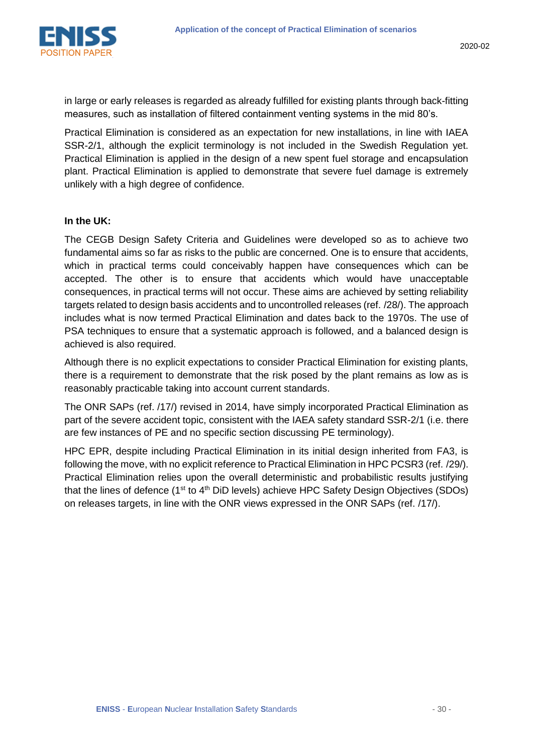in large or early releases is regarded as already fulfilled for existing plants through back-fitting measures, such as installation of filtered containment venting systems in the mid 80's.

Practical Elimination is considered as an expectation for new installations, in line with IAEA SSR-2/1, although the explicit terminology is not included in the Swedish Regulation yet. Practical Elimination is applied in the design of a new spent fuel storage and encapsulation plant. Practical Elimination is applied to demonstrate that severe fuel damage is extremely unlikely with a high degree of confidence.

**In the UK:**

The CEGB Design Safety Criteria and Guidelines were developed so as to achieve two fundamental aims so far as risks to the public are concerned. One is to ensure that accidents, which in practical terms could conceivably happen have consequences which can be accepted. The other is to ensure that accidents which would have unacceptable consequences, in practical terms will not occur. These aims are achieved by setting reliability targets related to design basis accidents and to uncontrolled releases (ref. /28/). The approach includes what is now termed Practical Elimination and dates back to the 1970s. The use of PSA techniques to ensure that a systematic approach is followed, and a balanced design is achieved is also required.

Although there is no explicit expectations to consider Practical Elimination for existing plants, there is a requirement to demonstrate that the risk posed by the plant remains as low as is reasonably practicable taking into account current standards.

The ONR SAPs (ref. /17/) revised in 2014, have simply incorporated Practical Elimination as part of the severe accident topic, consistent with the IAEA safety standard SSR-2/1 (i.e. there are few instances of PE and no specific section discussing PE terminology).

HPC EPR, despite including Practical Elimination in its initial design inherited from FA3, is following the move, with no explicit reference to Practical Elimination in HPC PCSR3 (ref. /29/). Practical Elimination relies upon the overall deterministic and probabilistic results justifying that the lines of defence (1st to 4th DiD levels) achieve HPC Safety Design Objectives (SDOs) on releases targets, in line with the ONR views expressed in the ONR SAPs (ref. /17/).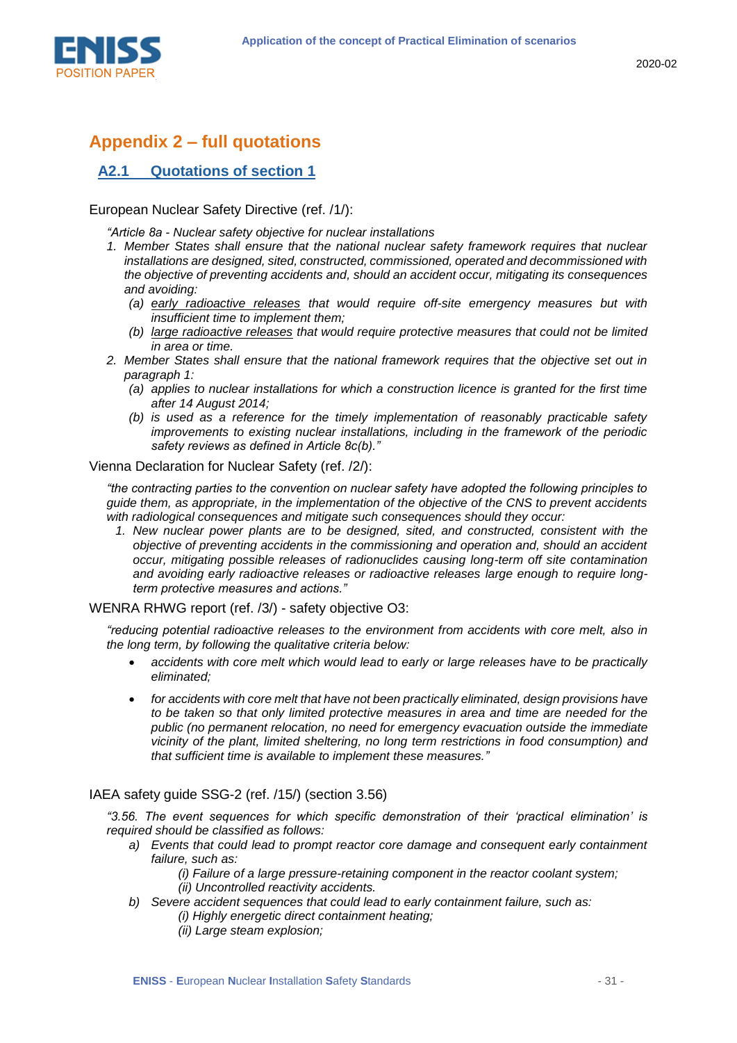# Appendix 2 – full quotations

## A2.1 Quotations of section 1

European Nuclear Safety Directive (ref. /1/):

> *"Article 8a - Nuclear safety objective for nuclear installations*
> 1. *Member States shall ensure that the national nuclear safety framework requires that nuclear installations are designed, sited, constructed, commissioned, operated and decommissioned with the objective of preventing accidents and, should an accident occur, mitigating its consequences and avoiding:*
>    (a) *<u>early radioactive releases</u> that would require off-site emergency measures but with insufficient time to implement them;*
>    (b) *<u>large radioactive releases</u> that would require protective measures that could not be limited in area or time.*
> 2. *Member States shall ensure that the national framework requires that the objective set out in paragraph 1:*
>    (a) *applies to nuclear installations for which a construction licence is granted for the first time after 14 August 2014;*
>    (b) *is used as a reference for the timely implementation of reasonably practicable safety improvements to existing nuclear installations, including in the framework of the periodic safety reviews as defined in Article 8c(b)."*

Vienna Declaration for Nuclear Safety (ref. /2/):

> *"the contracting parties to the convention on nuclear safety have adopted the following principles to guide them, as appropriate, in the implementation of the objective of the CNS to prevent accidents with radiological consequences and mitigate such consequences should they occur:*
> 1. *New nuclear power plants are to be designed, sited, and constructed, consistent with the objective of preventing accidents in the commissioning and operation and, should an accident occur, mitigating possible releases of radionuclides causing long-term off site contamination and avoiding early radioactive releases or radioactive releases large enough to require long-term protective measures and actions."*

WENRA RHWG report (ref. /3/) - safety objective O3:

> *"reducing potential radioactive releases to the environment from accidents with core melt, also in the long term, by following the qualitative criteria below:*
> - *accidents with core melt which would lead to early or large releases have to be practically eliminated;*
> - *for accidents with core melt that have not been practically eliminated, design provisions have to be taken so that only limited protective measures in area and time are needed for the public (no permanent relocation, no need for emergency evacuation outside the immediate vicinity of the plant, limited sheltering, no long term restrictions in food consumption) and that sufficient time is available to implement these measures."*

IAEA safety guide SSG-2 (ref. /15/) (section 3.56)

> *"3.56. The event sequences for which specific demonstration of their 'practical elimination' is required should be classified as follows:*
> a) *Events that could lead to prompt reactor core damage and consequent early containment failure, such as:*
>    *(i) Failure of a large pressure-retaining component in the reactor coolant system;*
>    *(ii) Uncontrolled reactivity accidents.*
> b) *Severe accident sequences that could lead to early containment failure, such as:*
>    *(i) Highly energetic direct containment heating;*
>    *(ii) Large steam explosion;*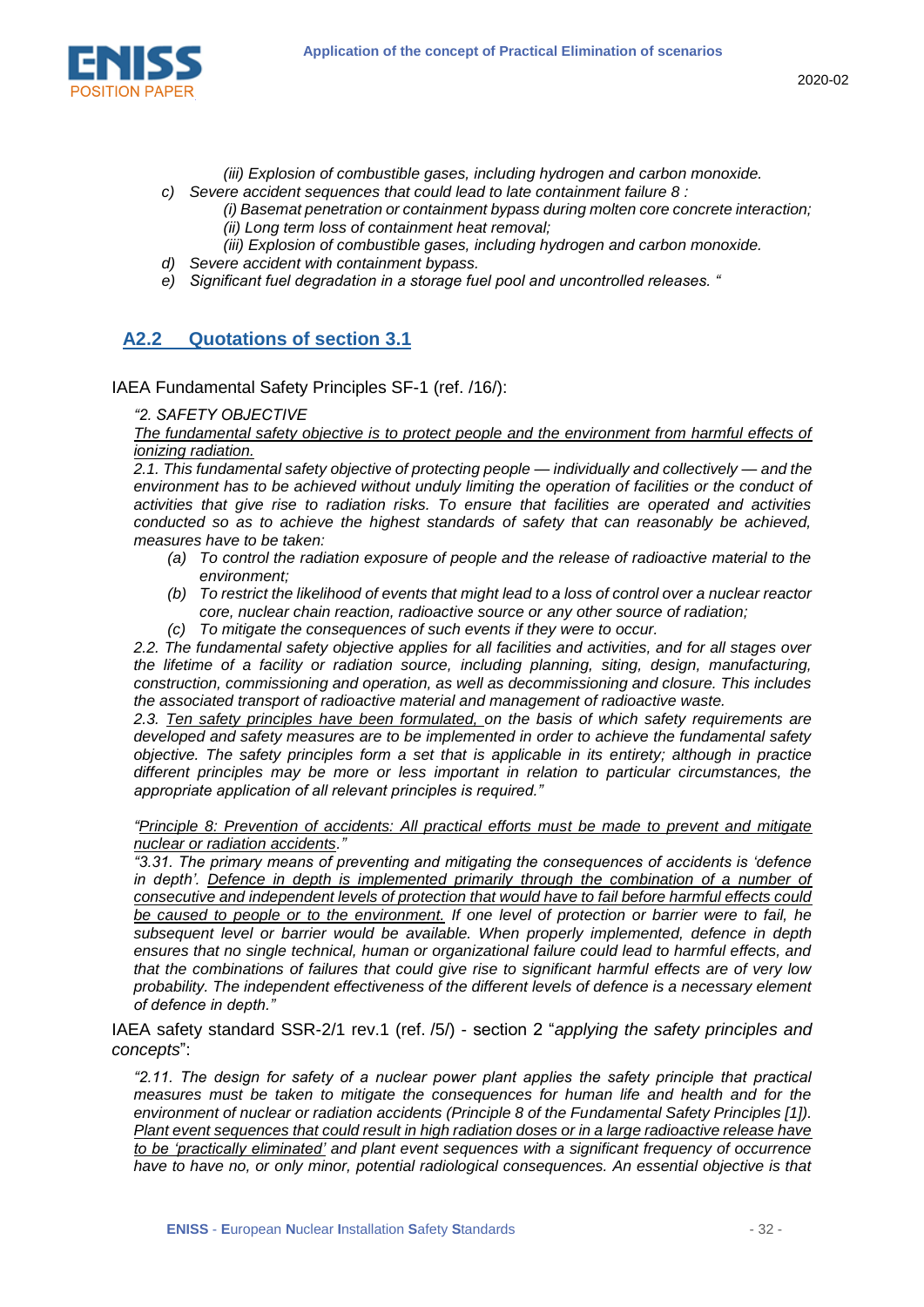*(iii) Explosion of combustible gases, including hydrogen and carbon monoxide.*

c) *Severe accident sequences that could lead to late containment failure 8 :*
   - *(i) Basemat penetration or containment bypass during molten core concrete interaction;*
   - *(ii) Long term loss of containment heat removal;*
   - *(iii) Explosion of combustible gases, including hydrogen and carbon monoxide.*

d) *Severe accident with containment bypass.*

e) *Significant fuel degradation in a storage fuel pool and uncontrolled releases. "*

## A2.2 Quotations of section 3.1

IAEA Fundamental Safety Principles SF-1 (ref. /16/):

*"2. SAFETY OBJECTIVE*
*The fundamental safety objective is to protect people and the environment from harmful effects of ionizing radiation.*
*2.1. This fundamental safety objective of protecting people — individually and collectively — and the environment has to be achieved without unduly limiting the operation of facilities or the conduct of activities that give rise to radiation risks. To ensure that facilities are operated and activities conducted so as to achieve the highest standards of safety that can reasonably be achieved, measures have to be taken:*

*(a) To control the radiation exposure of people and the release of radioactive material to the environment;*
*(b) To restrict the likelihood of events that might lead to a loss of control over a nuclear reactor core, nuclear chain reaction, radioactive source or any other source of radiation;*
*(c) To mitigate the consequences of such events if they were to occur.*

*2.2. The fundamental safety objective applies for all facilities and activities, and for all stages over the lifetime of a facility or radiation source, including planning, siting, design, manufacturing, construction, commissioning and operation, as well as decommissioning and closure. This includes the associated transport of radioactive material and management of radioactive waste.*
*2.3. Ten safety principles have been formulated, on the basis of which safety requirements are developed and safety measures are to be implemented in order to achieve the fundamental safety objective. The safety principles form a set that is applicable in its entirety; although in practice different principles may be more or less important in relation to particular circumstances, the appropriate application of all relevant principles is required."*

*"Principle 8: Prevention of accidents: All practical efforts must be made to prevent and mitigate nuclear or radiation accidents."*
*"3.31. The primary means of preventing and mitigating the consequences of accidents is 'defence in depth'. Defence in depth is implemented primarily through the combination of a number of consecutive and independent levels of protection that would have to fail before harmful effects could be caused to people or to the environment. If one level of protection or barrier were to fail, he subsequent level or barrier would be available. When properly implemented, defence in depth ensures that no single technical, human or organizational failure could lead to harmful effects, and that the combinations of failures that could give rise to significant harmful effects are of very low probability. The independent effectiveness of the different levels of defence is a necessary element of defence in depth."*

IAEA safety standard SSR-2/1 rev.1 (ref. /5/) - section 2 "*applying the safety principles and concepts*":

*"2.11. The design for safety of a nuclear power plant applies the safety principle that practical measures must be taken to mitigate the consequences for human life and health and for the environment of nuclear or radiation accidents (Principle 8 of the Fundamental Safety Principles [1]). Plant event sequences that could result in high radiation doses or in a large radioactive release have to be 'practically eliminated' and plant event sequences with a significant frequency of occurrence have to have no, or only minor, potential radiological consequences. An essential objective is that*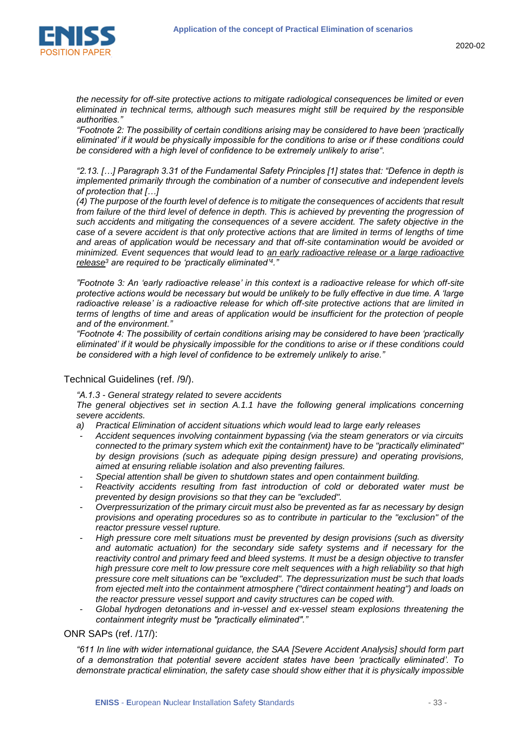*the necessity for off-site protective actions to mitigate radiological consequences be limited or even eliminated in technical terms, although such measures might still be required by the responsible authorities."*

*"Footnote 2: The possibility of certain conditions arising may be considered to have been 'practically eliminated' if it would be physically impossible for the conditions to arise or if these conditions could be considered with a high level of confidence to be extremely unlikely to arise".*

*"2.13. […] Paragraph 3.31 of the Fundamental Safety Principles [1] states that: "Defence in depth is implemented primarily through the combination of a number of consecutive and independent levels of protection that […]*

*(4) The purpose of the fourth level of defence is to mitigate the consequences of accidents that result from failure of the third level of defence in depth. This is achieved by preventing the progression of such accidents and mitigating the consequences of a severe accident. The safety objective in the case of a severe accident is that only protective actions that are limited in terms of lengths of time and areas of application would be necessary and that off-site contamination would be avoided or minimized. Event sequences that would lead to <u>an early radioactive release or a large radioactive release</u>[3] are required to be 'practically eliminated'[4]."*

*"Footnote 3: An 'early radioactive release' in this context is a radioactive release for which off-site protective actions would be necessary but would be unlikely to be fully effective in due time. A 'large radioactive release' is a radioactive release for which off-site protective actions that are limited in terms of lengths of time and areas of application would be insufficient for the protection of people and of the environment."*

*"Footnote 4: The possibility of certain conditions arising may be considered to have been 'practically eliminated' if it would be physically impossible for the conditions to arise or if these conditions could be considered with a high level of confidence to be extremely unlikely to arise."*

Technical Guidelines (ref. /9/).

*"A.1.3 - General strategy related to severe accidents*

*The general objectives set in section A.1.1 have the following general implications concerning severe accidents.*

*a) Practical Elimination of accident situations which would lead to large early releases*

- *Accident sequences involving containment bypassing (via the steam generators or via circuits connected to the primary system which exit the containment) have to be "practically eliminated" by design provisions (such as adequate piping design pressure) and operating provisions, aimed at ensuring reliable isolation and also preventing failures.*
- *Special attention shall be given to shutdown states and open containment building.*
- *Reactivity accidents resulting from fast introduction of cold or deborated water must be prevented by design provisions so that they can be "excluded".*
- *Overpressurization of the primary circuit must also be prevented as far as necessary by design provisions and operating procedures so as to contribute in particular to the "exclusion" of the reactor pressure vessel rupture.*
- *High pressure core melt situations must be prevented by design provisions (such as diversity and automatic actuation) for the secondary side safety systems and if necessary for the reactivity control and primary feed and bleed systems. It must be a design objective to transfer high pressure core melt to low pressure core melt sequences with a high reliability so that high pressure core melt situations can be "excluded". The depressurization must be such that loads from ejected melt into the containment atmosphere ("direct containment heating") and loads on the reactor pressure vessel support and cavity structures can be coped with.*
- *Global hydrogen detonations and in-vessel and ex-vessel steam explosions threatening the containment integrity must be "practically eliminated"."*

ONR SAPs (ref. /17/):

*"611 In line with wider international guidance, the SAA [Severe Accident Analysis] should form part of a demonstration that potential severe accident states have been 'practically eliminated'. To demonstrate practical elimination, the safety case should show either that it is physically impossible*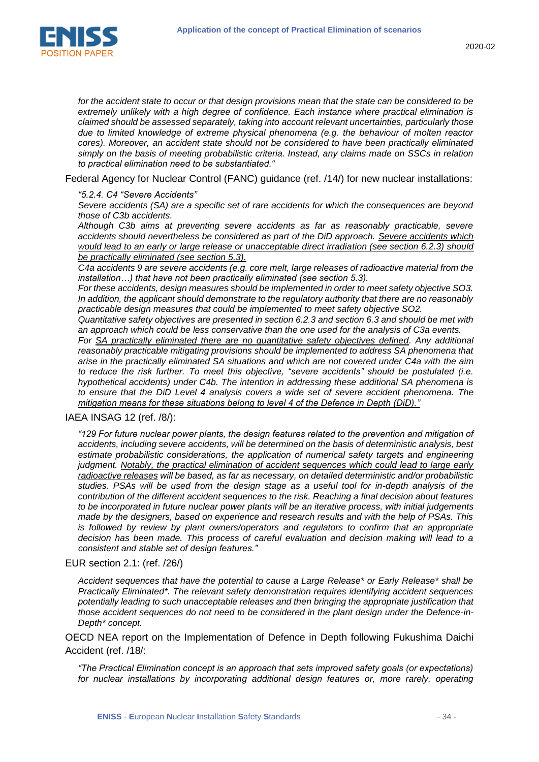*for the accident state to occur or that design provisions mean that the state can be considered to be extremely unlikely with a high degree of confidence. Each instance where practical elimination is claimed should be assessed separately, taking into account relevant uncertainties, particularly those due to limited knowledge of extreme physical phenomena (e.g. the behaviour of molten reactor cores). Moreover, an accident state should not be considered to have been practically eliminated simply on the basis of meeting probabilistic criteria. Instead, any claims made on SSCs in relation to practical elimination need to be substantiated."*

Federal Agency for Nuclear Control (FANC) guidance (ref. /14/) for new nuclear installations:

> *"5.2.4. C4 "Severe Accidents"*
>
> *Severe accidents (SA) are a specific set of rare accidents for which the consequences are beyond those of C3b accidents.*
>
> *Although C3b aims at preventing severe accidents as far as reasonably practicable, severe accidents should nevertheless be considered as part of the DiD approach. <u>Severe accidents which would lead to an early or large release or unacceptable direct irradiation (see section 6.2.3) should be practically eliminated (see section 5.3).</u>*
>
> *C4a accidents 9 are severe accidents (e.g. core melt, large releases of radioactive material from the installation…) that have not been practically eliminated (see section 5.3).*
>
> *For these accidents, design measures should be implemented in order to meet safety objective SO3. In addition, the applicant should demonstrate to the regulatory authority that there are no reasonably practicable design measures that could be implemented to meet safety objective SO2.*
>
> *Quantitative safety objectives are presented in section 6.2.3 and section 6.3 and should be met with an approach which could be less conservative than the one used for the analysis of C3a events.*
>
> *For <u>SA practically eliminated there are no quantitative safety objectives defined</u>. Any additional reasonably practicable mitigating provisions should be implemented to address SA phenomena that arise in the practically eliminated SA situations and which are not covered under C4a with the aim to reduce the risk further. To meet this objective, "severe accidents" should be postulated (i.e. hypothetical accidents) under C4b. The intention in addressing these additional SA phenomena is to ensure that the DiD Level 4 analysis covers a wide set of severe accident phenomena. <u>The mitigation means for these situations belong to level 4 of the Defence in Depth (DiD)."</u>*

IAEA INSAG 12 (ref. /8/):

> *"129 For future nuclear power plants, the design features related to the prevention and mitigation of accidents, including severe accidents, will be determined on the basis of deterministic analysis, best estimate probabilistic considerations, the application of numerical safety targets and engineering judgment. <u>Notably, the practical elimination of accident sequences which could lead to large early radioactive releases</u> will be based, as far as necessary, on detailed deterministic and/or probabilistic studies. PSAs will be used from the design stage as a useful tool for in-depth analysis of the contribution of the different accident sequences to the risk. Reaching a final decision about features to be incorporated in future nuclear power plants will be an iterative process, with initial judgements made by the designers, based on experience and research results and with the help of PSAs. This is followed by review by plant owners/operators and regulators to confirm that an appropriate decision has been made. This process of careful evaluation and decision making will lead to a consistent and stable set of design features."*

EUR section 2.1: (ref. /26/)

> *Accident sequences that have the potential to cause a Large Release* or Early Release* shall be Practically Eliminated*. The relevant safety demonstration requires identifying accident sequences potentially leading to such unacceptable releases and then bringing the appropriate justification that those accident sequences do not need to be considered in the plant design under the Defence-in-Depth* concept.*

OECD NEA report on the Implementation of Defence in Depth following Fukushima Daichi Accident (ref. /18/:

> *"The Practical Elimination concept is an approach that sets improved safety goals (or expectations) for nuclear installations by incorporating additional design features or, more rarely, operating*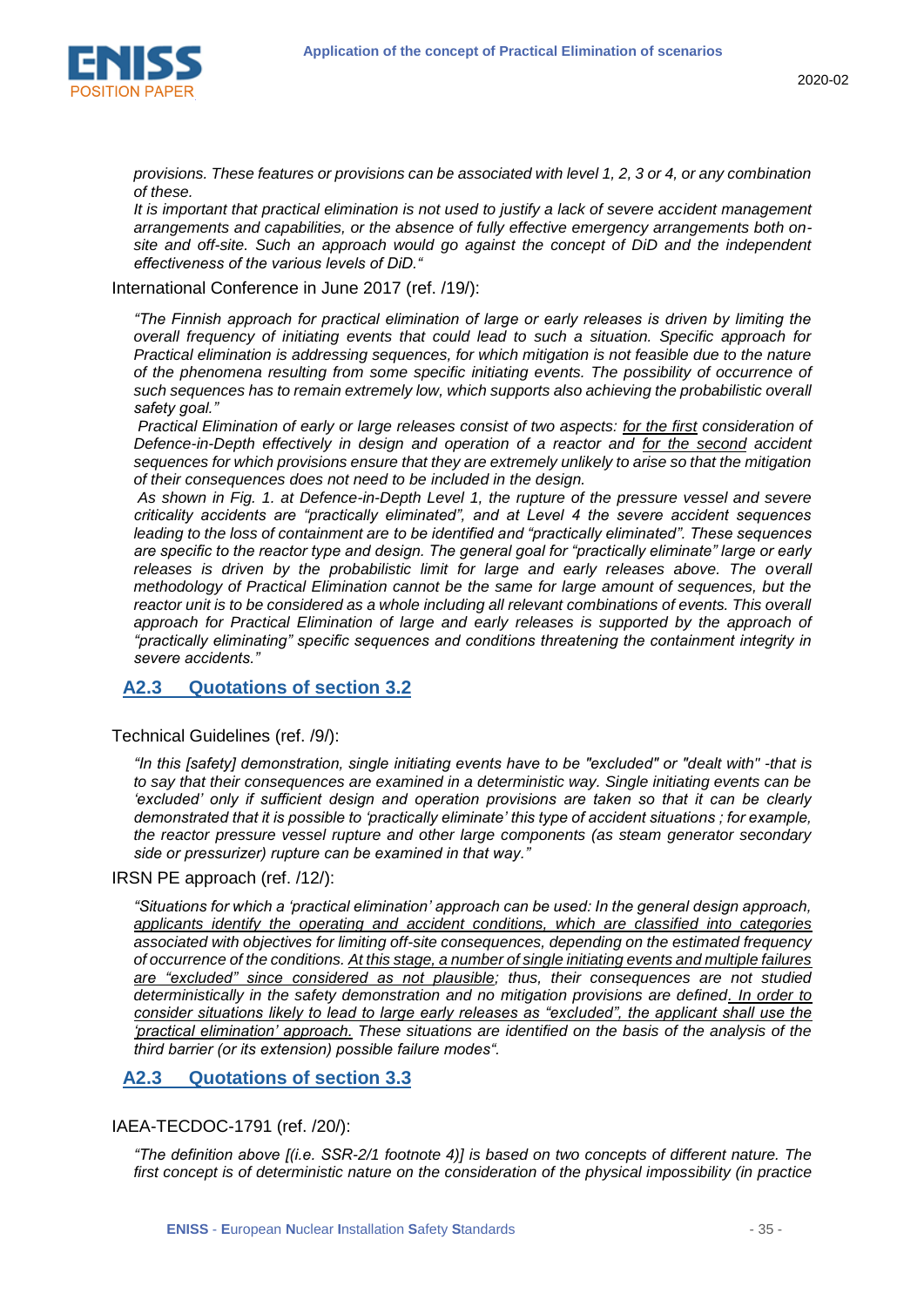*provisions. These features or provisions can be associated with level 1, 2, 3 or 4, or any combination of these.*
*It is important that practical elimination is not used to justify a lack of severe accident management arrangements and capabilities, or the absence of fully effective emergency arrangements both on-site and off-site. Such an approach would go against the concept of DiD and the independent effectiveness of the various levels of DiD."*

International Conference in June 2017 (ref. /19/):

*"The Finnish approach for practical elimination of large or early releases is driven by limiting the overall frequency of initiating events that could lead to such a situation. Specific approach for Practical elimination is addressing sequences, for which mitigation is not feasible due to the nature of the phenomena resulting from some specific initiating events. The possibility of occurrence of such sequences has to remain extremely low, which supports also achieving the probabilistic overall safety goal."*
*Practical Elimination of early or large releases consist of two aspects: <u>for the first</u> consideration of Defence-in-Depth effectively in design and operation of a reactor and <u>for the second</u> accident sequences for which provisions ensure that they are extremely unlikely to arise so that the mitigation of their consequences does not need to be included in the design.*
*As shown in Fig. 1. at Defence-in-Depth Level 1, the rupture of the pressure vessel and severe criticality accidents are "practically eliminated", and at Level 4 the severe accident sequences leading to the loss of containment are to be identified and "practically eliminated". These sequences are specific to the reactor type and design. The general goal for "practically eliminate" large or early releases is driven by the probabilistic limit for large and early releases above. The overall methodology of Practical Elimination cannot be the same for large amount of sequences, but the reactor unit is to be considered as a whole including all relevant combinations of events. This overall approach for Practical Elimination of large and early releases is supported by the approach of "practically eliminating" specific sequences and conditions threatening the containment integrity in severe accidents."*

## A2.3 Quotations of section 3.2

Technical Guidelines (ref. /9/):

*"In this [safety] demonstration, single initiating events have to be "excluded" or "dealt with" -that is to say that their consequences are examined in a deterministic way. Single initiating events can be 'excluded' only if sufficient design and operation provisions are taken so that it can be clearly demonstrated that it is possible to 'practically eliminate' this type of accident situations ; for example, the reactor pressure vessel rupture and other large components (as steam generator secondary side or pressurizer) rupture can be examined in that way."*

IRSN PE approach (ref. /12/):

*"Situations for which a 'practical elimination' approach can be used: In the general design approach, <u>applicants identify the operating and accident conditions, which are classified into categories</u> associated with objectives for limiting off-site consequences, depending on the estimated frequency of occurrence of the conditions. <u>At this stage, a number of single initiating events and multiple failures are "excluded" since considered as not plausible</u>; thus, their consequences are not studied deterministically in the safety demonstration and no mitigation provisions are defined<u>. In order to consider situations likely to lead to large early releases as "excluded", the applicant shall use the 'practical elimination' approach.</u> These situations are identified on the basis of the analysis of the third barrier (or its extension) possible failure modes".*

## A2.3 Quotations of section 3.3

IAEA-TECDOC-1791 (ref. /20/):

*"The definition above [(i.e. SSR-2/1 footnote 4)] is based on two concepts of different nature. The first concept is of deterministic nature on the consideration of the physical impossibility (in practice*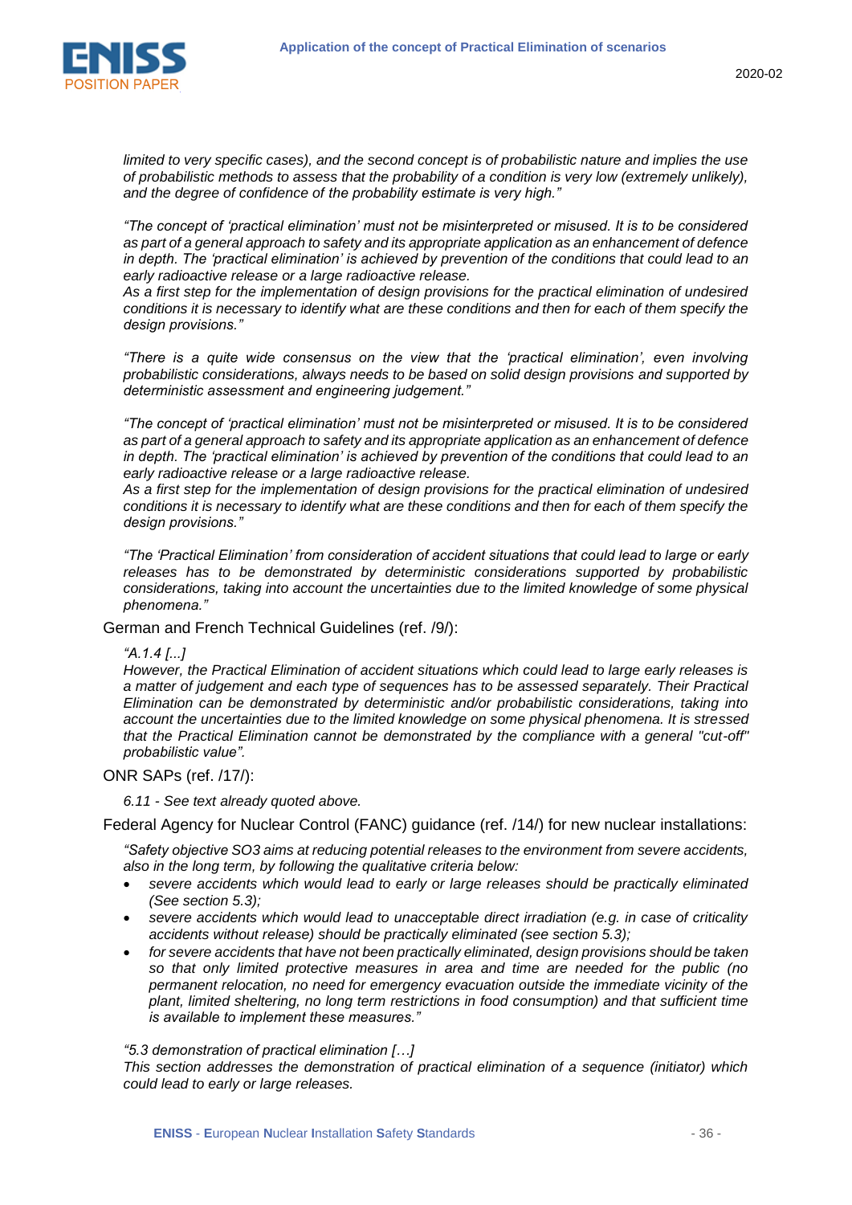*limited to very specific cases), and the second concept is of probabilistic nature and implies the use of probabilistic methods to assess that the probability of a condition is very low (extremely unlikely), and the degree of confidence of the probability estimate is very high."*

*"The concept of 'practical elimination' must not be misinterpreted or misused. It is to be considered as part of a general approach to safety and its appropriate application as an enhancement of defence in depth. The 'practical elimination' is achieved by prevention of the conditions that could lead to an early radioactive release or a large radioactive release.*
*As a first step for the implementation of design provisions for the practical elimination of undesired conditions it is necessary to identify what are these conditions and then for each of them specify the design provisions."*

*"There is a quite wide consensus on the view that the 'practical elimination', even involving probabilistic considerations, always needs to be based on solid design provisions and supported by deterministic assessment and engineering judgement."*

*"The concept of 'practical elimination' must not be misinterpreted or misused. It is to be considered as part of a general approach to safety and its appropriate application as an enhancement of defence in depth. The 'practical elimination' is achieved by prevention of the conditions that could lead to an early radioactive release or a large radioactive release.*
*As a first step for the implementation of design provisions for the practical elimination of undesired conditions it is necessary to identify what are these conditions and then for each of them specify the design provisions."*

*"The 'Practical Elimination' from consideration of accident situations that could lead to large or early releases has to be demonstrated by deterministic considerations supported by probabilistic considerations, taking into account the uncertainties due to the limited knowledge of some physical phenomena."*

German and French Technical Guidelines (ref. /9/):

*"A.1.4 [...]*
*However, the Practical Elimination of accident situations which could lead to large early releases is a matter of judgement and each type of sequences has to be assessed separately. Their Practical Elimination can be demonstrated by deterministic and/or probabilistic considerations, taking into account the uncertainties due to the limited knowledge on some physical phenomena. It is stressed that the Practical Elimination cannot be demonstrated by the compliance with a general "cut-off" probabilistic value".*

ONR SAPs (ref. /17/):

*6.11 - See text already quoted above.*

Federal Agency for Nuclear Control (FANC) guidance (ref. /14/) for new nuclear installations:

*"Safety objective SO3 aims at reducing potential releases to the environment from severe accidents, also in the long term, by following the qualitative criteria below:*

- *severe accidents which would lead to early or large releases should be practically eliminated (See section 5.3);*
- *severe accidents which would lead to unacceptable direct irradiation (e.g. in case of criticality accidents without release) should be practically eliminated (see section 5.3);*
- *for severe accidents that have not been practically eliminated, design provisions should be taken so that only limited protective measures in area and time are needed for the public (no permanent relocation, no need for emergency evacuation outside the immediate vicinity of the plant, limited sheltering, no long term restrictions in food consumption) and that sufficient time is available to implement these measures."*

*"5.3 demonstration of practical elimination […]*
*This section addresses the demonstration of practical elimination of a sequence (initiator) which could lead to early or large releases.*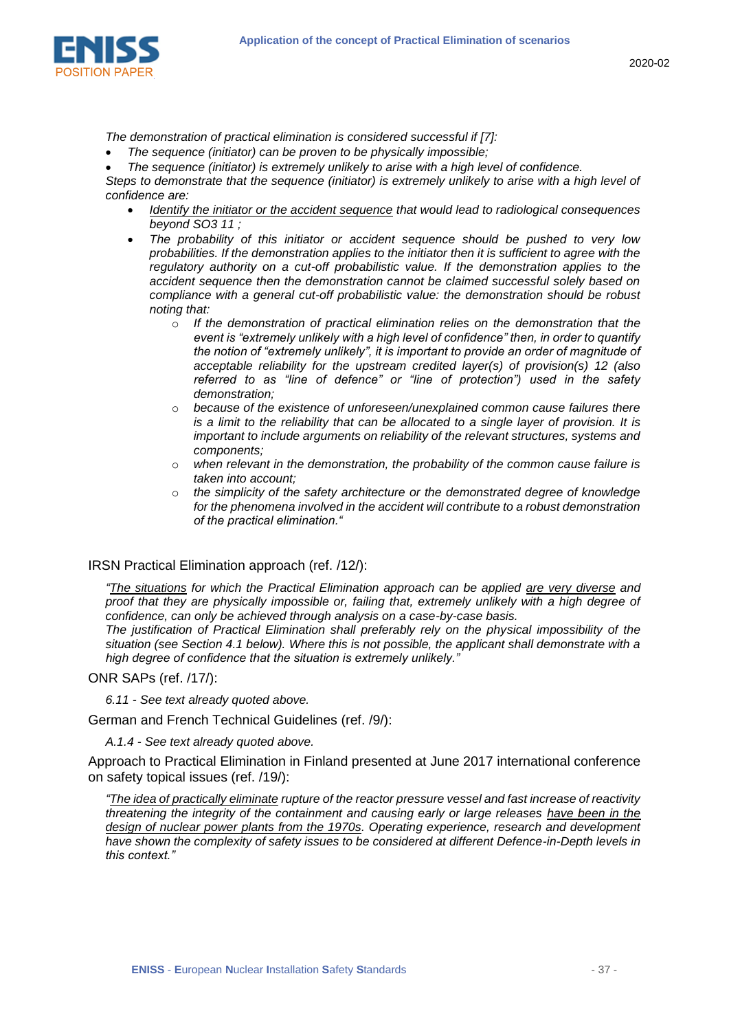*The demonstration of practical elimination is considered successful if [7]:*

- *The sequence (initiator) can be proven to be physically impossible;*
- *The sequence (initiator) is extremely unlikely to arise with a high level of confidence.*

*Steps to demonstrate that the sequence (initiator) is extremely unlikely to arise with a high level of confidence are:*

- *Identify the initiator or the accident sequence that would lead to radiological consequences beyond SO3 11 ;*
- *The probability of this initiator or accident sequence should be pushed to very low probabilities. If the demonstration applies to the initiator then it is sufficient to agree with the regulatory authority on a cut-off probabilistic value. If the demonstration applies to the accident sequence then the demonstration cannot be claimed successful solely based on compliance with a general cut-off probabilistic value: the demonstration should be robust noting that:*
    - *If the demonstration of practical elimination relies on the demonstration that the event is "extremely unlikely with a high level of confidence" then, in order to quantify the notion of "extremely unlikely", it is important to provide an order of magnitude of acceptable reliability for the upstream credited layer(s) of provision(s) 12 (also referred to as "line of defence" or "line of protection") used in the safety demonstration;*
    - *because of the existence of unforeseen/unexplained common cause failures there is a limit to the reliability that can be allocated to a single layer of provision. It is important to include arguments on reliability of the relevant structures, systems and components;*
    - *when relevant in the demonstration, the probability of the common cause failure is taken into account;*
    - *the simplicity of the safety architecture or the demonstrated degree of knowledge for the phenomena involved in the accident will contribute to a robust demonstration of the practical elimination."*

IRSN Practical Elimination approach (ref. /12/):

> *"The situations for which the Practical Elimination approach can be applied are very diverse and proof that they are physically impossible or, failing that, extremely unlikely with a high degree of confidence, can only be achieved through analysis on a case-by-case basis.*
> *The justification of Practical Elimination shall preferably rely on the physical impossibility of the situation (see Section 4.1 below). Where this is not possible, the applicant shall demonstrate with a high degree of confidence that the situation is extremely unlikely."*

ONR SAPs (ref. /17/):

> *6.11 - See text already quoted above.*

German and French Technical Guidelines (ref. /9/):

> *A.1.4 - See text already quoted above.*

Approach to Practical Elimination in Finland presented at June 2017 international conference on safety topical issues (ref. /19/):

> *"The idea of practically eliminate rupture of the reactor pressure vessel and fast increase of reactivity threatening the integrity of the containment and causing early or large releases have been in the design of nuclear power plants from the 1970s. Operating experience, research and development have shown the complexity of safety issues to be considered at different Defence-in-Depth levels in this context."*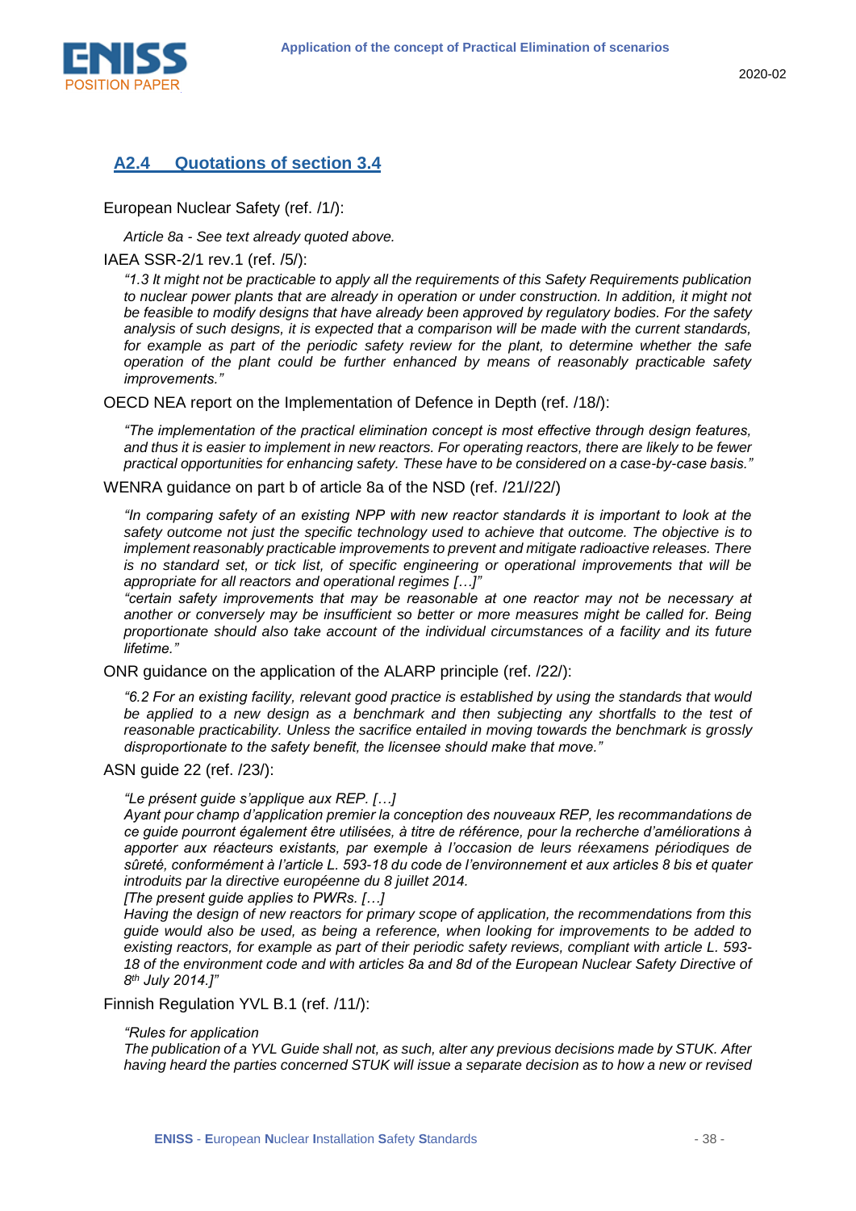## A2.4 Quotations of section 3.4

European Nuclear Safety (ref. /1/):

*Article 8a - See text already quoted above.*

IAEA SSR-2/1 rev.1 (ref. /5/):

*"1.3 It might not be practicable to apply all the requirements of this Safety Requirements publication to nuclear power plants that are already in operation or under construction. In addition, it might not be feasible to modify designs that have already been approved by regulatory bodies. For the safety analysis of such designs, it is expected that a comparison will be made with the current standards, for example as part of the periodic safety review for the plant, to determine whether the safe operation of the plant could be further enhanced by means of reasonably practicable safety improvements."*

OECD NEA report on the Implementation of Defence in Depth (ref. /18/):

*"The implementation of the practical elimination concept is most effective through design features, and thus it is easier to implement in new reactors. For operating reactors, there are likely to be fewer practical opportunities for enhancing safety. These have to be considered on a case-by-case basis."*

WENRA guidance on part b of article 8a of the NSD (ref. /21//22/)

*"In comparing safety of an existing NPP with new reactor standards it is important to look at the safety outcome not just the specific technology used to achieve that outcome. The objective is to implement reasonably practicable improvements to prevent and mitigate radioactive releases. There is no standard set, or tick list, of specific engineering or operational improvements that will be appropriate for all reactors and operational regimes […]"*

*"certain safety improvements that may be reasonable at one reactor may not be necessary at another or conversely may be insufficient so better or more measures might be called for. Being proportionate should also take account of the individual circumstances of a facility and its future lifetime."*

ONR guidance on the application of the ALARP principle (ref. /22/):

*"6.2 For an existing facility, relevant good practice is established by using the standards that would be applied to a new design as a benchmark and then subjecting any shortfalls to the test of reasonable practicability. Unless the sacrifice entailed in moving towards the benchmark is grossly disproportionate to the safety benefit, the licensee should make that move."*

ASN guide 22 (ref. /23/):

*"Le présent guide s'applique aux REP. […]*
*Ayant pour champ d'application premier la conception des nouveaux REP, les recommandations de ce guide pourront également être utilisées, à titre de référence, pour la recherche d'améliorations à apporter aux réacteurs existants, par exemple à l'occasion de leurs réexamens périodiques de sûreté, conformément à l'article L. 593-18 du code de l'environnement et aux articles 8 bis et quater introduits par la directive européenne du 8 juillet 2014.*
*[The present guide applies to PWRs. […]*
*Having the design of new reactors for primary scope of application, the recommendations from this guide would also be used, as being a reference, when looking for improvements to be added to existing reactors, for example as part of their periodic safety reviews, compliant with article L. 593-18 of the environment code and with articles 8a and 8d of the European Nuclear Safety Directive of 8th July 2014.]"*

Finnish Regulation YVL B.1 (ref. /11/):

*"Rules for application*
*The publication of a YVL Guide shall not, as such, alter any previous decisions made by STUK. After having heard the parties concerned STUK will issue a separate decision as to how a new or revised*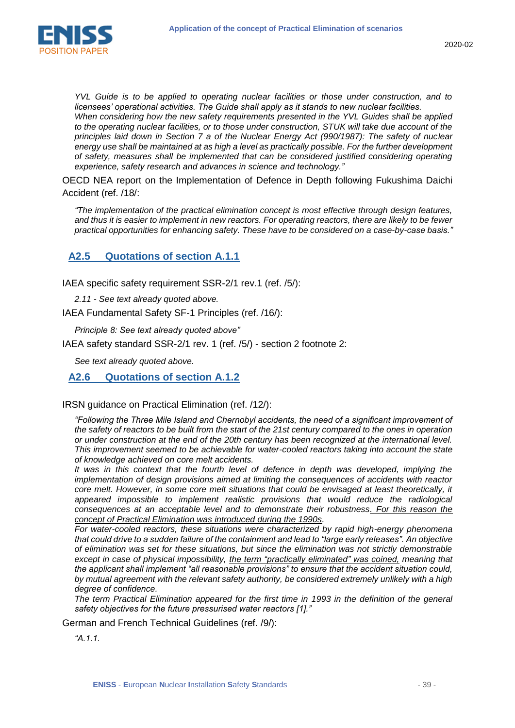*YVL Guide is to be applied to operating nuclear facilities or those under construction, and to licensees' operational activities. The Guide shall apply as it stands to new nuclear facilities.*
*When considering how the new safety requirements presented in the YVL Guides shall be applied to the operating nuclear facilities, or to those under construction, STUK will take due account of the principles laid down in Section 7 a of the Nuclear Energy Act (990/1987): The safety of nuclear energy use shall be maintained at as high a level as practically possible. For the further development of safety, measures shall be implemented that can be considered justified considering operating experience, safety research and advances in science and technology."*

OECD NEA report on the Implementation of Defence in Depth following Fukushima Daichi Accident (ref. /18/:

*"The implementation of the practical elimination concept is most effective through design features, and thus it is easier to implement in new reactors. For operating reactors, there are likely to be fewer practical opportunities for enhancing safety. These have to be considered on a case-by-case basis."*

## A2.5 Quotations of section A.1.1

IAEA specific safety requirement SSR-2/1 rev.1 (ref. /5/):

*2.11 - See text already quoted above.*

IAEA Fundamental Safety SF-1 Principles (ref. /16/):

*Principle 8: See text already quoted above"*

IAEA safety standard SSR-2/1 rev. 1 (ref. /5/) - section 2 footnote 2:

*See text already quoted above.*

## A2.6 Quotations of section A.1.2

IRSN guidance on Practical Elimination (ref. /12/):

*"Following the Three Mile Island and Chernobyl accidents, the need of a significant improvement of the safety of reactors to be built from the start of the 21st century compared to the ones in operation or under construction at the end of the 20th century has been recognized at the international level. This improvement seemed to be achievable for water-cooled reactors taking into account the state of knowledge achieved on core melt accidents.*
*It was in this context that the fourth level of defence in depth was developed, implying the implementation of design provisions aimed at limiting the consequences of accidents with reactor core melt. However, in some core melt situations that could be envisaged at least theoretically, it appeared impossible to implement realistic provisions that would reduce the radiological consequences at an acceptable level and to demonstrate their robustness. For this reason the concept of Practical Elimination was introduced during the 1990s.*
*For water-cooled reactors, these situations were characterized by rapid high-energy phenomena that could drive to a sudden failure of the containment and lead to "large early releases". An objective of elimination was set for these situations, but since the elimination was not strictly demonstrable except in case of physical impossibility, the term "practically eliminated" was coined, meaning that the applicant shall implement "all reasonable provisions" to ensure that the accident situation could, by mutual agreement with the relevant safety authority, be considered extremely unlikely with a high degree of confidence.*
*The term Practical Elimination appeared for the first time in 1993 in the definition of the general safety objectives for the future pressurised water reactors [1]."*

German and French Technical Guidelines (ref. /9/):

*"A.1.1.*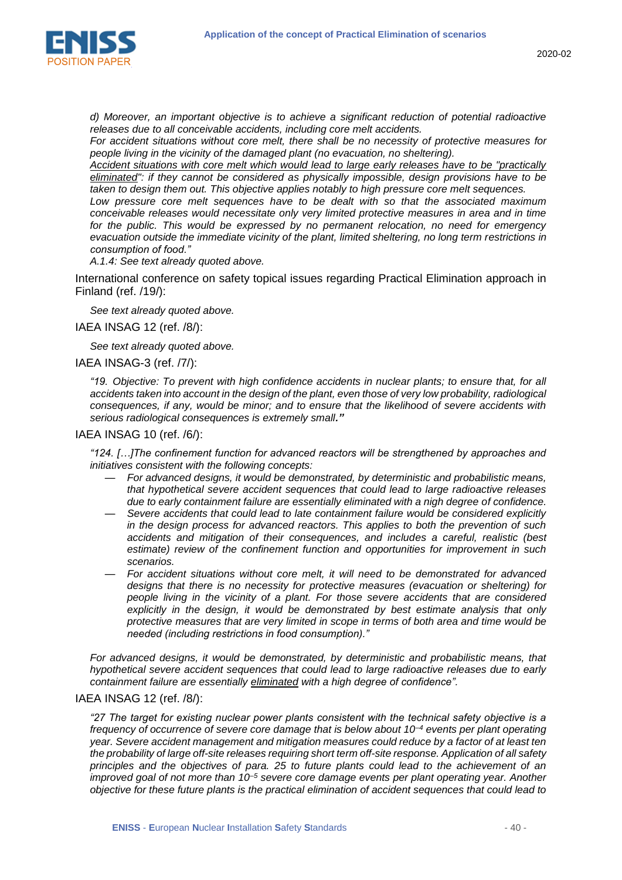*d) Moreover, an important objective is to achieve a significant reduction of potential radioactive releases due to all conceivable accidents, including core melt accidents.*
*For accident situations without core melt, there shall be no necessity of protective measures for people living in the vicinity of the damaged plant (no evacuation, no sheltering).*
*<u>Accident situations with core melt which would lead to large releases have to be "practically eliminated"</u>: if they cannot be considered as physically impossible, design provisions have to be taken to design them out. This objective applies notably to high pressure core melt sequences.*
*Low pressure core melt sequences have to be dealt with so that the associated maximum conceivable releases would necessitate only very limited protective measures in area and in time for the public. This would be expressed by no permanent relocation, no need for emergency evacuation outside the immediate vicinity of the plant, limited sheltering, no long term restrictions in consumption of food."*
*A.1.4: See text already quoted above.*

International conference on safety topical issues regarding Practical Elimination approach in Finland (ref. /19/):

*See text already quoted above.*

IAEA INSAG 12 (ref. /8/):

*See text already quoted above.*

IAEA INSAG-3 (ref. /7/):

*"19. Objective: To prevent with high confidence accidents in nuclear plants; to ensure that, for all accidents taken into account in the design of the plant, even those of very low probability, radiological consequences, if any, would be minor; and to ensure that the likelihood of severe accidents with serious radiological consequences is extremely small.**"***

IAEA INSAG 10 (ref. /6/):

*"124. […]The confinement function for advanced reactors will be strengthened by approaches and initiatives consistent with the following concepts:*

- *For advanced designs, it would be demonstrated, by deterministic and probabilistic means, that hypothetical severe accident sequences that could lead to large radioactive releases due to early containment failure are essentially eliminated with a nigh degree of confidence.*
- *Severe accidents that could lead to late containment failure would be considered explicitly in the design process for advanced reactors. This applies to both the prevention of such accidents and mitigation of their consequences, and includes a careful, realistic (best estimate) review of the confinement function and opportunities for improvement in such scenarios.*
- *For accident situations without core melt, it will need to be demonstrated for advanced designs that there is no necessity for protective measures (evacuation or sheltering) for people living in the vicinity of a plant. For those severe accidents that are considered explicitly in the design, it would be demonstrated by best estimate analysis that only protective measures that are very limited in scope in terms of both area and time would be needed (including restrictions in food consumption)."*

*For advanced designs, it would be demonstrated, by deterministic and probabilistic means, that hypothetical severe accident sequences that could lead to large radioactive releases due to early containment failure are essentially <u>eliminated</u> with a high degree of confidence".*

IAEA INSAG 12 (ref. /8/):

*"27 The target for existing nuclear power plants consistent with the technical safety objective is a frequency of occurrence of severe core damage that is below about $10^{-4}$ events per plant operating year. Severe accident management and mitigation measures could reduce by a factor of at least ten the probability of large off-site releases requiring short term off-site response. Application of all safety principles and the objectives of para. 25 to future plants could lead to the achievement of an improved goal of not more than $10^{-5}$ severe core damage events per plant operating year. Another objective for these future plants is the practical elimination of accident sequences that could lead to*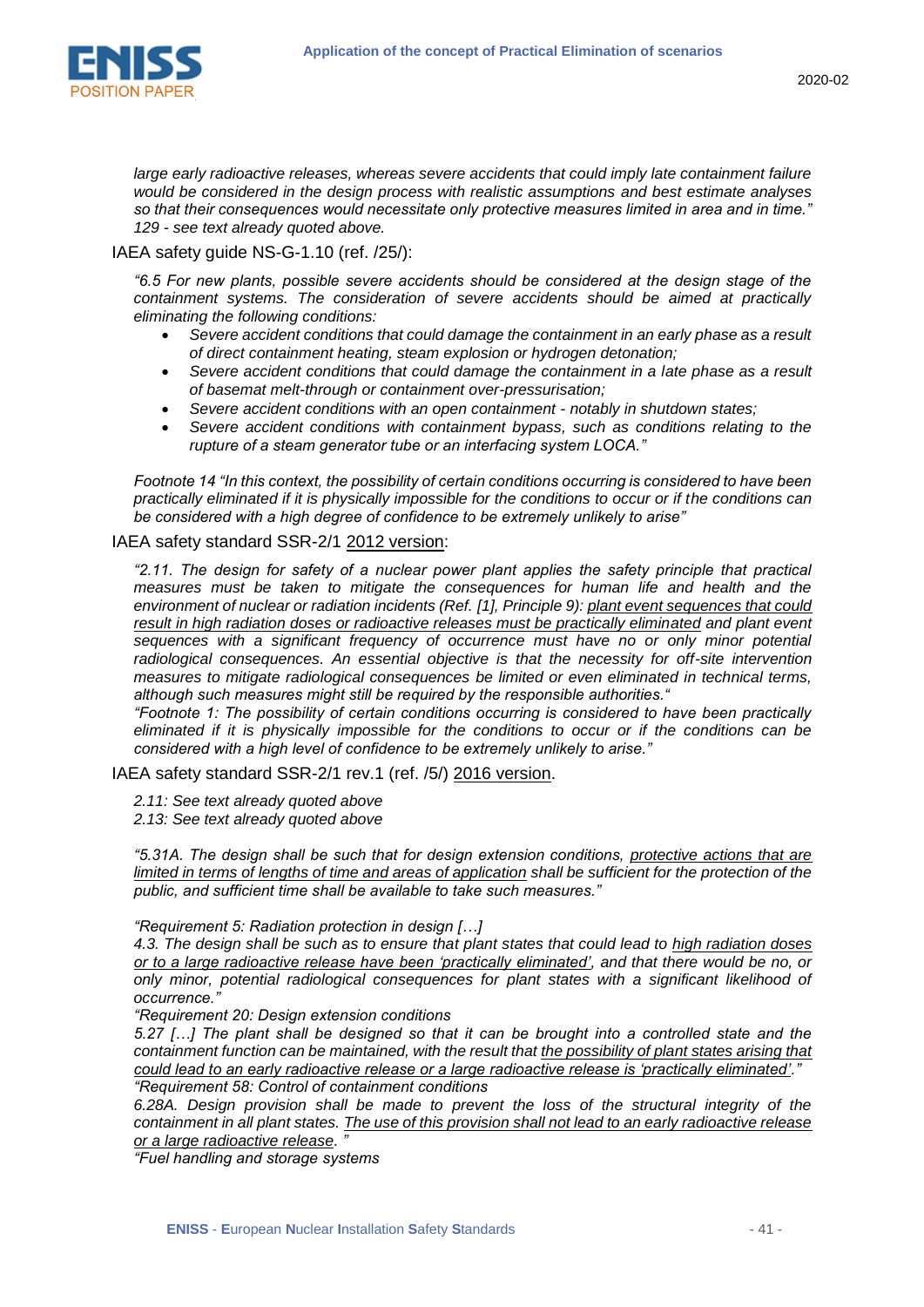*large early radioactive releases, whereas severe accidents that could imply late containment failure would be considered in the design process with realistic assumptions and best estimate analyses so that their consequences would necessitate only protective measures limited in area and in time."*
*129 - see text already quoted above.*

IAEA safety guide NS-G-1.10 (ref. /25/):

*"6.5 For new plants, possible severe accidents should be considered at the design stage of the containment systems. The consideration of severe accidents should be aimed at practically eliminating the following conditions:*

- *Severe accident conditions that could damage the containment in an early phase as a result of direct containment heating, steam explosion or hydrogen detonation;*
- *Severe accident conditions that could damage the containment in a late phase as a result of basemat melt-through or containment over-pressurisation;*
- *Severe accident conditions with an open containment - notably in shutdown states;*
- *Severe accident conditions with containment bypass, such as conditions relating to the rupture of a steam generator tube or an interfacing system LOCA."*

*Footnote 14 "In this context, the possibility of certain conditions occurring is considered to have been practically eliminated if it is physically impossible for the conditions to occur or if the conditions can be considered with a high degree of confidence to be extremely unlikely to arise"*

IAEA safety standard SSR-2/1 <u>2012 version</u>:

*"2.11. The design for safety of a nuclear power plant applies the safety principle that practical measures must be taken to mitigate the consequences for human life and health and the environment of nuclear or radiation incidents (Ref. [1], Principle 9): <u>plant event sequences that could result in high radiation doses or radioactive releases must be practically eliminated</u> and plant event sequences with a significant frequency of occurrence must have no or only minor potential radiological consequences. An essential objective is that the necessity for off-site intervention measures to mitigate radiological consequences be limited or even eliminated in technical terms, although such measures might still be required by the responsible authorities."*
*"Footnote 1: The possibility of certain conditions occurring is considered to have been practically eliminated if it is physically impossible for the conditions to occur or if the conditions can be considered with a high level of confidence to be extremely unlikely to arise."*

IAEA safety standard SSR-2/1 rev.1 (ref. /5/) <u>2016 version</u>.

*2.11: See text already quoted above*
*2.13: See text already quoted above*

*"5.31A. The design shall be such that for design extension conditions, <u>protective actions that are limited in terms of lengths of time and areas of application</u> shall be sufficient for the protection of the public, and sufficient time shall be available to take such measures."*

*"Requirement 5: Radiation protection in design […]*
*4.3. The design shall be such as to ensure that plant states that could lead to <u>high radiation doses or to a large radioactive release have been 'practically eliminated'</u>, and that there would be no, or only minor, potential radiological consequences for plant states with a significant likelihood of occurrence."*
*"Requirement 20: Design extension conditions*
*5.27 […] The plant shall be designed so that it can be brought into a controlled state and the containment function can be maintained, with the result that <u>the possibility of plant states arising that could lead to an early radioactive release or a large radioactive release is 'practically eliminated'</u>."*
*"Requirement 58: Control of containment conditions*
*6.28A. Design provision shall be made to prevent the loss of the structural integrity of the containment in all plant states. <u>The use of this provision shall not lead to an early radioactive release or a large radioactive release</u>. "*
*"Fuel handling and storage systems*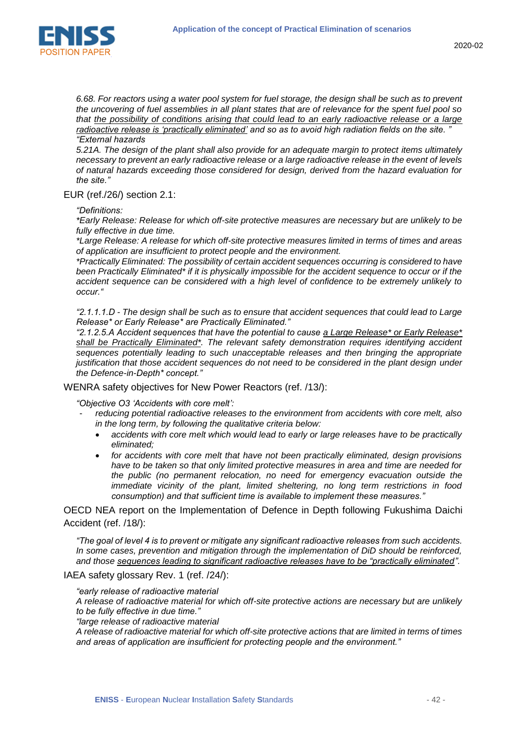*6.68. For reactors using a water pool system for fuel storage, the design shall be such as to prevent the uncovering of fuel assemblies in all plant states that are of relevance for the spent fuel pool so that <u>the possibility of conditions arising that could lead to an early radioactive release or a large radioactive release is 'practically eliminated'</u> and so as to avoid high radiation fields on the site. "*
*"External hazards*
*5.21A. The design of the plant shall also provide for an adequate margin to protect items ultimately necessary to prevent an early radioactive release or a large radioactive release in the event of levels of natural hazards exceeding those considered for design, derived from the hazard evaluation for the site."*

EUR (ref./26/) section 2.1:

*"Definitions:*
**Early Release: Release for which off-site protective measures are necessary but are unlikely to be fully effective in due time.*
**Large Release: A release for which off-site protective measures limited in terms of times and areas of application are insufficient to protect people and the environment.*
**Practically Eliminated: The possibility of certain accident sequences occurring is considered to have been Practically Eliminated* if it is physically impossible for the accident sequence to occur or if the accident sequence can be considered with a high level of confidence to be extremely unlikely to occur."*

*"2.1.1.1.D - The design shall be such as to ensure that accident sequences that could lead to Large Release* or Early Release* are Practically Eliminated."*
*"2.1.2.5.A Accident sequences that have the potential to cause <u>a Large Release* or Early Release* shall be Practically Eliminated*</u>. The relevant safety demonstration requires identifying accident sequences potentially leading to such unacceptable releases and then bringing the appropriate justification that those accident sequences do not need to be considered in the plant design under the Defence-in-Depth* concept."*

WENRA safety objectives for New Power Reactors (ref. /13/):

*"Objective O3 'Accidents with core melt':*

- *reducing potential radioactive releases to the environment from accidents with core melt, also in the long term, by following the qualitative criteria below:*
  - *accidents with core melt which would lead to early or large releases have to be practically eliminated;*
  - *for accidents with core melt that have not been practically eliminated, design provisions have to be taken so that only limited protective measures in area and time are needed for the public (no permanent relocation, no need for emergency evacuation outside the immediate vicinity of the plant, limited sheltering, no long term restrictions in food consumption) and that sufficient time is available to implement these measures."*

OECD NEA report on the Implementation of Defence in Depth following Fukushima Daichi Accident (ref. /18/):

*"The goal of level 4 is to prevent or mitigate any significant radioactive releases from such accidents. In some cases, prevention and mitigation through the implementation of DiD should be reinforced, and those <u>sequences leading to significant radioactive releases have to be "practically eliminated</u>".*

IAEA safety glossary Rev. 1 (ref. /24/):

*"early release of radioactive material*
*A release of radioactive material for which off-site protective actions are necessary but are unlikely to be fully effective in due time."*
*"large release of radioactive material*
*A release of radioactive material for which off-site protective actions that are limited in terms of times and areas of application are insufficient for protecting people and the environment."*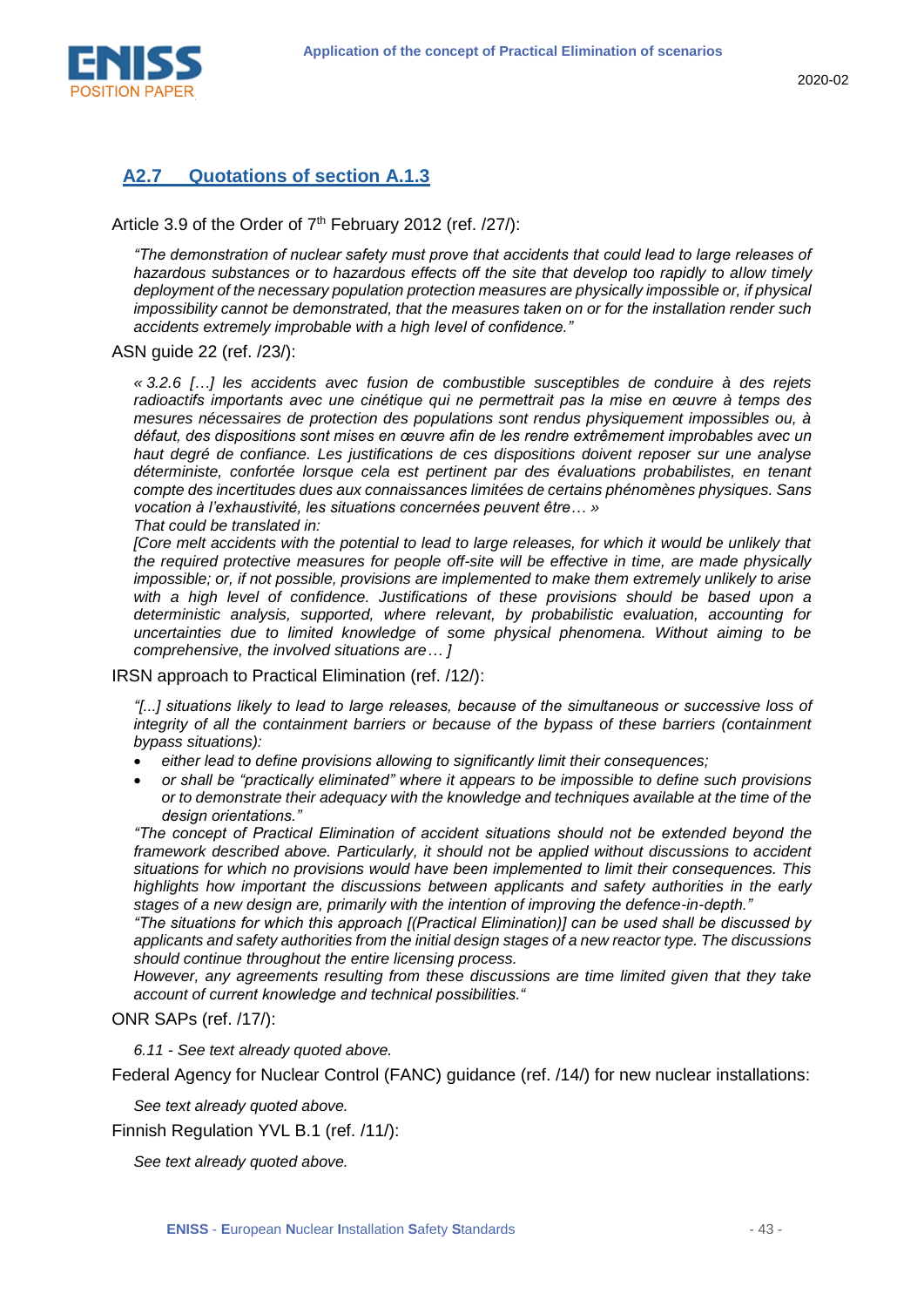## A2.7 Quotations of section A.1.3

Article 3.9 of the Order of 7th February 2012 (ref. /27/):

> *"The demonstration of nuclear safety must prove that accidents that could lead to large releases of hazardous substances or to hazardous effects off the site that develop too rapidly to allow timely deployment of the necessary population protection measures are physically impossible or, if physical impossibility cannot be demonstrated, that the measures taken on or for the installation render such accidents extremely improbable with a high level of confidence."*

ASN guide 22 (ref. /23/):

> *« 3.2.6 […] les accidents avec fusion de combustible susceptibles de conduire à des rejets radioactifs importants avec une cinétique qui ne permettrait pas la mise en œuvre à temps des mesures nécessaires de protection des populations sont rendus physiquement impossibles ou, à défaut, des dispositions sont mises en œuvre afin de les rendre extrêmement improbables avec un haut degré de confiance. Les justifications de ces dispositions doivent reposer sur une analyse déterministe, confortée lorsque cela est pertinent par des évaluations probabilistes, en tenant compte des incertitudes dues aux connaissances limitées de certains phénomènes physiques. Sans vocation à l'exhaustivité, les situations concernées peuvent être… »*
>
> *That could be translated in:*
>
> *[Core melt accidents with the potential to lead to large releases, for which it would be unlikely that the required protective measures for people off-site will be effective in time, are made physically impossible; or, if not possible, provisions are implemented to make them extremely unlikely to arise with a high level of confidence. Justifications of these provisions should be based upon a deterministic analysis, supported, where relevant, by probabilistic evaluation, accounting for uncertainties due to limited knowledge of some physical phenomena. Without aiming to be comprehensive, the involved situations are… ]*

IRSN approach to Practical Elimination (ref. /12/):

> *"[...] situations likely to lead to large releases, because of the simultaneous or successive loss of integrity of all the containment barriers or because of the bypass of these barriers (containment bypass situations):*
>
> - *either lead to define provisions allowing to significantly limit their consequences;*
> - *or shall be "practically eliminated" where it appears to be impossible to define such provisions or to demonstrate their adequacy with the knowledge and techniques available at the time of the design orientations."*
>
> *"The concept of Practical Elimination of accident situations should not be extended beyond the framework described above. Particularly, it should not be applied without discussions to accident situations for which no provisions would have been implemented to limit their consequences. This highlights how important the discussions between applicants and safety authorities in the early stages of a new design are, primarily with the intention of improving the defence-in-depth."*
>
> *"The situations for which this approach [(Practical Elimination)] can be used shall be discussed by applicants and safety authorities from the initial design stages of a new reactor type. The discussions should continue throughout the entire licensing process.*
>
> *However, any agreements resulting from these discussions are time limited given that they take account of current knowledge and technical possibilities."*

ONR SAPs (ref. /17/):

> *6.11 - See text already quoted above.*

Federal Agency for Nuclear Control (FANC) guidance (ref. /14/) for new nuclear installations:

> *See text already quoted above.*

Finnish Regulation YVL B.1 (ref. /11/):

> *See text already quoted above.*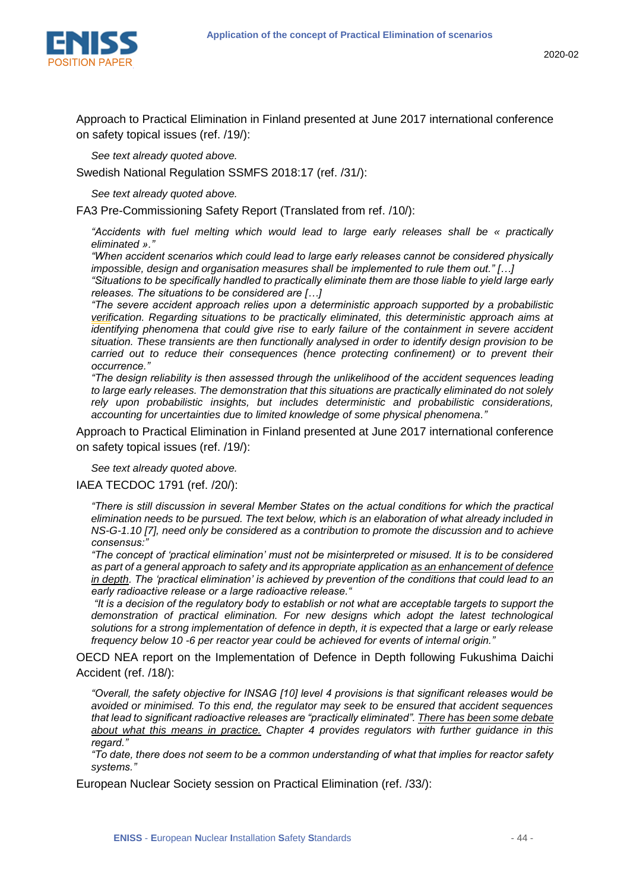Approach to Practical Elimination in Finland presented at June 2017 international conference on safety topical issues (ref. /19/):

*See text already quoted above.*

Swedish National Regulation SSMFS 2018:17 (ref. /31/):

*See text already quoted above.*

FA3 Pre-Commissioning Safety Report (Translated from ref. /10/):

*"Accidents with fuel melting which would lead to large early releases shall be « practically eliminated »."*
*"When accident scenarios which could lead to large early releases cannot be considered physically impossible, design and organisation measures shall be implemented to rule them out." […]*
*"Situations to be specifically handled to practically eliminate them are those liable to yield large early releases. The situations to be considered are […]*
*"The severe accident approach relies upon a deterministic approach supported by a probabilistic verification. Regarding situations to be practically eliminated, this deterministic approach aims at identifying phenomena that could give rise to early failure of the containment in severe accident situation. These transients are then functionally analysed in order to identify design provision to be carried out to reduce their consequences (hence protecting confinement) or to prevent their occurrence."*
*"The design reliability is then assessed through the unlikelihood of the accident sequences leading to large early releases. The demonstration that this situations are practically eliminated do not solely rely upon probabilistic insights, but includes deterministic and probabilistic considerations, accounting for uncertainties due to limited knowledge of some physical phenomena."*

Approach to Practical Elimination in Finland presented at June 2017 international conference on safety topical issues (ref. /19/):

*See text already quoted above.*

IAEA TECDOC 1791 (ref. /20/):

*"There is still discussion in several Member States on the actual conditions for which the practical elimination needs to be pursued. The text below, which is an elaboration of what already included in NS-G-1.10 [7], need only be considered as a contribution to promote the discussion and to achieve consensus:"*
*"The concept of 'practical elimination' must not be misinterpreted or misused. It is to be considered as part of a general approach to safety and its appropriate application <u>as an enhancement of defence in depth</u>. The 'practical elimination' is achieved by prevention of the conditions that could lead to an early radioactive release or a large radioactive release."*
*"It is a decision of the regulatory body to establish or not what are acceptable targets to support the demonstration of practical elimination. For new designs which adopt the latest technological solutions for a strong implementation of defence in depth, it is expected that a large or early release frequency below 10 -6 per reactor year could be achieved for events of internal origin."*

OECD NEA report on the Implementation of Defence in Depth following Fukushima Daichi Accident (ref. /18/):

*"Overall, the safety objective for INSAG [10] level 4 provisions is that significant releases would be avoided or minimised. To this end, the regulator may seek to be ensured that accident sequences that lead to significant radioactive releases are "practically eliminated". <u>There has been some debate about what this means in practice.</u> Chapter 4 provides regulators with further guidance in this regard."*
*"To date, there does not seem to be a common understanding of what that implies for reactor safety systems."*

European Nuclear Society session on Practical Elimination (ref. /33/):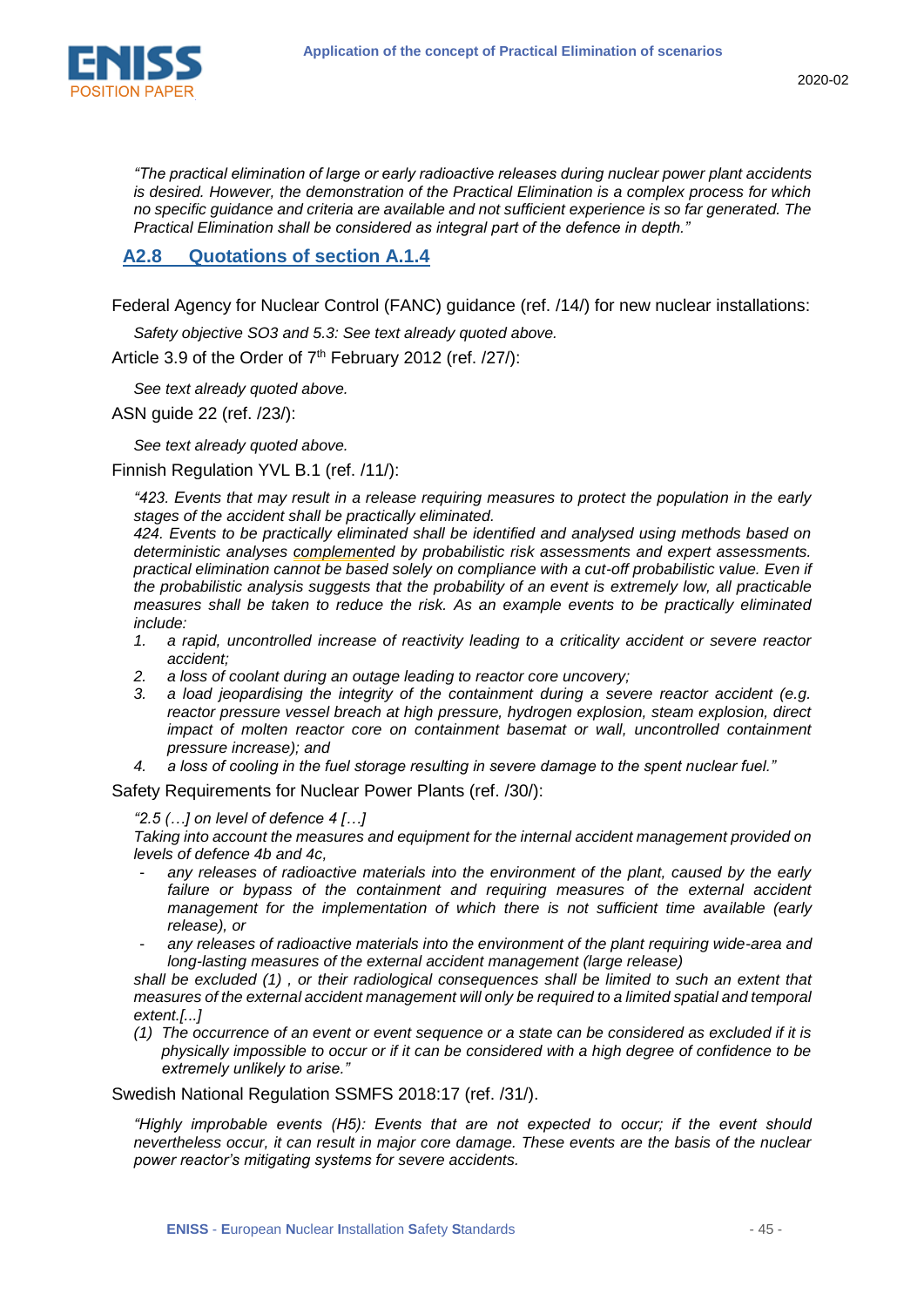*"The practical elimination of large or early radioactive releases during nuclear power plant accidents is desired. However, the demonstration of the Practical Elimination is a complex process for which no specific guidance and criteria are available and not sufficient experience is so far generated. The Practical Elimination shall be considered as integral part of the defence in depth."*

## A2.8 Quotations of section A.1.4

Federal Agency for Nuclear Control (FANC) guidance (ref. /14/) for new nuclear installations:

*Safety objective SO3 and 5.3: See text already quoted above.*

Article 3.9 of the Order of 7th February 2012 (ref. /27/):

*See text already quoted above.*

ASN guide 22 (ref. /23/):

*See text already quoted above.*

Finnish Regulation YVL B.1 (ref. /11/):

*"423. Events that may result in a release requiring measures to protect the population in the early stages of the accident shall be practically eliminated.*
*424. Events to be practically eliminated shall be identified and analysed using methods based on deterministic analyses complemented by probabilistic risk assessments and expert assessments. practical elimination cannot be based solely on compliance with a cut-off probabilistic value. Even if the probabilistic analysis suggests that the probability of an event is extremely low, all practicable measures shall be taken to reduce the risk. As an example events to be practically eliminated include:*

1. *a rapid, uncontrolled increase of reactivity leading to a criticality accident or severe reactor accident;*
2. *a loss of coolant during an outage leading to reactor core uncovery;*
3. *a load jeopardising the integrity of the containment during a severe reactor accident (e.g. reactor pressure vessel breach at high pressure, hydrogen explosion, steam explosion, direct impact of molten reactor core on containment basemat or wall, uncontrolled containment pressure increase); and*
4. *a loss of cooling in the fuel storage resulting in severe damage to the spent nuclear fuel."*

Safety Requirements for Nuclear Power Plants (ref. /30/):

*"2.5 (…] on level of defence 4 […]*
*Taking into account the measures and equipment for the internal accident management provided on levels of defence 4b and 4c,*

- *any releases of radioactive materials into the environment of the plant, caused by the early failure or bypass of the containment and requiring measures of the external accident management for the implementation of which there is not sufficient time available (early release), or*
- *any releases of radioactive materials into the environment of the plant requiring wide-area and long-lasting measures of the external accident management (large release)*

*shall be excluded (1) , or their radiological consequences shall be limited to such an extent that measures of the external accident management will only be required to a limited spatial and temporal extent.[...]*

*(1) The occurrence of an event or event sequence or a state can be considered as excluded if it is physically impossible to occur or if it can be considered with a high degree of confidence to be extremely unlikely to arise."*

Swedish National Regulation SSMFS 2018:17 (ref. /31/).

*"Highly improbable events (H5): Events that are not expected to occur; if the event should nevertheless occur, it can result in major core damage. These events are the basis of the nuclear power reactor's mitigating systems for severe accidents.*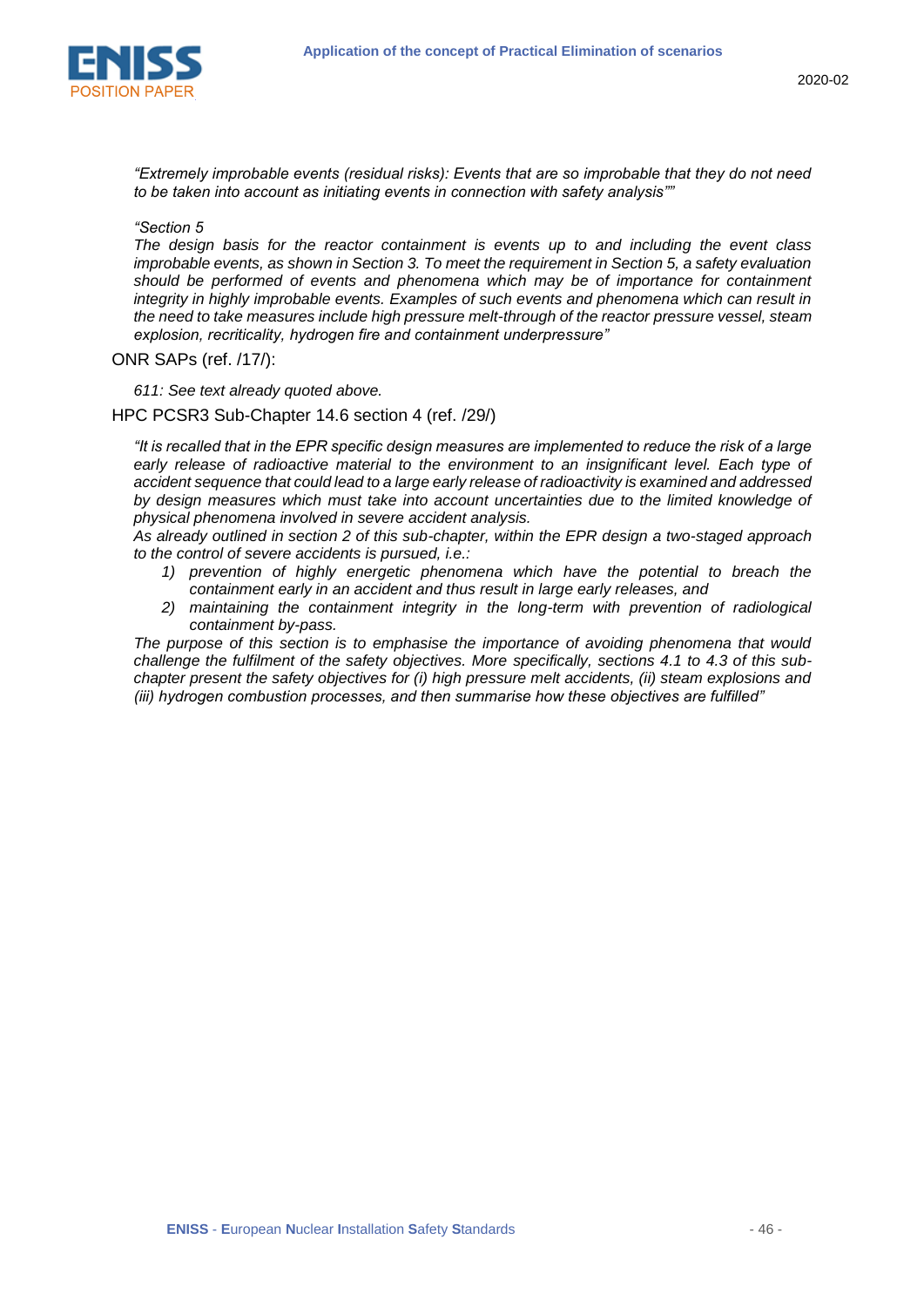*"Extremely improbable events (residual risks): Events that are so improbable that they do not need to be taken into account as initiating events in connection with safety analysis""*

*"Section 5*
*The design basis for the reactor containment is events up to and including the event class improbable events, as shown in Section 3. To meet the requirement in Section 5, a safety evaluation should be performed of events and phenomena which may be of importance for containment integrity in highly improbable events. Examples of such events and phenomena which can result in the need to take measures include high pressure melt-through of the reactor pressure vessel, steam explosion, recriticality, hydrogen fire and containment underpressure"*

ONR SAPs (ref. /17/):

*611: See text already quoted above.*

HPC PCSR3 Sub-Chapter 14.6 section 4 (ref. /29/)

*"It is recalled that in the EPR specific design measures are implemented to reduce the risk of a large early release of radioactive material to the environment to an insignificant level. Each type of accident sequence that could lead to a large early release of radioactivity is examined and addressed by design measures which must take into account uncertainties due to the limited knowledge of physical phenomena involved in severe accident analysis.*
*As already outlined in section 2 of this sub-chapter, within the EPR design a two-staged approach to the control of severe accidents is pursued, i.e.:*

1) *prevention of highly energetic phenomena which have the potential to breach the containment early in an accident and thus result in large early releases, and*
2) *maintaining the containment integrity in the long-term with prevention of radiological containment by-pass.*

*The purpose of this section is to emphasise the importance of avoiding phenomena that would challenge the fulfilment of the safety objectives. More specifically, sections 4.1 to 4.3 of this sub-chapter present the safety objectives for (i) high pressure melt accidents, (ii) steam explosions and (iii) hydrogen combustion processes, and then summarise how these objectives are fulfilled"*